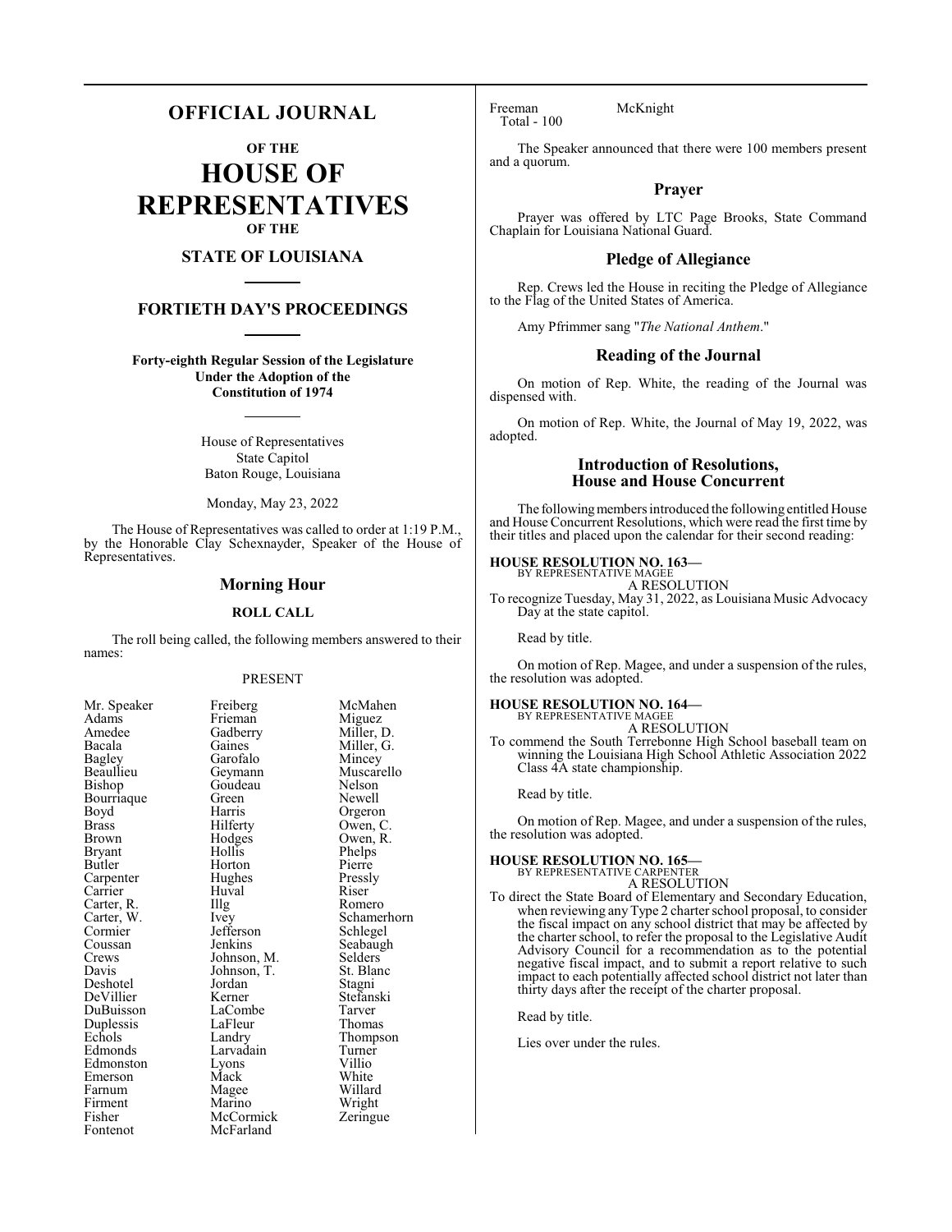# OFFICIAL JOURNAL

## OF THE

# HOUSE OF REPRESENTATIVES

## OF THE

## STATE OF LOUISIANA

## FORTIETH DAY'S PROCEEDINGS

**Forty-eighth Regular Session of the Legislature Under the Adoption of the Constitution of 1974**

House of Representatives
State Capitol
Baton Rouge, Louisiana

Monday, May 23, 2022

The House of Representatives was called to order at 1:19 P.M., by the Honorable Clay Schexnayder, Speaker of the House of Representatives.

## Morning Hour

### ROLL CALL

The roll being called, the following members answered to their names:

PRESENT

| | | |
|---|---|---|
| Mr. Speaker | Freiberg | McMahen |
| Adams | Frieman | Miguez |
| Amedee | Gadberry | Miller, D. |
| Bacala | Gaines | Miller, G. |
| Bagley | Garofalo | Mincey |
| Beaullieu | Geymann | Muscarello |
| Bishop | Goudeau | Nelson |
| Bourriaque | Green | Newell |
| Boyd | Harris | Orgeron |
| Brass | Hilferty | Owen, C. |
| Brown | Hodges | Owen, R. |
| Bryant | Hollis | Phelps |
| Butler | Horton | Pierre |
| Carpenter | Hughes | Pressly |
| Carrier | Huval | Riser |
| Carter, R. | Illg | Romero |
| Carter, W. | Ivey | Schamerhorn |
| Cormier | Jefferson | Schlegel |
| Coussan | Jenkins | Seabaugh |
| Crews | Johnson, M. | Selders |
| Davis | Johnson, T. | St. Blanc |
| Deshotel | Jordan | Stagni |
| DeVillier | Kerner | Stefanski |
| DuBuisson | LaCombe | Tarver |
| Duplessis | LaFleur | Thomas |
| Echols | Landry | Thompson |
| Edmonds | Larvadain | Turner |
| Edmonston | Lyons | Villio |
| Emerson | Mack | White |
| Farnum | Magee | Willard |
| Firment | Marino | Wright |
| Fisher | McCormick | Zeringue |
| Fontenot | McFarland | |
| Freeman | McKnight | |

Total - 100

The Speaker announced that there were 100 members present and a quorum.

## Prayer

Prayer was offered by LTC Page Brooks, State Command Chaplain for Louisiana National Guard.

## Pledge of Allegiance

Rep. Crews led the House in reciting the Pledge of Allegiance to the Flag of the United States of America.

Amy Pfrimmer sang "*The National Anthem*."

## Reading of the Journal

On motion of Rep. White, the reading of the Journal was dispensed with.

On motion of Rep. White, the Journal of May 19, 2022, was adopted.

## Introduction of Resolutions, House and House Concurrent

The following members introduced the following entitled House and House Concurrent Resolutions, which were read the first time by their titles and placed upon the calendar for their second reading:

**HOUSE RESOLUTION NO. 163—**
BY REPRESENTATIVE MAGEE
A RESOLUTION
To recognize Tuesday, May 31, 2022, as Louisiana Music Advocacy Day at the state capitol.

Read by title.

On motion of Rep. Magee, and under a suspension of the rules, the resolution was adopted.

**HOUSE RESOLUTION NO. 164—**
BY REPRESENTATIVE MAGEE
A RESOLUTION
To commend the South Terrebonne High School baseball team on winning the Louisiana High School Athletic Association 2022 Class 4A state championship.

Read by title.

On motion of Rep. Magee, and under a suspension of the rules, the resolution was adopted.

**HOUSE RESOLUTION NO. 165—**
BY REPRESENTATIVE CARPENTER
A RESOLUTION
To direct the State Board of Elementary and Secondary Education, when reviewing any Type 2 charter school proposal, to consider the fiscal impact on any school district that may be affected by the charter school, to refer the proposal to the Legislative Audit Advisory Council for a recommendation as to the potential negative fiscal impact, and to submit a report relative to such impact to each potentially affected school district not later than thirty days after the receipt of the charter proposal.

Read by title.

Lies over under the rules.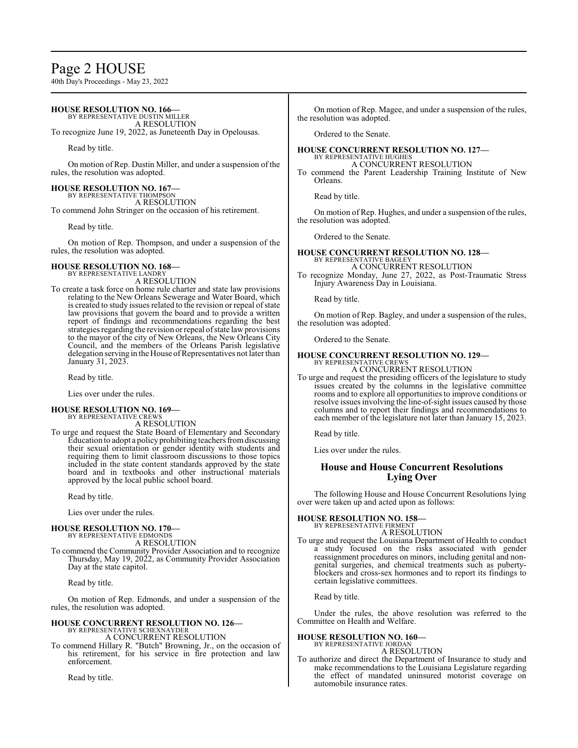**HOUSE RESOLUTION NO. 166—**
BY REPRESENTATIVE DUSTIN MILLER
A RESOLUTION
To recognize June 19, 2022, as Juneteenth Day in Opelousas.

Read by title.

On motion of Rep. Dustin Miller, and under a suspension of the rules, the resolution was adopted.

**HOUSE RESOLUTION NO. 167—**
BY REPRESENTATIVE THOMPSON
A RESOLUTION
To commend John Stringer on the occasion of his retirement.

Read by title.

On motion of Rep. Thompson, and under a suspension of the rules, the resolution was adopted.

**HOUSE RESOLUTION NO. 168—**
BY REPRESENTATIVE LANDRY
A RESOLUTION
To create a task force on home rule charter and state law provisions relating to the New Orleans Sewerage and Water Board, which is created to study issues related to the revision or repeal of state law provisions that govern the board and to provide a written report of findings and recommendations regarding the best strategies regarding the revision or repeal of state law provisions to the mayor of the city of New Orleans, the New Orleans City Council, and the members of the Orleans Parish legislative delegation serving in the House of Representatives not later than January 31, 2023.

Read by title.

Lies over under the rules.

**HOUSE RESOLUTION NO. 169—**
BY REPRESENTATIVE CREWS
A RESOLUTION
To urge and request the State Board of Elementary and Secondary Education to adopt a policy prohibiting teachers from discussing their sexual orientation or gender identity with students and requiring them to limit classroom discussions to those topics included in the state content standards approved by the state board and in textbooks and other instructional materials approved by the local public school board.

Read by title.

Lies over under the rules.

**HOUSE RESOLUTION NO. 170—**
BY REPRESENTATIVE EDMONDS
A RESOLUTION
To commend the Community Provider Association and to recognize Thursday, May 19, 2022, as Community Provider Association Day at the state capitol.

Read by title.

On motion of Rep. Edmonds, and under a suspension of the rules, the resolution was adopted.

**HOUSE CONCURRENT RESOLUTION NO. 126—**
BY REPRESENTATIVE SCHEXNAYDER
A CONCURRENT RESOLUTION
To commend Hillary R. "Butch" Browning, Jr., on the occasion of his retirement, for his service in fire protection and law enforcement.

Read by title.

On motion of Rep. Magee, and under a suspension of the rules, the resolution was adopted.

Ordered to the Senate.

**HOUSE CONCURRENT RESOLUTION NO. 127—**
BY REPRESENTATIVE HUGHES
A CONCURRENT RESOLUTION
To commend the Parent Leadership Training Institute of New Orleans.

Read by title.

On motion of Rep. Hughes, and under a suspension of the rules, the resolution was adopted.

Ordered to the Senate.

**HOUSE CONCURRENT RESOLUTION NO. 128—**
BY REPRESENTATIVE BAGLEY
A CONCURRENT RESOLUTION
To recognize Monday, June 27, 2022, as Post-Traumatic Stress Injury Awareness Day in Louisiana.

Read by title.

On motion of Rep. Bagley, and under a suspension of the rules, the resolution was adopted.

Ordered to the Senate.

**HOUSE CONCURRENT RESOLUTION NO. 129—**
BY REPRESENTATIVE CREWS
A CONCURRENT RESOLUTION
To urge and request the presiding officers of the legislature to study issues created by the columns in the legislative committee rooms and to explore all opportunities to improve conditions or resolve issues involving the line-of-sight issues caused by those columns and to report their findings and recommendations to each member of the legislature not later than January 15, 2023.

Read by title.

Lies over under the rules.

## House and House Concurrent Resolutions Lying Over

The following House and House Concurrent Resolutions lying over were taken up and acted upon as follows:

**HOUSE RESOLUTION NO. 158—**
BY REPRESENTATIVE FIRMENT
A RESOLUTION
To urge and request the Louisiana Department of Health to conduct a study focused on the risks associated with gender reassignment procedures on minors, including genital and non-genital surgeries, and chemical treatments such as puberty-blockers and cross-sex hormones and to report its findings to certain legislative committees.

Read by title.

Under the rules, the above resolution was referred to the Committee on Health and Welfare.

**HOUSE RESOLUTION NO. 160—**
BY REPRESENTATIVE JORDAN
A RESOLUTION
To authorize and direct the Department of Insurance to study and make recommendations to the Louisiana Legislature regarding the effect of mandated uninsured motorist coverage on automobile insurance rates.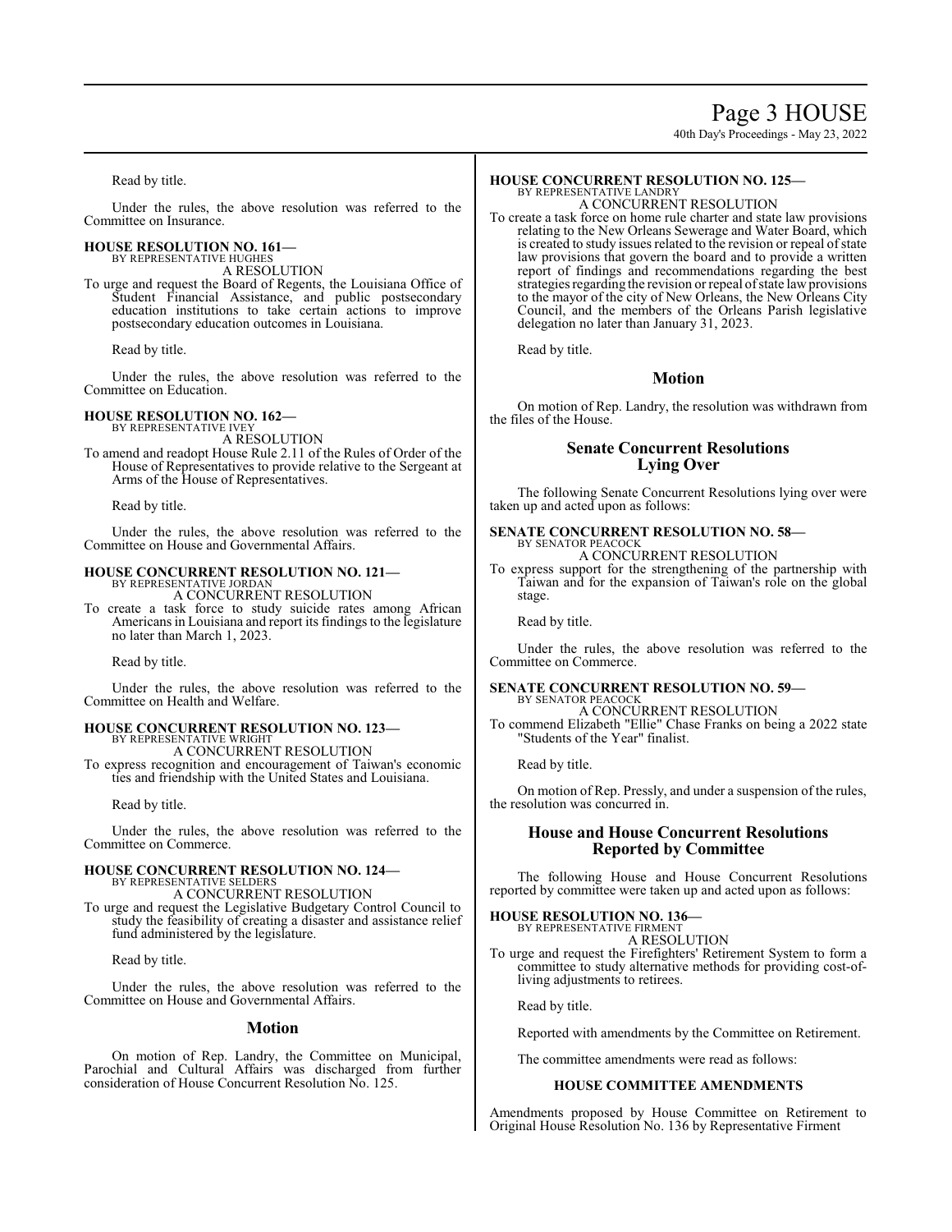Read by title.

Under the rules, the above resolution was referred to the Committee on Insurance.

**HOUSE RESOLUTION NO. 161—**
BY REPRESENTATIVE HUGHES
A RESOLUTION

To urge and request the Board of Regents, the Louisiana Office of Student Financial Assistance, and public postsecondary education institutions to take certain actions to improve postsecondary education outcomes in Louisiana.

Read by title.

Under the rules, the above resolution was referred to the Committee on Education.

**HOUSE RESOLUTION NO. 162—**
BY REPRESENTATIVE IVEY
A RESOLUTION

To amend and readopt House Rule 2.11 of the Rules of Order of the House of Representatives to provide relative to the Sergeant at Arms of the House of Representatives.

Read by title.

Under the rules, the above resolution was referred to the Committee on House and Governmental Affairs.

**HOUSE CONCURRENT RESOLUTION NO. 121—**
BY REPRESENTATIVE JORDAN
A CONCURRENT RESOLUTION

To create a task force to study suicide rates among African Americans in Louisiana and report its findings to the legislature no later than March 1, 2023.

Read by title.

Under the rules, the above resolution was referred to the Committee on Health and Welfare.

**HOUSE CONCURRENT RESOLUTION NO. 123—**
BY REPRESENTATIVE WRIGHT
A CONCURRENT RESOLUTION

To express recognition and encouragement of Taiwan's economic ties and friendship with the United States and Louisiana.

Read by title.

Under the rules, the above resolution was referred to the Committee on Commerce.

**HOUSE CONCURRENT RESOLUTION NO. 124—**
BY REPRESENTATIVE SELDERS
A CONCURRENT RESOLUTION

To urge and request the Legislative Budgetary Control Council to study the feasibility of creating a disaster and assistance relief fund administered by the legislature.

Read by title.

Under the rules, the above resolution was referred to the Committee on House and Governmental Affairs.

## Motion

On motion of Rep. Landry, the Committee on Municipal, Parochial and Cultural Affairs was discharged from further consideration of House Concurrent Resolution No. 125.

**HOUSE CONCURRENT RESOLUTION NO. 125—**
BY REPRESENTATIVE LANDRY
A CONCURRENT RESOLUTION

To create a task force on home rule charter and state law provisions relating to the New Orleans Sewerage and Water Board, which is created to study issues related to the revision or repeal of state law provisions that govern the board and to provide a written report of findings and recommendations regarding the best strategies regarding the revision or repeal of state law provisions to the mayor of the city of New Orleans, the New Orleans City Council, and the members of the Orleans Parish legislative delegation no later than January 31, 2023.

Read by title.

## Motion

On motion of Rep. Landry, the resolution was withdrawn from the files of the House.

## Senate Concurrent Resolutions Lying Over

The following Senate Concurrent Resolutions lying over were taken up and acted upon as follows:

**SENATE CONCURRENT RESOLUTION NO. 58—**
BY SENATOR PEACOCK
A CONCURRENT RESOLUTION

To express support for the strengthening of the partnership with Taiwan and for the expansion of Taiwan's role on the global stage.

Read by title.

Under the rules, the above resolution was referred to the Committee on Commerce.

**SENATE CONCURRENT RESOLUTION NO. 59—**
BY SENATOR PEACOCK
A CONCURRENT RESOLUTION

To commend Elizabeth "Ellie" Chase Franks on being a 2022 state "Students of the Year" finalist.

Read by title.

On motion of Rep. Pressly, and under a suspension of the rules, the resolution was concurred in.

## House and House Concurrent Resolutions Reported by Committee

The following House and House Concurrent Resolutions reported by committee were taken up and acted upon as follows:

**HOUSE RESOLUTION NO. 136—**
BY REPRESENTATIVE FIRMENT
A RESOLUTION

To urge and request the Firefighters' Retirement System to form a committee to study alternative methods for providing cost-of-living adjustments to retirees.

Read by title.

Reported with amendments by the Committee on Retirement.

The committee amendments were read as follows:

### HOUSE COMMITTEE AMENDMENTS

Amendments proposed by House Committee on Retirement to Original House Resolution No. 136 by Representative Firment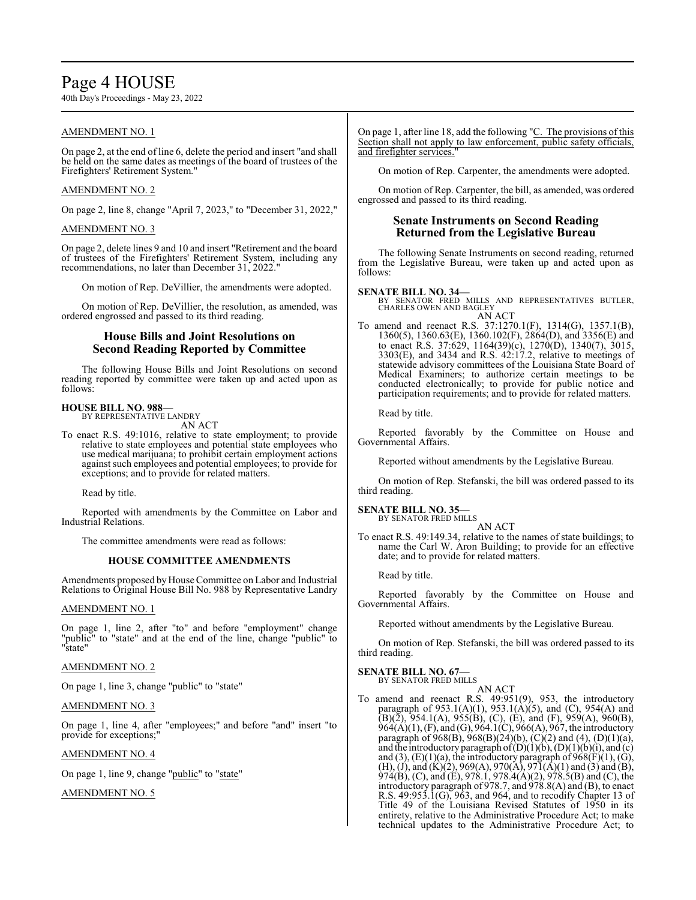AMENDMENT NO. 1

On page 2, at the end of line 6, delete the period and insert "and shall be held on the same dates as meetings of the board of trustees of the Firefighters' Retirement System."

AMENDMENT NO. 2

On page 2, line 8, change "April 7, 2023," to "December 31, 2022,"

AMENDMENT NO. 3

On page 2, delete lines 9 and 10 and insert "Retirement and the board of trustees of the Firefighters' Retirement System, including any recommendations, no later than December 31, 2022."

On motion of Rep. DeVillier, the amendments were adopted.

On motion of Rep. DeVillier, the resolution, as amended, was ordered engrossed and passed to its third reading.

## House Bills and Joint Resolutions on Second Reading Reported by Committee

The following House Bills and Joint Resolutions on second reading reported by committee were taken up and acted upon as follows:

**HOUSE BILL NO. 988—**
BY REPRESENTATIVE LANDRY
AN ACT

To enact R.S. 49:1016, relative to state employment; to provide relative to state employees and potential state employees who use medical marijuana; to prohibit certain employment actions against such employees and potential employees; to provide for exceptions; and to provide for related matters.

Read by title.

Reported with amendments by the Committee on Labor and Industrial Relations.

The committee amendments were read as follows:

### HOUSE COMMITTEE AMENDMENTS

Amendments proposed by House Committee on Labor and Industrial Relations to Original House Bill No. 988 by Representative Landry

AMENDMENT NO. 1

On page 1, line 2, after "to" and before "employment" change "public" to "state" and at the end of the line, change "public" to "state"

AMENDMENT NO. 2

On page 1, line 3, change "public" to "state"

AMENDMENT NO. 3

On page 1, line 4, after "employees;" and before "and" insert "to provide for exceptions;"

AMENDMENT NO. 4

On page 1, line 9, change "public" to "state"

AMENDMENT NO. 5

On page 1, after line 18, add the following "C. The provisions of this Section shall not apply to law enforcement, public safety officials, and firefighter services."

On motion of Rep. Carpenter, the amendments were adopted.

On motion of Rep. Carpenter, the bill, as amended, was ordered engrossed and passed to its third reading.

## Senate Instruments on Second Reading Returned from the Legislative Bureau

The following Senate Instruments on second reading, returned from the Legislative Bureau, were taken up and acted upon as follows:

**SENATE BILL NO. 34—**
BY SENATOR FRED MILLS AND REPRESENTATIVES BUTLER, CHARLES OWEN AND BAGLEY
AN ACT

To amend and reenact R.S. 37:1270.1(F), 1314(G), 1357.1(B), 1360(5), 1360.63(E), 1360.102(F), 2864(D), and 3356(E) and to enact R.S. 37:629, 1164(39)(c), 1270(D), 1340(7), 3015, 3303(E), and 3434 and R.S. 42:17.2, relative to meetings of statewide advisory committees of the Louisiana State Board of Medical Examiners; to authorize certain meetings to be conducted electronically; to provide for public notice and participation requirements; and to provide for related matters.

Read by title.

Reported favorably by the Committee on House and Governmental Affairs.

Reported without amendments by the Legislative Bureau.

On motion of Rep. Stefanski, the bill was ordered passed to its third reading.

**SENATE BILL NO. 35—**
BY SENATOR FRED MILLS
AN ACT

To enact R.S. 49:149.34, relative to the names of state buildings; to name the Carl W. Aron Building; to provide for an effective date; and to provide for related matters.

Read by title.

Reported favorably by the Committee on House and Governmental Affairs.

Reported without amendments by the Legislative Bureau.

On motion of Rep. Stefanski, the bill was ordered passed to its third reading.

**SENATE BILL NO. 67—**
BY SENATOR FRED MILLS
AN ACT

To amend and reenact R.S. 49:951(9), 953, the introductory paragraph of 953.1(A)(1), 953.1(A)(5), and (C), 954(A) and (B)(2), 954.1(A), 955(B), (C), (E), and (F), 959(A), 960(B), 964(A)(1), (F), and (G), 964.1(C), 966(A), 967, the introductory paragraph of 968(B), 968(B)(24)(b), (C)(2) and (4), (D)(1)(a), and the introductory paragraph of (D)(1)(b), (D)(1)(b)(i), and (c) and (3), (E)(1)(a), the introductory paragraph of 968(F)(1), (G), (H), (J), and (K)(2), 969(A), 970(A), 971(A)(1) and (3) and (B), 974(B), (C), and (E), 978.1, 978.4(A)(2), 978.5(B) and (C), the introductory paragraph of 978.7, and 978.8(A) and (B), to enact R.S. 49:953.1(G), 963, and 964, and to recodify Chapter 13 of Title 49 of the Louisiana Revised Statutes of 1950 in its entirety, relative to the Administrative Procedure Act; to make technical updates to the Administrative Procedure Act; to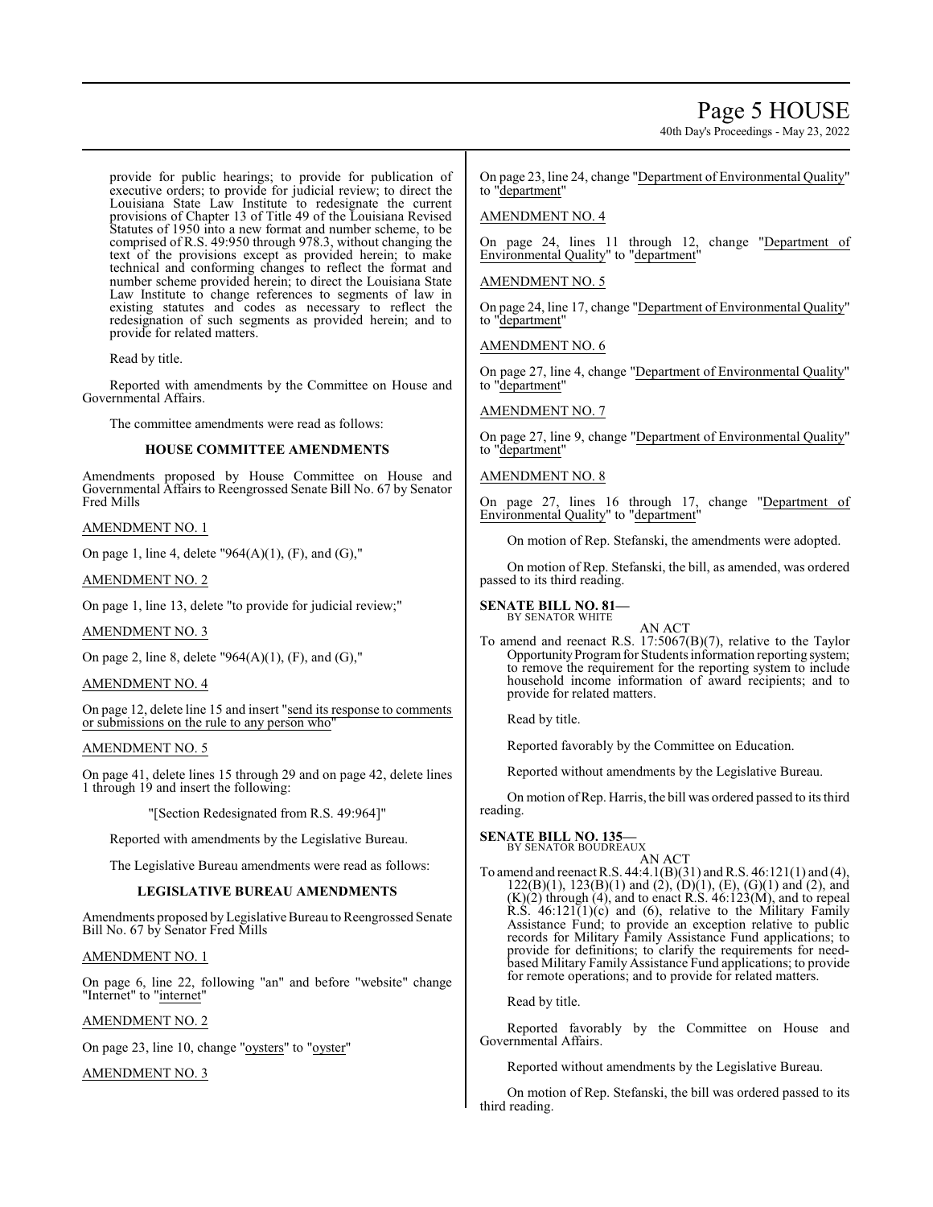provide for public hearings; to provide for publication of executive orders; to provide for judicial review; to direct the Louisiana State Law Institute to redesignate the current provisions of Chapter 13 of Title 49 of the Louisiana Revised Statutes of 1950 into a new format and number scheme, to be comprised of R.S. 49:950 through 978.3, without changing the text of the provisions except as provided herein; to make technical and conforming changes to reflect the format and number scheme provided herein; to direct the Louisiana State Law Institute to change references to segments of law in existing statutes and codes as necessary to reflect the redesignation of such segments as provided herein; and to provide for related matters.

Read by title.

Reported with amendments by the Committee on House and Governmental Affairs.

The committee amendments were read as follows:

### HOUSE COMMITTEE AMENDMENTS

Amendments proposed by House Committee on House and Governmental Affairs to Reengrossed Senate Bill No. 67 by Senator Fred Mills

AMENDMENT NO. 1

On page 1, line 4, delete "964(A)(1), (F), and (G),"

AMENDMENT NO. 2

On page 1, line 13, delete "to provide for judicial review;"

AMENDMENT NO. 3

On page 2, line 8, delete "964(A)(1), (F), and (G),"

AMENDMENT NO. 4

On page 12, delete line 15 and insert "send its response to comments or submissions on the rule to any person who"

AMENDMENT NO. 5

On page 41, delete lines 15 through 29 and on page 42, delete lines 1 through 19 and insert the following:

"[Section Redesignated from R.S. 49:964]"

Reported with amendments by the Legislative Bureau.

The Legislative Bureau amendments were read as follows:

### LEGISLATIVE BUREAU AMENDMENTS

Amendments proposed by Legislative Bureau to Reengrossed Senate Bill No. 67 by Senator Fred Mills

AMENDMENT NO. 1

On page 6, line 22, following "an" and before "website" change "Internet" to "internet"

AMENDMENT NO. 2

On page 23, line 10, change "oysters" to "oyster"

AMENDMENT NO. 3

On page 23, line 24, change "Department of Environmental Quality" to "department"

AMENDMENT NO. 4

On page 24, lines 11 through 12, change "Department of Environmental Quality" to "department"

AMENDMENT NO. 5

On page 24, line 17, change "Department of Environmental Quality" to "department"

AMENDMENT NO. 6

On page 27, line 4, change "Department of Environmental Quality" to "department"

AMENDMENT NO. 7

On page 27, line 9, change "Department of Environmental Quality" to "department"

AMENDMENT NO. 8

On page 27, lines 16 through 17, change "Department of Environmental Quality" to "department"

On motion of Rep. Stefanski, the amendments were adopted.

On motion of Rep. Stefanski, the bill, as amended, was ordered passed to its third reading.

**SENATE BILL NO. 81—**
BY SENATOR WHITE

AN ACT

To amend and reenact R.S. 17:5067(B)(7), relative to the Taylor Opportunity Program for Students information reporting system; to remove the requirement for the reporting system to include household income information of award recipients; and to provide for related matters.

Read by title.

Reported favorably by the Committee on Education.

Reported without amendments by the Legislative Bureau.

On motion of Rep. Harris, the bill was ordered passed to its third reading.

**SENATE BILL NO. 135—**
BY SENATOR BOUDREAUX

AN ACT

To amend and reenact R.S. 44:4.1(B)(31) and R.S. 46:121(1) and (4), 122(B)(1), 123(B)(1) and (2), (D)(1), (E), (G)(1) and (2), and (K)(2) through (4), and to enact R.S. 46:123(M), and to repeal R.S. 46:121(1)(c) and (6), relative to the Military Family Assistance Fund; to provide an exception relative to public records for Military Family Assistance Fund applications; to provide for definitions; to clarify the requirements for need-based Military Family Assistance Fund applications; to provide for remote operations; and to provide for related matters.

Read by title.

Reported favorably by the Committee on House and Governmental Affairs.

Reported without amendments by the Legislative Bureau.

On motion of Rep. Stefanski, the bill was ordered passed to its third reading.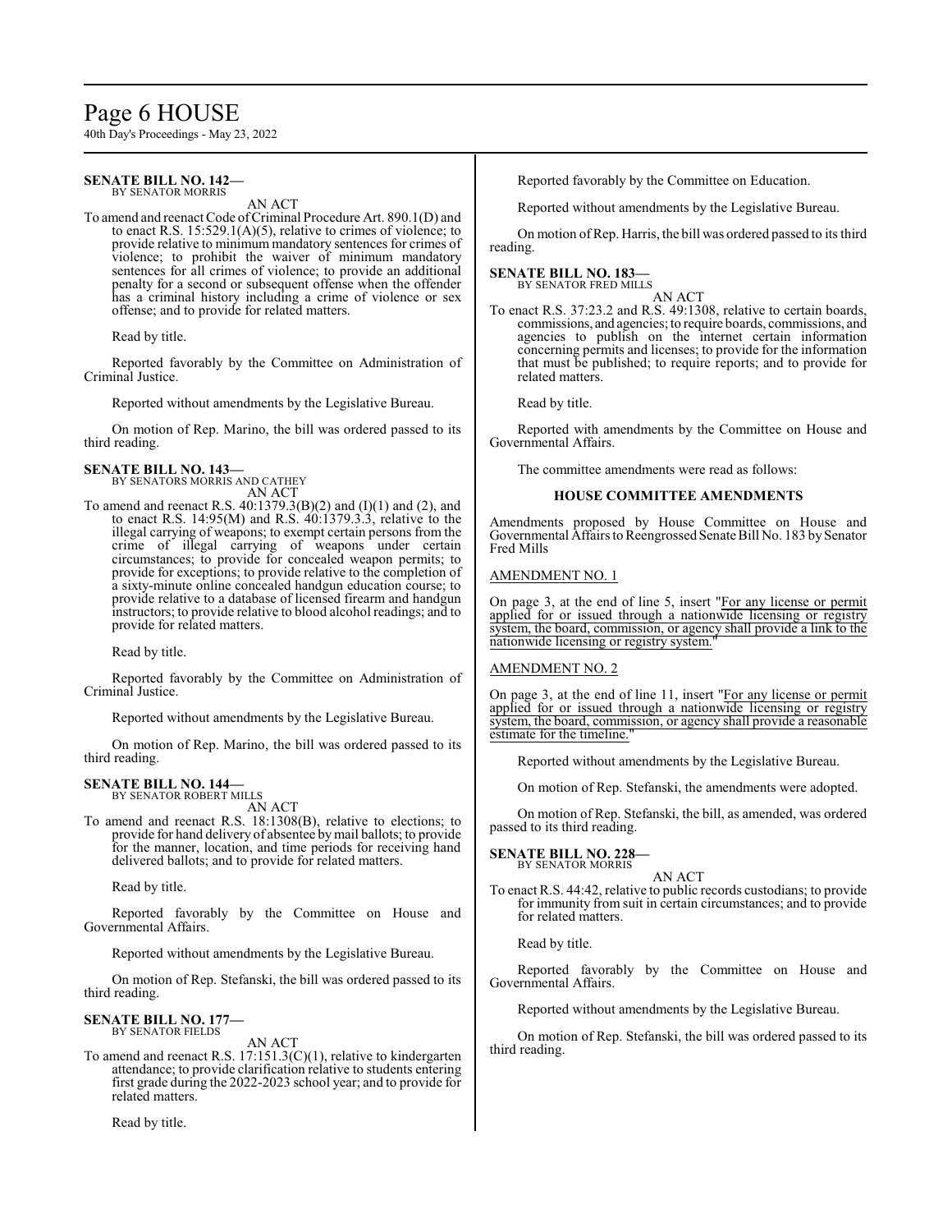**SENATE BILL NO. 142—**
BY SENATOR MORRIS

AN ACT

To amend and reenact Code of Criminal Procedure Art. 890.1(D) and to enact R.S. 15:529.1(A)(5), relative to crimes of violence; to provide relative to minimum mandatory sentences for crimes of violence; to prohibit the waiver of minimum mandatory sentences for all crimes of violence; to provide an additional penalty for a second or subsequent offense when the offender has a criminal history including a crime of violence or sex offense; and to provide for related matters.

Read by title.

Reported favorably by the Committee on Administration of Criminal Justice.

Reported without amendments by the Legislative Bureau.

On motion of Rep. Marino, the bill was ordered passed to its third reading.

**SENATE BILL NO. 143—**
BY SENATORS MORRIS AND CATHEY

AN ACT

To amend and reenact R.S. 40:1379.3(B)(2) and (I)(1) and (2), and to enact R.S. 14:95(M) and R.S. 40:1379.3.3, relative to the illegal carrying of weapons; to exempt certain persons from the crime of illegal carrying of weapons under certain circumstances; to provide for concealed weapon permits; to provide for exceptions; to provide relative to the completion of a sixty-minute online concealed handgun education course; to provide relative to a database of licensed firearm and handgun instructors; to provide relative to blood alcohol readings; and to provide for related matters.

Read by title.

Reported favorably by the Committee on Administration of Criminal Justice.

Reported without amendments by the Legislative Bureau.

On motion of Rep. Marino, the bill was ordered passed to its third reading.

**SENATE BILL NO. 144—**
BY SENATOR ROBERT MILLS

AN ACT

To amend and reenact R.S. 18:1308(B), relative to elections; to provide for hand delivery of absentee by mail ballots; to provide for the manner, location, and time periods for receiving hand delivered ballots; and to provide for related matters.

Read by title.

Reported favorably by the Committee on House and Governmental Affairs.

Reported without amendments by the Legislative Bureau.

On motion of Rep. Stefanski, the bill was ordered passed to its third reading.

**SENATE BILL NO. 177—**
BY SENATOR FIELDS

AN ACT

To amend and reenact R.S. 17:151.3(C)(1), relative to kindergarten attendance; to provide clarification relative to students entering first grade during the 2022-2023 school year; and to provide for related matters.

Read by title.

Reported favorably by the Committee on Education.

Reported without amendments by the Legislative Bureau.

On motion of Rep. Harris, the bill was ordered passed to its third reading.

**SENATE BILL NO. 183—**
BY SENATOR FRED MILLS

AN ACT

To enact R.S. 37:23.2 and R.S. 49:1308, relative to certain boards, commissions, and agencies; to require boards, commissions, and agencies to publish on the internet certain information concerning permits and licenses; to provide for the information that must be published; to require reports; and to provide for related matters.

Read by title.

Reported with amendments by the Committee on House and Governmental Affairs.

The committee amendments were read as follows:

**HOUSE COMMITTEE AMENDMENTS**

Amendments proposed by House Committee on House and Governmental Affairs to Reengrossed Senate Bill No. 183 by Senator Fred Mills

AMENDMENT NO. 1

On page 3, at the end of line 5, insert "For any license or permit applied for or issued through a nationwide licensing or registry system, the board, commission, or agency shall provide a link to the nationwide licensing or registry system."

AMENDMENT NO. 2

On page 3, at the end of line 11, insert "For any license or permit applied for or issued through a nationwide licensing or registry system, the board, commission, or agency shall provide a reasonable estimate for the timeline."

Reported without amendments by the Legislative Bureau.

On motion of Rep. Stefanski, the amendments were adopted.

On motion of Rep. Stefanski, the bill, as amended, was ordered passed to its third reading.

**SENATE BILL NO. 228—**
BY SENATOR MORRIS

AN ACT

To enact R.S. 44:42, relative to public records custodians; to provide for immunity from suit in certain circumstances; and to provide for related matters.

Read by title.

Reported favorably by the Committee on House and Governmental Affairs.

Reported without amendments by the Legislative Bureau.

On motion of Rep. Stefanski, the bill was ordered passed to its third reading.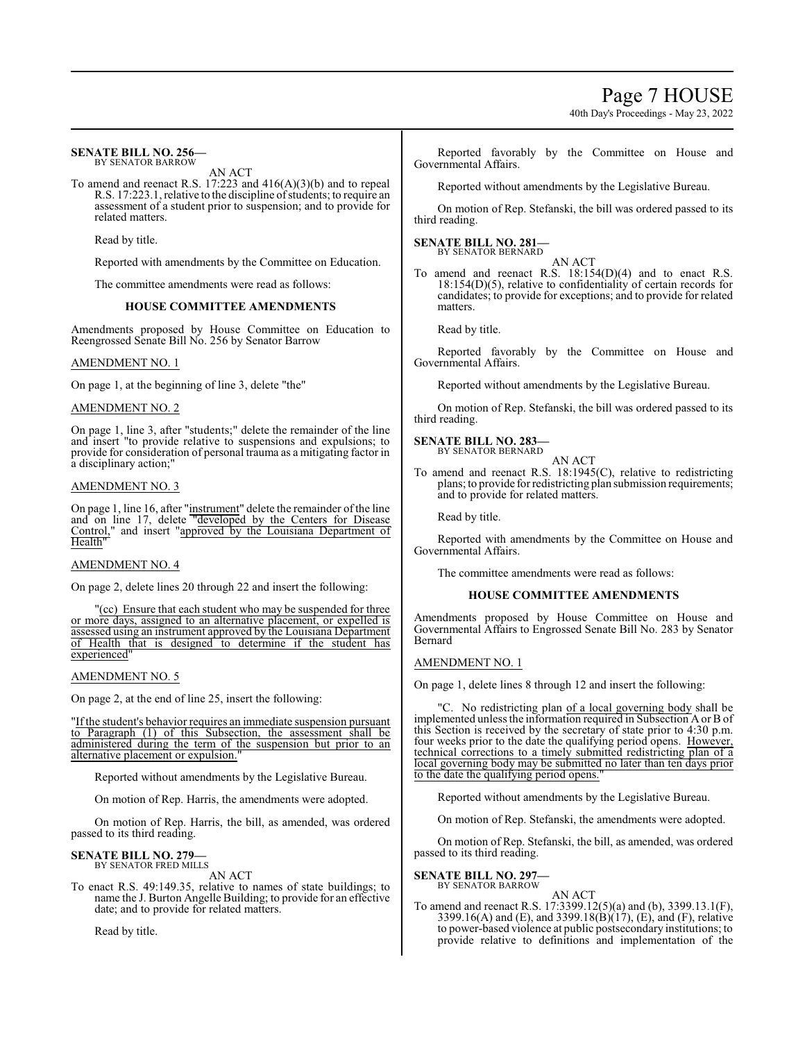**SENATE BILL NO. 256—**
BY SENATOR BARROW

AN ACT

To amend and reenact R.S. 17:223 and 416(A)(3)(b) and to repeal R.S. 17:223.1, relative to the discipline of students; to require an assessment of a student prior to suspension; and to provide for related matters.

Read by title.

Reported with amendments by the Committee on Education.

The committee amendments were read as follows:

### HOUSE COMMITTEE AMENDMENTS

Amendments proposed by House Committee on Education to Reengrossed Senate Bill No. 256 by Senator Barrow

AMENDMENT NO. 1

On page 1, at the beginning of line 3, delete "the"

AMENDMENT NO. 2

On page 1, line 3, after "students;" delete the remainder of the line and insert "to provide relative to suspensions and expulsions; to provide for consideration of personal trauma as a mitigating factor in a disciplinary action;"

AMENDMENT NO. 3

On page 1, line 16, after "instrument" delete the remainder of the line and on line 17, delete "developed by the Centers for Disease Control," and insert "approved by the Louisiana Department of Health"

AMENDMENT NO. 4

On page 2, delete lines 20 through 22 and insert the following:

"(cc) Ensure that each student who may be suspended for three or more days, assigned to an alternative placement, or expelled is assessed using an instrument approved by the Louisiana Department of Health that is designed to determine if the student has experienced"

AMENDMENT NO. 5

On page 2, at the end of line 25, insert the following:

"If the student's behavior requires an immediate suspension pursuant to Paragraph (1) of this Subsection, the assessment shall be administered during the term of the suspension but prior to an alternative placement or expulsion."

Reported without amendments by the Legislative Bureau.

On motion of Rep. Harris, the amendments were adopted.

On motion of Rep. Harris, the bill, as amended, was ordered passed to its third reading.

**SENATE BILL NO. 279—**
BY SENATOR FRED MILLS

AN ACT

To enact R.S. 49:149.35, relative to names of state buildings; to name the J. Burton Angelle Building; to provide for an effective date; and to provide for related matters.

Read by title.

Reported favorably by the Committee on House and Governmental Affairs.

Reported without amendments by the Legislative Bureau.

On motion of Rep. Stefanski, the bill was ordered passed to its third reading.

**SENATE BILL NO. 281—**
BY SENATOR BERNARD

AN ACT

To amend and reenact R.S. 18:154(D)(4) and to enact R.S. 18:154(D)(5), relative to confidentiality of certain records for candidates; to provide for exceptions; and to provide for related matters.

Read by title.

Reported favorably by the Committee on House and Governmental Affairs.

Reported without amendments by the Legislative Bureau.

On motion of Rep. Stefanski, the bill was ordered passed to its third reading.

**SENATE BILL NO. 283—**
BY SENATOR BERNARD

AN ACT

To amend and reenact R.S. 18:1945(C), relative to redistricting plans; to provide for redistricting plan submission requirements; and to provide for related matters.

Read by title.

Reported with amendments by the Committee on House and Governmental Affairs.

The committee amendments were read as follows:

### HOUSE COMMITTEE AMENDMENTS

Amendments proposed by House Committee on House and Governmental Affairs to Engrossed Senate Bill No. 283 by Senator Bernard

AMENDMENT NO. 1

On page 1, delete lines 8 through 12 and insert the following:

"C. No redistricting plan of a local governing body shall be implemented unless the information required in Subsection A or B of this Section is received by the secretary of state prior to 4:30 p.m. four weeks prior to the date the qualifying period opens. However, technical corrections to a timely submitted redistricting plan of a local governing body may be submitted no later than ten days prior to the date the qualifying period opens."

Reported without amendments by the Legislative Bureau.

On motion of Rep. Stefanski, the amendments were adopted.

On motion of Rep. Stefanski, the bill, as amended, was ordered passed to its third reading.

**SENATE BILL NO. 297—**
BY SENATOR BARROW

AN ACT

To amend and reenact R.S. 17:3399.12(5)(a) and (b), 3399.13.1(F), 3399.16(A) and (E), and 3399.18(B)(17), (E), and (F), relative to power-based violence at public postsecondary institutions; to provide relative to definitions and implementation of the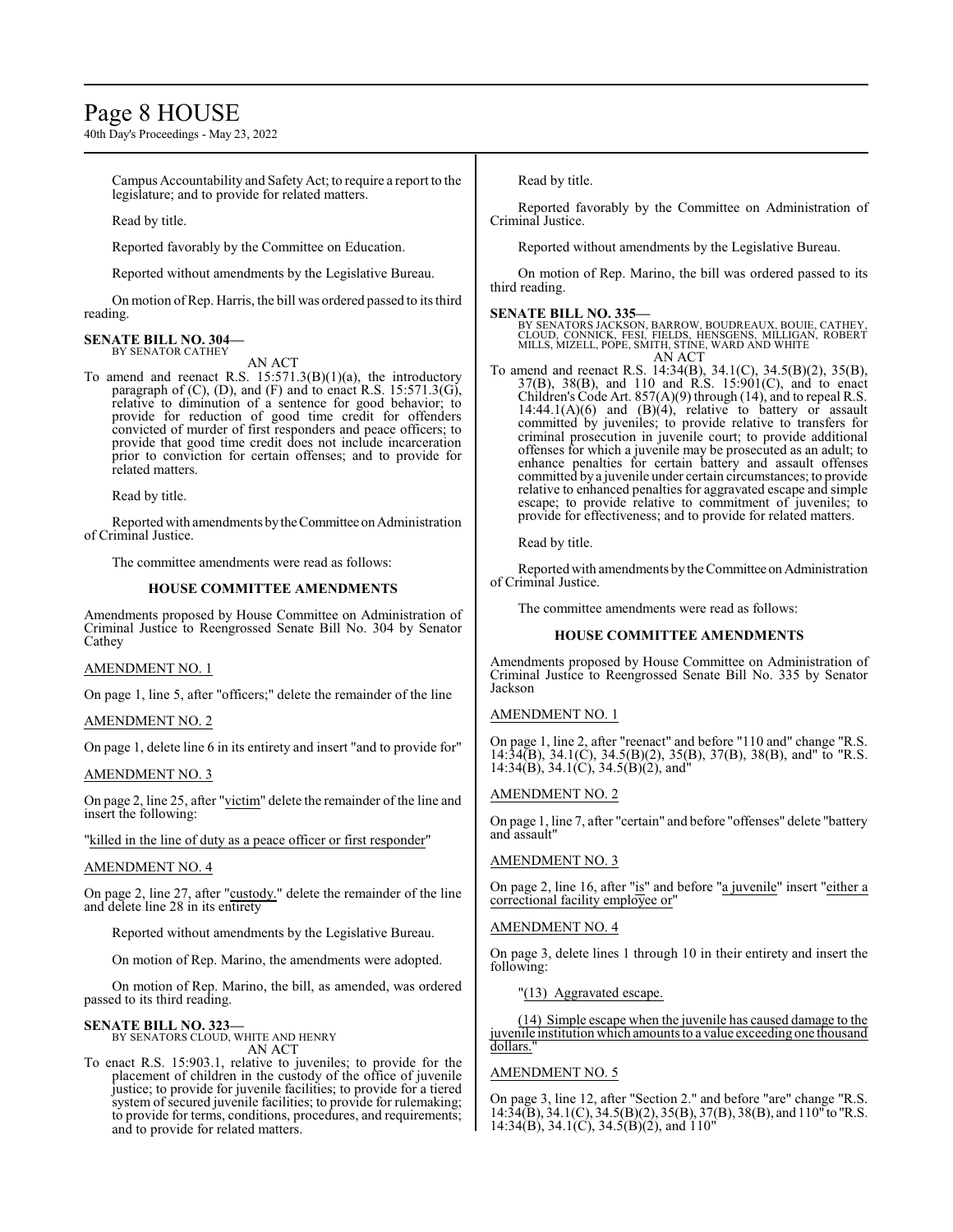Campus Accountability and Safety Act; to require a report to the legislature; and to provide for related matters.

Read by title.

Reported favorably by the Committee on Education.

Reported without amendments by the Legislative Bureau.

On motion of Rep. Harris, the bill was ordered passed to its third reading.

**SENATE BILL NO. 304—**
BY SENATOR CATHEY

AN ACT

To amend and reenact R.S. 15:571.3(B)(1)(a), the introductory paragraph of (C), (D), and (F) and to enact R.S. 15:571.3(G), relative to diminution of a sentence for good behavior; to provide for reduction of good time credit for offenders convicted of murder of first responders and peace officers; to provide that good time credit does not include incarceration prior to conviction for certain offenses; and to provide for related matters.

Read by title.

Reported with amendments by the Committee on Administration of Criminal Justice.

The committee amendments were read as follows:

**HOUSE COMMITTEE AMENDMENTS**

Amendments proposed by House Committee on Administration of Criminal Justice to Reengrossed Senate Bill No. 304 by Senator Cathey

AMENDMENT NO. 1

On page 1, line 5, after "officers;" delete the remainder of the line

AMENDMENT NO. 2

On page 1, delete line 6 in its entirety and insert "and to provide for"

AMENDMENT NO. 3

On page 2, line 25, after "victim" delete the remainder of the line and insert the following:

"killed in the line of duty as a peace officer or first responder"

AMENDMENT NO. 4

On page 2, line 27, after "custody." delete the remainder of the line and delete line 28 in its entirety

Reported without amendments by the Legislative Bureau.

On motion of Rep. Marino, the amendments were adopted.

On motion of Rep. Marino, the bill, as amended, was ordered passed to its third reading.

**SENATE BILL NO. 323—**
BY SENATORS CLOUD, WHITE AND HENRY

AN ACT

To enact R.S. 15:903.1, relative to juveniles; to provide for the placement of children in the custody of the office of juvenile justice; to provide for juvenile facilities; to provide for a tiered system of secured juvenile facilities; to provide for rulemaking; to provide for terms, conditions, procedures, and requirements; and to provide for related matters.

Read by title.

Reported favorably by the Committee on Administration of Criminal Justice.

Reported without amendments by the Legislative Bureau.

On motion of Rep. Marino, the bill was ordered passed to its third reading.

**SENATE BILL NO. 335—**
BY SENATORS JACKSON, BARROW, BOUDREAUX, BOUIE, CATHEY, CLOUD, CONNICK, FESI, FIELDS, HENSGENS, MILLIGAN, ROBERT MILLS, MIZELL, POPE, SMITH, STINE, WARD AND WHITE

AN ACT

To amend and reenact R.S. 14:34(B), 34.1(C), 34.5(B)(2), 35(B), 37(B), 38(B), and 110 and R.S. 15:901(C), and to enact Children's Code Art. 857(A)(9) through (14), and to repeal R.S. 14:44.1(A)(6) and (B)(4), relative to battery or assault committed by juveniles; to provide relative to transfers for criminal prosecution in juvenile court; to provide additional offenses for which a juvenile may be prosecuted as an adult; to enhance penalties for certain battery and assault offenses committed by a juvenile under certain circumstances; to provide relative to enhanced penalties for aggravated escape and simple escape; to provide relative to commitment of juveniles; to provide for effectiveness; and to provide for related matters.

Read by title.

Reported with amendments by the Committee on Administration of Criminal Justice.

The committee amendments were read as follows:

**HOUSE COMMITTEE AMENDMENTS**

Amendments proposed by House Committee on Administration of Criminal Justice to Reengrossed Senate Bill No. 335 by Senator Jackson

AMENDMENT NO. 1

On page 1, line 2, after "reenact" and before "110 and" change "R.S. 14:34(B), 34.1(C), 34.5(B)(2), 35(B), 37(B), 38(B), and" to "R.S. 14:34(B), 34.1(C), 34.5(B)(2), and"

AMENDMENT NO. 2

On page 1, line 7, after "certain" and before "offenses" delete "battery and assault"

AMENDMENT NO. 3

On page 2, line 16, after "is" and before "a juvenile" insert "either a correctional facility employee or"

AMENDMENT NO. 4

On page 3, delete lines 1 through 10 in their entirety and insert the following:

"(13) Aggravated escape.

(14) Simple escape when the juvenile has caused damage to the juvenile institution which amounts to a value exceeding one thousand dollars."

AMENDMENT NO. 5

On page 3, line 12, after "Section 2." and before "are" change "R.S. 14:34(B), 34.1(C), 34.5(B)(2), 35(B), 37(B), 38(B), and 110" to "R.S. 14:34(B), 34.1(C), 34.5(B)(2), and 110"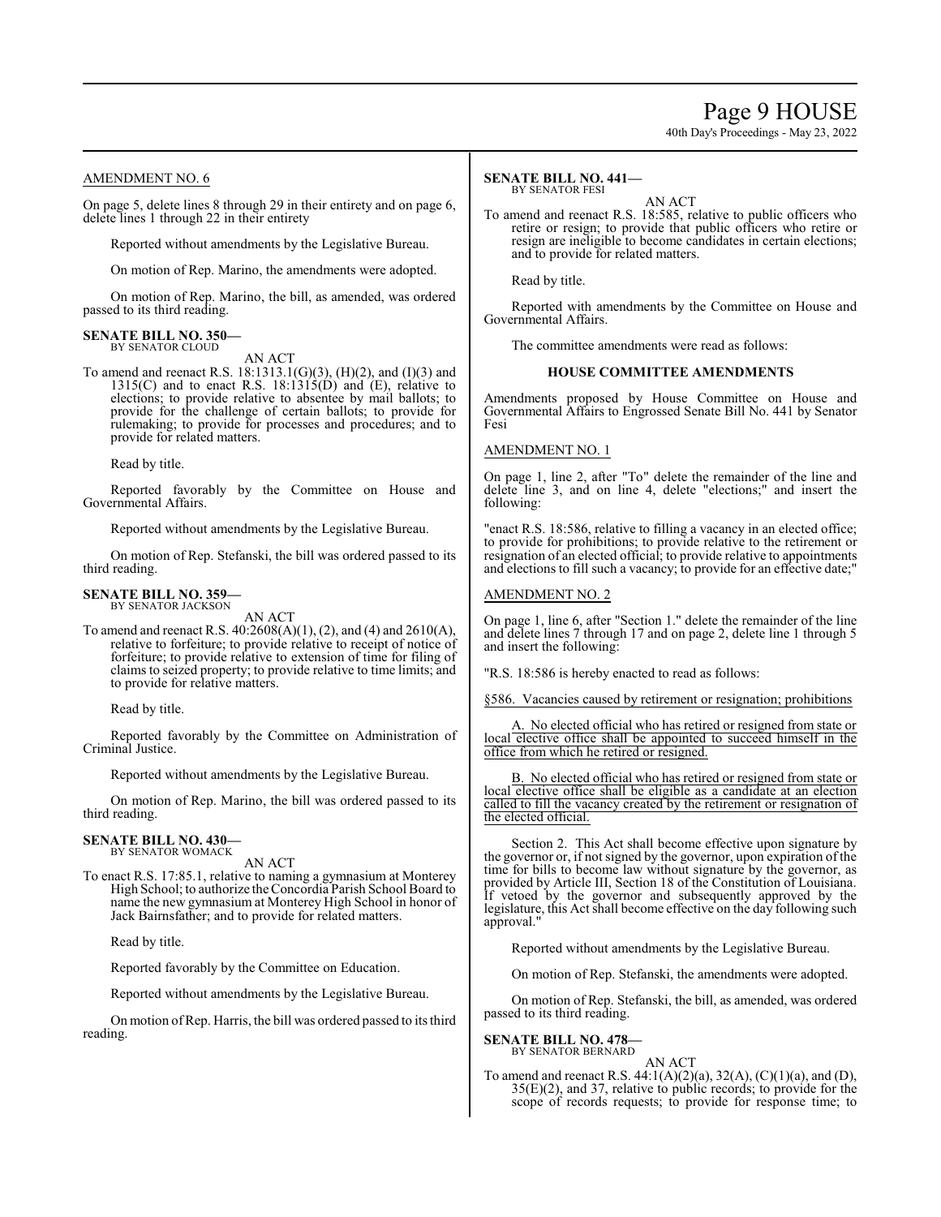AMENDMENT NO. 6

On page 5, delete lines 8 through 29 in their entirety and on page 6, delete lines 1 through 22 in their entirety

Reported without amendments by the Legislative Bureau.

On motion of Rep. Marino, the amendments were adopted.

On motion of Rep. Marino, the bill, as amended, was ordered passed to its third reading.

**SENATE BILL NO. 350—**
BY SENATOR CLOUD

AN ACT

To amend and reenact R.S. 18:1313.1(G)(3), (H)(2), and (I)(3) and 1315(C) and to enact R.S. 18:1315(D) and (E), relative to elections; to provide relative to absentee by mail ballots; to provide for the challenge of certain ballots; to provide for rulemaking; to provide for processes and procedures; and to provide for related matters.

Read by title.

Reported favorably by the Committee on House and Governmental Affairs.

Reported without amendments by the Legislative Bureau.

On motion of Rep. Stefanski, the bill was ordered passed to its third reading.

**SENATE BILL NO. 359—**
BY SENATOR JACKSON

AN ACT

To amend and reenact R.S. 40:2608(A)(1), (2), and (4) and 2610(A), relative to forfeiture; to provide relative to receipt of notice of forfeiture; to provide relative to extension of time for filing of claims to seized property; to provide relative to time limits; and to provide for relative matters.

Read by title.

Reported favorably by the Committee on Administration of Criminal Justice.

Reported without amendments by the Legislative Bureau.

On motion of Rep. Marino, the bill was ordered passed to its third reading.

**SENATE BILL NO. 430—**
BY SENATOR WOMACK

AN ACT

To enact R.S. 17:85.1, relative to naming a gymnasium at Monterey High School; to authorize the Concordia Parish School Board to name the new gymnasium at Monterey High School in honor of Jack Bairnsfather; and to provide for related matters.

Read by title.

Reported favorably by the Committee on Education.

Reported without amendments by the Legislative Bureau.

On motion of Rep. Harris, the bill was ordered passed to its third reading.

**SENATE BILL NO. 441—**
BY SENATOR FESI

AN ACT

To amend and reenact R.S. 18:585, relative to public officers who retire or resign; to provide that public officers who retire or resign are ineligible to become candidates in certain elections; and to provide for related matters.

Read by title.

Reported with amendments by the Committee on House and Governmental Affairs.

The committee amendments were read as follows:

**HOUSE COMMITTEE AMENDMENTS**

Amendments proposed by House Committee on House and Governmental Affairs to Engrossed Senate Bill No. 441 by Senator Fesi

AMENDMENT NO. 1

On page 1, line 2, after "To" delete the remainder of the line and delete line 3, and on line 4, delete "elections;" and insert the following:

"enact R.S. 18:586, relative to filling a vacancy in an elected office; to provide for prohibitions; to provide relative to the retirement or resignation of an elected official; to provide relative to appointments and elections to fill such a vacancy; to provide for an effective date;"

AMENDMENT NO. 2

On page 1, line 6, after "Section 1." delete the remainder of the line and delete lines 7 through 17 and on page 2, delete line 1 through 5 and insert the following:

"R.S. 18:586 is hereby enacted to read as follows:

§586. Vacancies caused by retirement or resignation; prohibitions

A. No elected official who has retired or resigned from state or local elective office shall be appointed to succeed himself in the office from which he retired or resigned.

B. No elected official who has retired or resigned from state or local elective office shall be eligible as a candidate at an election called to fill the vacancy created by the retirement or resignation of the elected official.

Section 2. This Act shall become effective upon signature by the governor or, if not signed by the governor, upon expiration of the time for bills to become law without signature by the governor, as provided by Article III, Section 18 of the Constitution of Louisiana. If vetoed by the governor and subsequently approved by the legislature, this Act shall become effective on the day following such approval."

Reported without amendments by the Legislative Bureau.

On motion of Rep. Stefanski, the amendments were adopted.

On motion of Rep. Stefanski, the bill, as amended, was ordered passed to its third reading.

**SENATE BILL NO. 478—**
BY SENATOR BERNARD

AN ACT

To amend and reenact R.S. 44:1(A)(2)(a), 32(A), (C)(1)(a), and (D), 35(E)(2), and 37, relative to public records; to provide for the scope of records requests; to provide for response time; to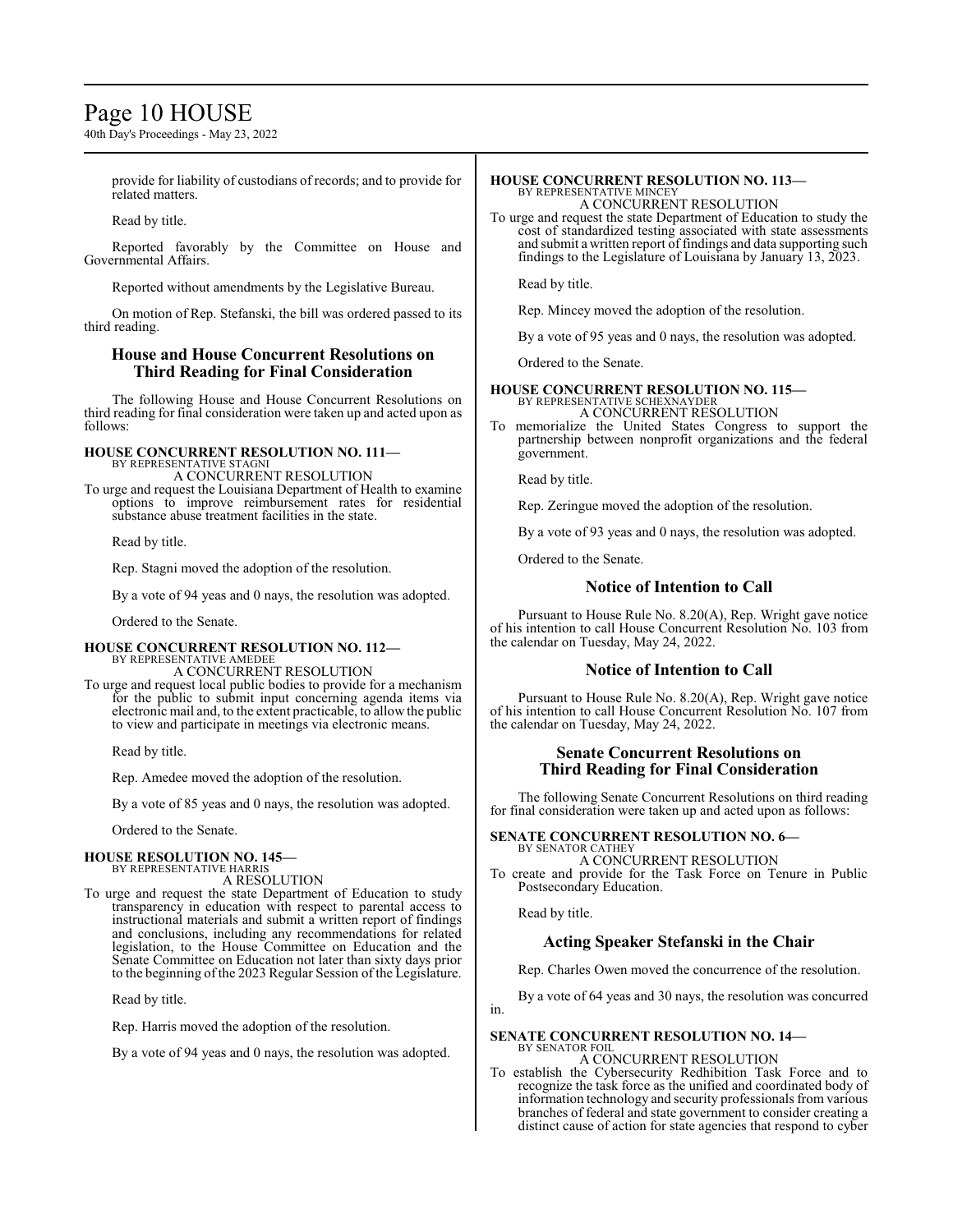provide for liability of custodians of records; and to provide for related matters.

Read by title.

Reported favorably by the Committee on House and Governmental Affairs.

Reported without amendments by the Legislative Bureau.

On motion of Rep. Stefanski, the bill was ordered passed to its third reading.

## House and House Concurrent Resolutions on Third Reading for Final Consideration

The following House and House Concurrent Resolutions on third reading for final consideration were taken up and acted upon as follows:

**HOUSE CONCURRENT RESOLUTION NO. 111—**
BY REPRESENTATIVE STAGNI
A CONCURRENT RESOLUTION
To urge and request the Louisiana Department of Health to examine options to improve reimbursement rates for residential substance abuse treatment facilities in the state.

Read by title.

Rep. Stagni moved the adoption of the resolution.

By a vote of 94 yeas and 0 nays, the resolution was adopted.

Ordered to the Senate.

**HOUSE CONCURRENT RESOLUTION NO. 112—**
BY REPRESENTATIVE AMEDEE
A CONCURRENT RESOLUTION
To urge and request local public bodies to provide for a mechanism for the public to submit input concerning agenda items via electronic mail and, to the extent practicable, to allow the public to view and participate in meetings via electronic means.

Read by title.

Rep. Amedee moved the adoption of the resolution.

By a vote of 85 yeas and 0 nays, the resolution was adopted.

Ordered to the Senate.

**HOUSE RESOLUTION NO. 145—**
BY REPRESENTATIVE HARRIS
A RESOLUTION
To urge and request the state Department of Education to study transparency in education with respect to parental access to instructional materials and submit a written report of findings and conclusions, including any recommendations for related legislation, to the House Committee on Education and the Senate Committee on Education not later than sixty days prior to the beginning of the 2023 Regular Session of the Legislature.

Read by title.

Rep. Harris moved the adoption of the resolution.

By a vote of 94 yeas and 0 nays, the resolution was adopted.

**HOUSE CONCURRENT RESOLUTION NO. 113—**
BY REPRESENTATIVE MINCEY
A CONCURRENT RESOLUTION
To urge and request the state Department of Education to study the cost of standardized testing associated with state assessments and submit a written report of findings and data supporting such findings to the Legislature of Louisiana by January 13, 2023.

Read by title.

Rep. Mincey moved the adoption of the resolution.

By a vote of 95 yeas and 0 nays, the resolution was adopted.

Ordered to the Senate.

**HOUSE CONCURRENT RESOLUTION NO. 115—**
BY REPRESENTATIVE SCHEXNAYDER
A CONCURRENT RESOLUTION
To memorialize the United States Congress to support the partnership between nonprofit organizations and the federal government.

Read by title.

Rep. Zeringue moved the adoption of the resolution.

By a vote of 93 yeas and 0 nays, the resolution was adopted.

Ordered to the Senate.

## Notice of Intention to Call

Pursuant to House Rule No. 8.20(A), Rep. Wright gave notice of his intention to call House Concurrent Resolution No. 103 from the calendar on Tuesday, May 24, 2022.

## Notice of Intention to Call

Pursuant to House Rule No. 8.20(A), Rep. Wright gave notice of his intention to call House Concurrent Resolution No. 107 from the calendar on Tuesday, May 24, 2022.

## Senate Concurrent Resolutions on Third Reading for Final Consideration

The following Senate Concurrent Resolutions on third reading for final consideration were taken up and acted upon as follows:

**SENATE CONCURRENT RESOLUTION NO. 6—**
BY SENATOR CATHEY
A CONCURRENT RESOLUTION
To create and provide for the Task Force on Tenure in Public Postsecondary Education.

Read by title.

## Acting Speaker Stefanski in the Chair

Rep. Charles Owen moved the concurrence of the resolution.

By a vote of 64 yeas and 30 nays, the resolution was concurred in.

**SENATE CONCURRENT RESOLUTION NO. 14—**
BY SENATOR FOIL
A CONCURRENT RESOLUTION
To establish the Cybersecurity Redhibition Task Force and to recognize the task force as the unified and coordinated body of information technology and security professionals from various branches of federal and state government to consider creating a distinct cause of action for state agencies that respond to cyber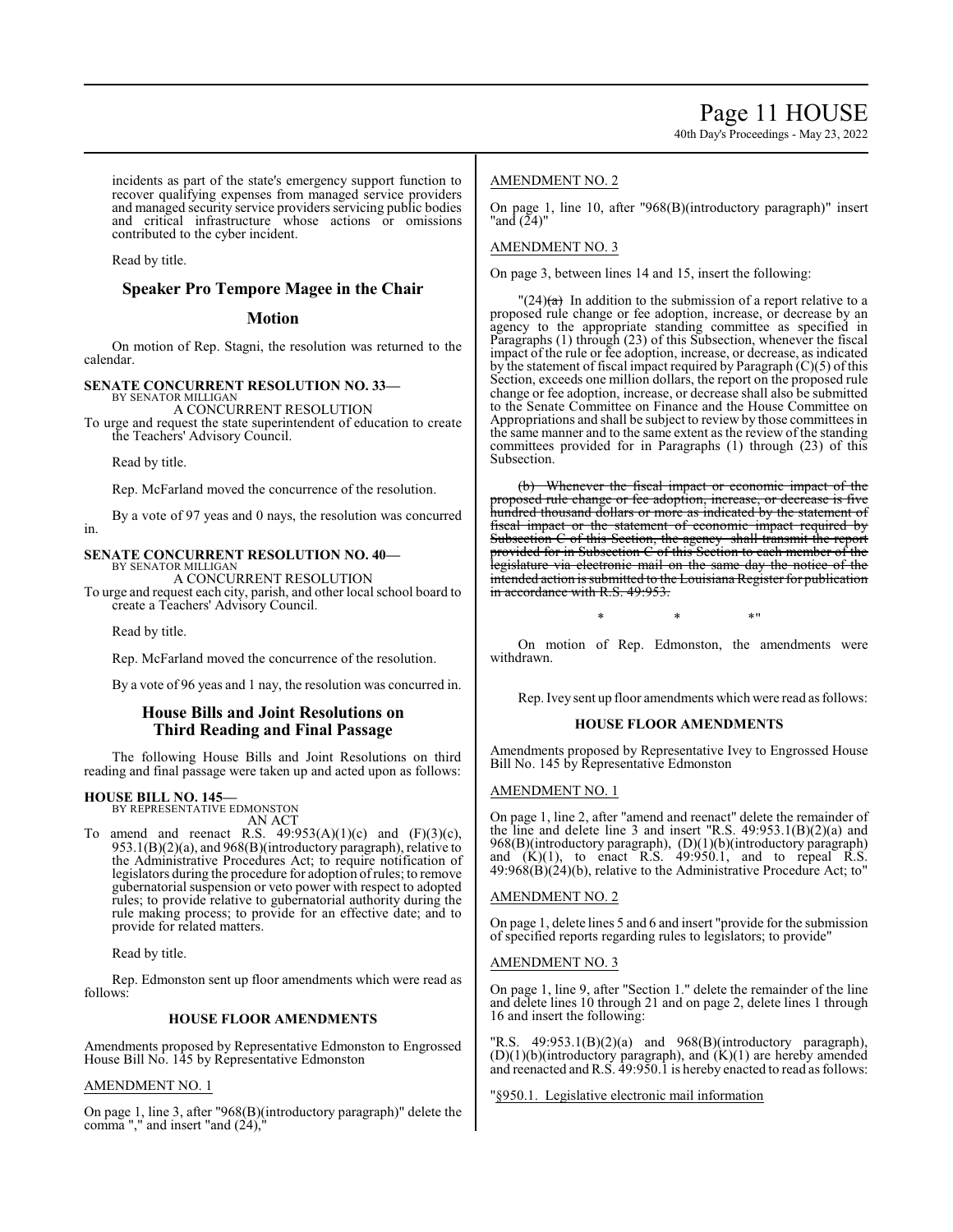incidents as part of the state's emergency support function to recover qualifying expenses from managed service providers and managed security service providers servicing public bodies and critical infrastructure whose actions or omissions contributed to the cyber incident.

Read by title.

## Speaker Pro Tempore Magee in the Chair

## Motion

On motion of Rep. Stagni, the resolution was returned to the calendar.

**SENATE CONCURRENT RESOLUTION NO. 33—**
BY SENATOR MILLIGAN
A CONCURRENT RESOLUTION
To urge and request the state superintendent of education to create the Teachers' Advisory Council.

Read by title.

Rep. McFarland moved the concurrence of the resolution.

By a vote of 97 yeas and 0 nays, the resolution was concurred in.

**SENATE CONCURRENT RESOLUTION NO. 40—**
BY SENATOR MILLIGAN
A CONCURRENT RESOLUTION
To urge and request each city, parish, and other local school board to create a Teachers' Advisory Council.

Read by title.

Rep. McFarland moved the concurrence of the resolution.

By a vote of 96 yeas and 1 nay, the resolution was concurred in.

## House Bills and Joint Resolutions on Third Reading and Final Passage

The following House Bills and Joint Resolutions on third reading and final passage were taken up and acted upon as follows:

**HOUSE BILL NO. 145—**
BY REPRESENTATIVE EDMONSTON
AN ACT
To amend and reenact R.S. 49:953(A)(1)(c) and (F)(3)(c), 953.1(B)(2)(a), and 968(B)(introductory paragraph), relative to the Administrative Procedures Act; to require notification of legislators during the procedure for adoption of rules; to remove gubernatorial suspension or veto power with respect to adopted rules; to provide relative to gubernatorial authority during the rule making process; to provide for an effective date; and to provide for related matters.

Read by title.

Rep. Edmonston sent up floor amendments which were read as follows:

### HOUSE FLOOR AMENDMENTS

Amendments proposed by Representative Edmonston to Engrossed House Bill No. 145 by Representative Edmonston

AMENDMENT NO. 1

On page 1, line 3, after "968(B)(introductory paragraph)" delete the comma "," and insert "and (24),"

AMENDMENT NO. 2

On page 1, line 10, after "968(B)(introductory paragraph)" insert "and (24)"

AMENDMENT NO. 3

On page 3, between lines 14 and 15, insert the following:

"(24)~~(a)~~ In addition to the submission of a report relative to a proposed rule change or fee adoption, increase, or decrease by an agency to the appropriate standing committee as specified in Paragraphs (1) through (23) of this Subsection, whenever the fiscal impact of the rule or fee adoption, increase, or decrease, as indicated by the statement of fiscal impact required by Paragraph (C)(5) of this Section, exceeds one million dollars, the report on the proposed rule change or fee adoption, increase, or decrease shall also be submitted to the Senate Committee on Finance and the House Committee on Appropriations and shall be subject to review by those committees in the same manner and to the same extent as the review of the standing committees provided for in Paragraphs (1) through (23) of this Subsection.

~~(b) Whenever the fiscal impact or economic impact of the proposed rule change or fee adoption, increase, or decrease is five hundred thousand dollars or more as indicated by the statement of fiscal impact or the statement of economic impact required by Subsection C of this Section, the agency shall transmit the report provided for in Subsection C of this Section to each member of the legislature via electronic mail on the same day the notice of the intended action is submitted to the Louisiana Register for publication in accordance with R.S. 49:953.~~

\* \* \*"

On motion of Rep. Edmonston, the amendments were withdrawn.

Rep. Ivey sent up floor amendments which were read as follows:

### HOUSE FLOOR AMENDMENTS

Amendments proposed by Representative Ivey to Engrossed House Bill No. 145 by Representative Edmonston

AMENDMENT NO. 1

On page 1, line 2, after "amend and reenact" delete the remainder of the line and delete line 3 and insert "R.S. 49:953.1(B)(2)(a) and 968(B)(introductory paragraph), (D)(1)(b)(introductory paragraph) and (K)(1), to enact R.S. 49:950.1, and to repeal R.S. 49:968(B)(24)(b), relative to the Administrative Procedure Act; to"

AMENDMENT NO. 2

On page 1, delete lines 5 and 6 and insert "provide for the submission of specified reports regarding rules to legislators; to provide"

AMENDMENT NO. 3

On page 1, line 9, after "Section 1." delete the remainder of the line and delete lines 10 through 21 and on page 2, delete lines 1 through 16 and insert the following:

"R.S. 49:953.1(B)(2)(a) and 968(B)(introductory paragraph), (D)(1)(b)(introductory paragraph), and (K)(1) are hereby amended and reenacted and R.S. 49:950.1 is hereby enacted to read as follows:

"<u>§950.1. Legislative electronic mail information</u>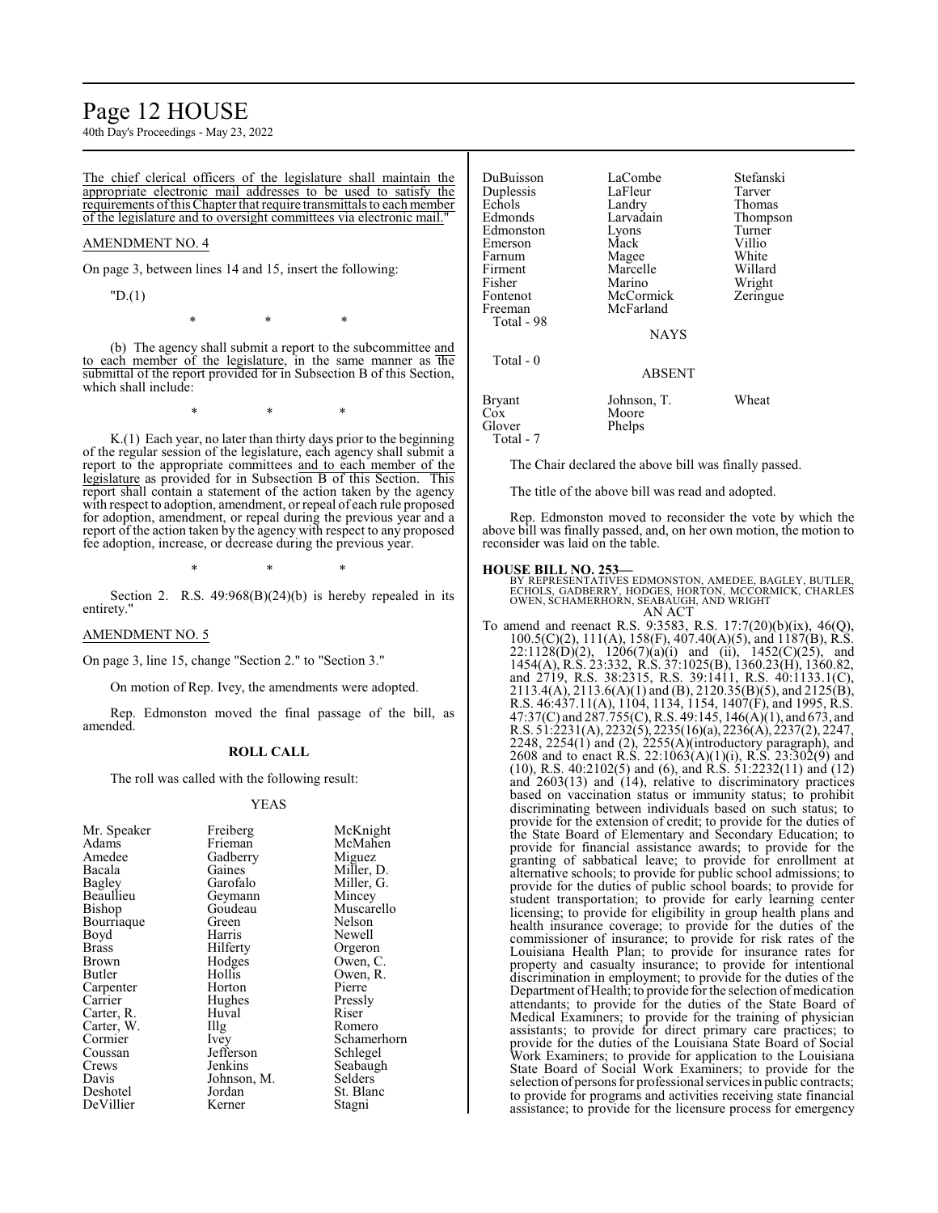The chief clerical officers of the legislature shall maintain the appropriate electronic mail addresses to be used to satisfy the requirements of this Chapter that require transmittals to each member of the legislature and to oversight committees via electronic mail."

AMENDMENT NO. 4

On page 3, between lines 14 and 15, insert the following:

"D.(1)

\* \* \*

(b) The agency shall submit a report to the subcommittee and to each member of the legislature, in the same manner as the submittal of the report provided for in Subsection B of this Section, which shall include:

\* \* \*

K.(1) Each year, no later than thirty days prior to the beginning of the regular session of the legislature, each agency shall submit a report to the appropriate committees and to each member of the legislature as provided for in Subsection B of this Section. This report shall contain a statement of the action taken by the agency with respect to adoption, amendment, or repeal of each rule proposed for adoption, amendment, or repeal during the previous year and a report of the action taken by the agency with respect to any proposed fee adoption, increase, or decrease during the previous year.

\* \* \*

Section 2. R.S. 49:968(B)(24)(b) is hereby repealed in its entirety."

AMENDMENT NO. 5

On page 3, line 15, change "Section 2." to "Section 3."

On motion of Rep. Ivey, the amendments were adopted.

Rep. Edmonston moved the final passage of the bill, as amended.

**ROLL CALL**

The roll was called with the following result:

YEAS

| | | |
|---|---|---|
| Mr. Speaker | Freiberg | McKnight |
| Adams | Frieman | McMahen |
| Amedee | Gadberry | Miguez |
| Bacala | Gaines | Miller, D. |
| Bagley | Garofalo | Miller, G. |
| Beaullieu | Geymann | Mincey |
| Bishop | Goudeau | Muscarello |
| Bourriaque | Green | Nelson |
| Boyd | Harris | Newell |
| Brass | Hilferty | Orgeron |
| Brown | Hodges | Owen, C. |
| Butler | Hollis | Owen, R. |
| Carpenter | Horton | Pierre |
| Carrier | Hughes | Pressly |
| Carter, R. | Huval | Riser |
| Carter, W. | Illg | Romero |
| Cormier | Ivey | Schamerhorn |
| Coussan | Jefferson | Schlegel |
| Crews | Jenkins | Seabaugh |
| Davis | Johnson, M. | Selders |
| Deshotel | Jordan | St. Blanc |
| DeVillier | Kerner | Stagni |
| DuBuisson | LaCombe | Stefanski |
| Duplessis | LaFleur | Tarver |
| Echols | Landry | Thomas |
| Edmonds | Larvadain | Thompson |
| Edmonston | Lyons | Turner |
| Emerson | Mack | Villio |
| Farnum | Magee | White |
| Firment | Marcelle | Willard |
| Fisher | Marino | Wright |
| Fontenot | McCormick | Zeringue |
| Freeman | McFarland | |

Total - 98

NAYS

Total - 0

ABSENT

| | | |
|---|---|---|
| Bryant | Johnson, T. | Wheat |
| Cox | Moore | |
| Glover | Phelps | |

Total - 7

The Chair declared the above bill was finally passed.

The title of the above bill was read and adopted.

Rep. Edmonston moved to reconsider the vote by which the above bill was finally passed, and, on her own motion, the motion to reconsider was laid on the table.

**HOUSE BILL NO. 253—**

BY REPRESENTATIVES EDMONSTON, AMEDEE, BAGLEY, BUTLER, ECHOLS, GADBERRY, HODGES, HORTON, MCCORMICK, CHARLES OWEN, SCHAMERHORN, SEABAUGH, AND WRIGHT

AN ACT

To amend and reenact R.S. 9:3583, R.S. 17:7(20)(b)(ix), 46(Q), 100.5(C)(2), 111(A), 158(F), 407.40(A)(5), and 1187(B), R.S. 22:1128(D)(2), 1206(7)(a)(i) and (ii), 1452(C)(25), and 1454(A), R.S. 23:332, R.S. 37:1025(B), 1360.23(H), 1360.82, and 2719, R.S. 38:2315, R.S. 39:1411, R.S. 40:1133.1(C), 2113.4(A), 2113.6(A)(1) and (B), 2120.35(B)(5), and 2125(B), R.S. 46:437.11(A), 1104, 1134, 1154, 1407(F), and 1995, R.S. 47:37(C) and 287.755(C), R.S. 49:145, 146(A)(1), and 673, and R.S. 51:2231(A), 2232(5), 2235(16)(a), 2236(A), 2237(2), 2247, 2248, 2254(1) and (2), 2255(A)(introductory paragraph), and 2608 and to enact R.S. 22:1063(A)(1)(i), R.S. 23:302(9) and (10), R.S. 40:2102(5) and (6), and R.S. 51:2232(11) and (12) and 2603(13) and (14), relative to discriminatory practices based on vaccination status or immunity status; to prohibit discriminating between individuals based on such status; to provide for the extension of credit; to provide for the duties of the State Board of Elementary and Secondary Education; to provide for financial assistance awards; to provide for the granting of sabbatical leave; to provide for enrollment at alternative schools; to provide for public school admissions; to provide for the duties of public school boards; to provide for student transportation; to provide for early learning center licensing; to provide for eligibility in group health plans and health insurance coverage; to provide for the duties of the commissioner of insurance; to provide for risk rates of the Louisiana Health Plan; to provide for insurance rates for property and casualty insurance; to provide for intentional discrimination in employment; to provide for the duties of the Department of Health; to provide for the selection of medication attendants; to provide for the duties of the State Board of Medical Examiners; to provide for the training of physician assistants; to provide for direct primary care practices; to provide for the duties of the Louisiana State Board of Social Work Examiners; to provide for application to the Louisiana State Board of Social Work Examiners; to provide for the selection of persons for professional services in public contracts; to provide for programs and activities receiving state financial assistance; to provide for the licensure process for emergency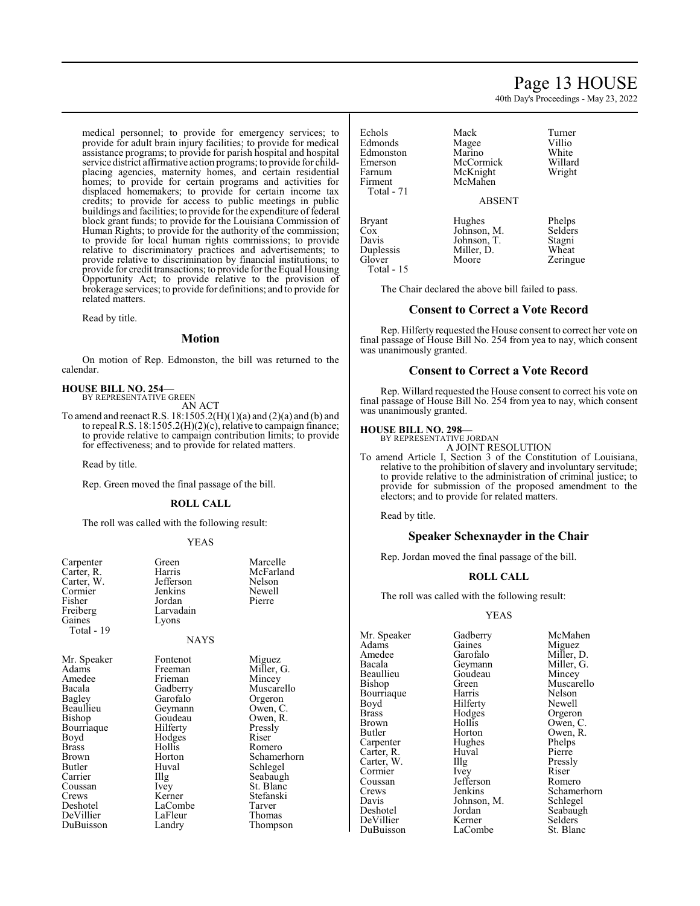medical personnel; to provide for emergency services; to provide for adult brain injury facilities; to provide for medical assistance programs; to provide for parish hospital and hospital service district affirmative action programs; to provide for child-placing agencies, maternity homes, and certain residential homes; to provide for certain programs and activities for displaced homemakers; to provide for certain income tax credits; to provide for access to public meetings in public buildings and facilities; to provide for the expenditure of federal block grant funds; to provide for the Louisiana Commission of Human Rights; to provide for the authority of the commission; to provide for local human rights commissions; to provide relative to discriminatory practices and advertisements; to provide relative to discrimination by financial institutions; to provide for credit transactions; to provide for the Equal Housing Opportunity Act; to provide relative to the provision of brokerage services; to provide for definitions; and to provide for related matters.

Read by title.

## Motion

On motion of Rep. Edmonston, the bill was returned to the calendar.

**HOUSE BILL NO. 254—**
BY REPRESENTATIVE GREEN
AN ACT

To amend and reenact R.S. 18:1505.2(H)(1)(a) and (2)(a) and (b) and to repeal R.S. 18:1505.2(H)(2)(c), relative to campaign finance; to provide relative to campaign contribution limits; to provide for effectiveness; and to provide for related matters.

Read by title.

Rep. Green moved the final passage of the bill.

**ROLL CALL**

The roll was called with the following result:

YEAS

| | | |
|---|---|---|
| Carpenter | Green | Marcelle |
| Carter, R. | Harris | McFarland |
| Carter, W. | Jefferson | Nelson |
| Cormier | Jenkins | Newell |
| Fisher | Jordan | Pierre |
| Freiberg | Larvadain | |
| Gaines | Lyons | |
| Total - 19 | | |

NAYS

| | | |
|---|---|---|
| Mr. Speaker | Fontenot | Miguez |
| Adams | Freeman | Miller, G. |
| Amedee | Frieman | Mincey |
| Bacala | Gadberry | Muscarello |
| Bagley | Garofalo | Orgeron |
| Beaullieu | Geymann | Owen, C. |
| Bishop | Goudeau | Owen, R. |
| Bourriaque | Hilferty | Pressly |
| Boyd | Hodges | Riser |
| Brass | Hollis | Romero |
| Brown | Horton | Schamerhorn |
| Butler | Huval | Schlegel |
| Carrier | Illg | Seabaugh |
| Coussan | Ivey | St. Blanc |
| Crews | Kerner | Stefanski |
| Deshotel | LaCombe | Tarver |
| DeVillier | LaFleur | Thomas |
| DuBuisson | Landry | Thompson |
| Echols | Mack | Turner |
| Edmonds | Magee | Villio |
| Edmonston | Marino | White |
| Emerson | McCormick | Willard |
| Farnum | McKnight | Wright |
| Firment | McMahen | |
| Total - 71 | | |

ABSENT

| | | |
|---|---|---|
| Bryant | Hughes | Phelps |
| Cox | Johnson, M. | Selders |
| Davis | Johnson, T. | Stagni |
| Duplessis | Miller, D. | Wheat |
| Glover | Moore | Zeringue |
| Total - 15 | | |

The Chair declared the above bill failed to pass.

## Consent to Correct a Vote Record

Rep. Hilferty requested the House consent to correct her vote on final passage of House Bill No. 254 from yea to nay, which consent was unanimously granted.

## Consent to Correct a Vote Record

Rep. Willard requested the House consent to correct his vote on final passage of House Bill No. 254 from yea to nay, which consent was unanimously granted.

**HOUSE BILL NO. 298—**
BY REPRESENTATIVE JORDAN
A JOINT RESOLUTION

To amend Article I, Section 3 of the Constitution of Louisiana, relative to the prohibition of slavery and involuntary servitude; to provide relative to the administration of criminal justice; to provide for submission of the proposed amendment to the electors; and to provide for related matters.

Read by title.

## Speaker Schexnayder in the Chair

Rep. Jordan moved the final passage of the bill.

**ROLL CALL**

The roll was called with the following result:

YEAS

| | | |
|---|---|---|
| Mr. Speaker | Gadberry | McMahen |
| Adams | Gaines | Miguez |
| Amedee | Garofalo | Miller, D. |
| Bacala | Geymann | Miller, G. |
| Beaullieu | Goudeau | Mincey |
| Bishop | Green | Muscarello |
| Bourriaque | Harris | Nelson |
| Boyd | Hilferty | Newell |
| Brass | Hodges | Orgeron |
| Brown | Hollis | Owen, C. |
| Butler | Horton | Owen, R. |
| Carpenter | Hughes | Phelps |
| Carter, R. | Huval | Pierre |
| Carter, W. | Illg | Pressly |
| Cormier | Ivey | Riser |
| Coussan | Jefferson | Romero |
| Crews | Jenkins | Schamerhorn |
| Davis | Johnson, M. | Schlegel |
| Deshotel | Jordan | Seabaugh |
| DeVillier | Kerner | Selders |
| DuBuisson | LaCombe | St. Blanc |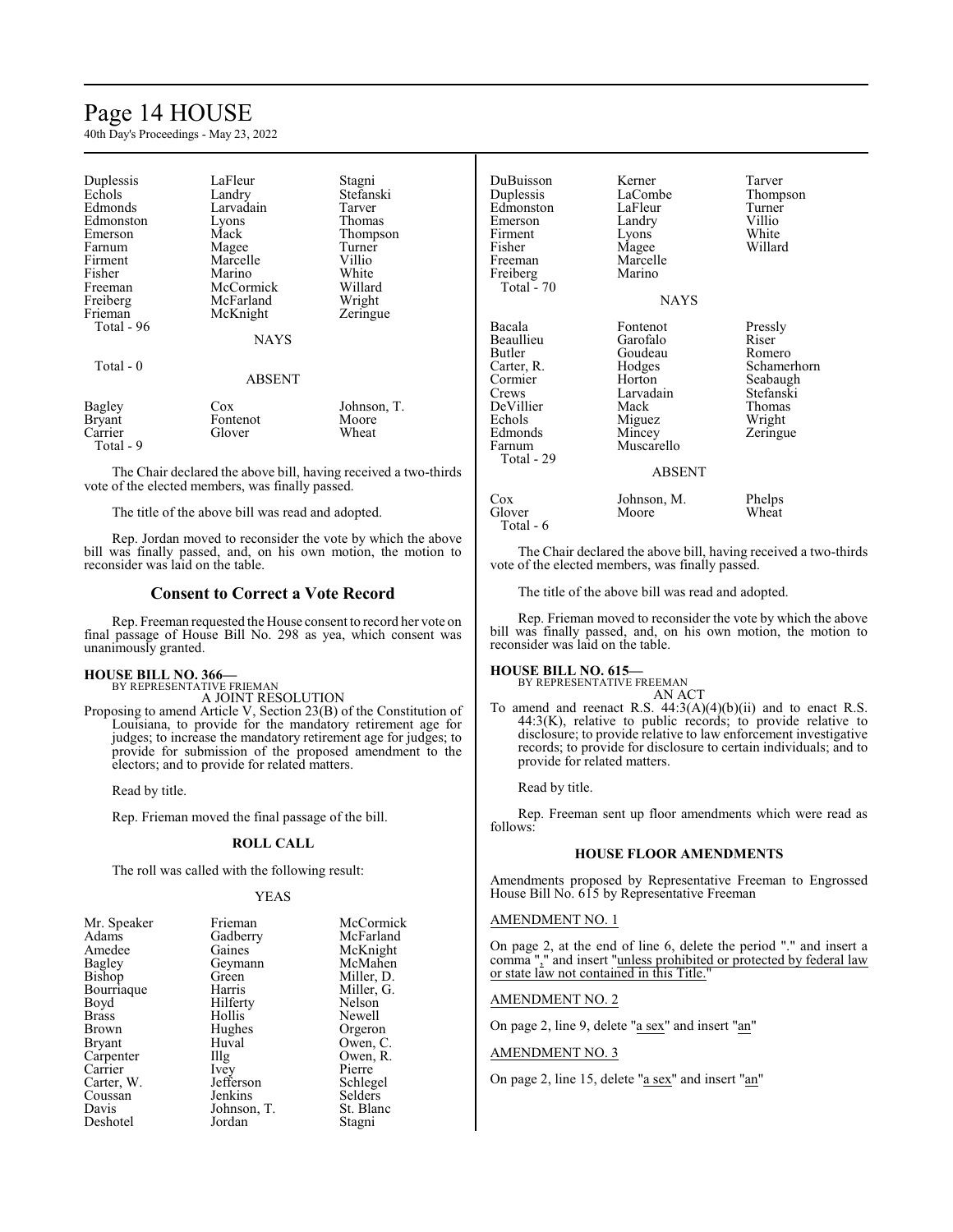| | | |
|---|---|---|
| Duplessis | LaFleur | Stagni |
| Echols | Landry | Stefanski |
| Edmonds | Larvadain | Tarver |
| Edmonston | Lyons | Thomas |
| Emerson | Mack | Thompson |
| Farnum | Magee | Turner |
| Firment | Marcelle | Villio |
| Fisher | Marino | White |
| Freeman | McCormick | Willard |
| Freiberg | McFarland | Wright |
| Frieman | McKnight | Zeringue |
| Total - 96 | | |

NAYS

Total - 0

ABSENT

| | | |
|---|---|---|
| Bagley | Cox | Johnson, T. |
| Bryant | Fontenot | Moore |
| Carrier | Glover | Wheat |
| Total - 9 | | |

The Chair declared the above bill, having received a two-thirds vote of the elected members, was finally passed.

The title of the above bill was read and adopted.

Rep. Jordan moved to reconsider the vote by which the above bill was finally passed, and, on his own motion, the motion to reconsider was laid on the table.

## Consent to Correct a Vote Record

Rep. Freeman requested the House consent to record her vote on final passage of House Bill No. 298 as yea, which consent was unanimously granted.

**HOUSE BILL NO. 366—**
BY REPRESENTATIVE FRIEMAN
A JOINT RESOLUTION

Proposing to amend Article V, Section 23(B) of the Constitution of Louisiana, to provide for the mandatory retirement age for judges; to increase the mandatory retirement age for judges; to provide for submission of the proposed amendment to the electors; and to provide for related matters.

Read by title.

Rep. Frieman moved the final passage of the bill.

### ROLL CALL

The roll was called with the following result:

YEAS

| | | |
|---|---|---|
| Mr. Speaker | Frieman | McCormick |
| Adams | Gadberry | McFarland |
| Amedee | Gaines | McKnight |
| Bagley | Geymann | McMahen |
| Bishop | Green | Miller, D. |
| Bourriaque | Harris | Miller, G. |
| Boyd | Hilferty | Nelson |
| Brass | Hollis | Newell |
| Brown | Hughes | Orgeron |
| Bryant | Huval | Owen, C. |
| Carpenter | Illg | Owen, R. |
| Carrier | Ivey | Pierre |
| Carter, W. | Jefferson | Schlegel |
| Coussan | Jenkins | Selders |
| Davis | Johnson, T. | St. Blanc |
| Deshotel | Jordan | Stagni |
| DuBuisson | Kerner | Tarver |
| Duplessis | LaCombe | Thompson |
| Edmonston | LaFleur | Turner |
| Emerson | Landry | Villio |
| Firment | Lyons | White |
| Fisher | Magee | Willard |
| Freeman | Marcelle | |
| Freiberg | Marino | |
| Total - 70 | | |

NAYS

| | | |
|---|---|---|
| Bacala | Fontenot | Pressly |
| Beaullieu | Garofalo | Riser |
| Butler | Goudeau | Romero |
| Carter, R. | Hodges | Schamerhorn |
| Cormier | Horton | Seabaugh |
| Crews | Larvadain | Stefanski |
| DeVillier | Mack | Thomas |
| Echols | Miguez | Wright |
| Edmonds | Mincey | Zeringue |
| Farnum | Muscarello | |
| Total - 29 | | |

ABSENT

| | | |
|---|---|---|
| Cox | Johnson, M. | Phelps |
| Glover | Moore | Wheat |
| Total - 6 | | |

The Chair declared the above bill, having received a two-thirds vote of the elected members, was finally passed.

The title of the above bill was read and adopted.

Rep. Frieman moved to reconsider the vote by which the above bill was finally passed, and, on his own motion, the motion to reconsider was laid on the table.

**HOUSE BILL NO. 615—**
BY REPRESENTATIVE FREEMAN
AN ACT

To amend and reenact R.S. 44:3(A)(4)(b)(ii) and to enact R.S. 44:3(K), relative to public records; to provide relative to disclosure; to provide relative to law enforcement investigative records; to provide for disclosure to certain individuals; and to provide for related matters.

Read by title.

Rep. Freeman sent up floor amendments which were read as follows:

### HOUSE FLOOR AMENDMENTS

Amendments proposed by Representative Freeman to Engrossed House Bill No. 615 by Representative Freeman

AMENDMENT NO. 1

On page 2, at the end of line 6, delete the period "." and insert a comma "," and insert "unless prohibited or protected by federal law or state law not contained in this Title."

AMENDMENT NO. 2

On page 2, line 9, delete "a sex" and insert "an"

AMENDMENT NO. 3

On page 2, line 15, delete "a sex" and insert "an"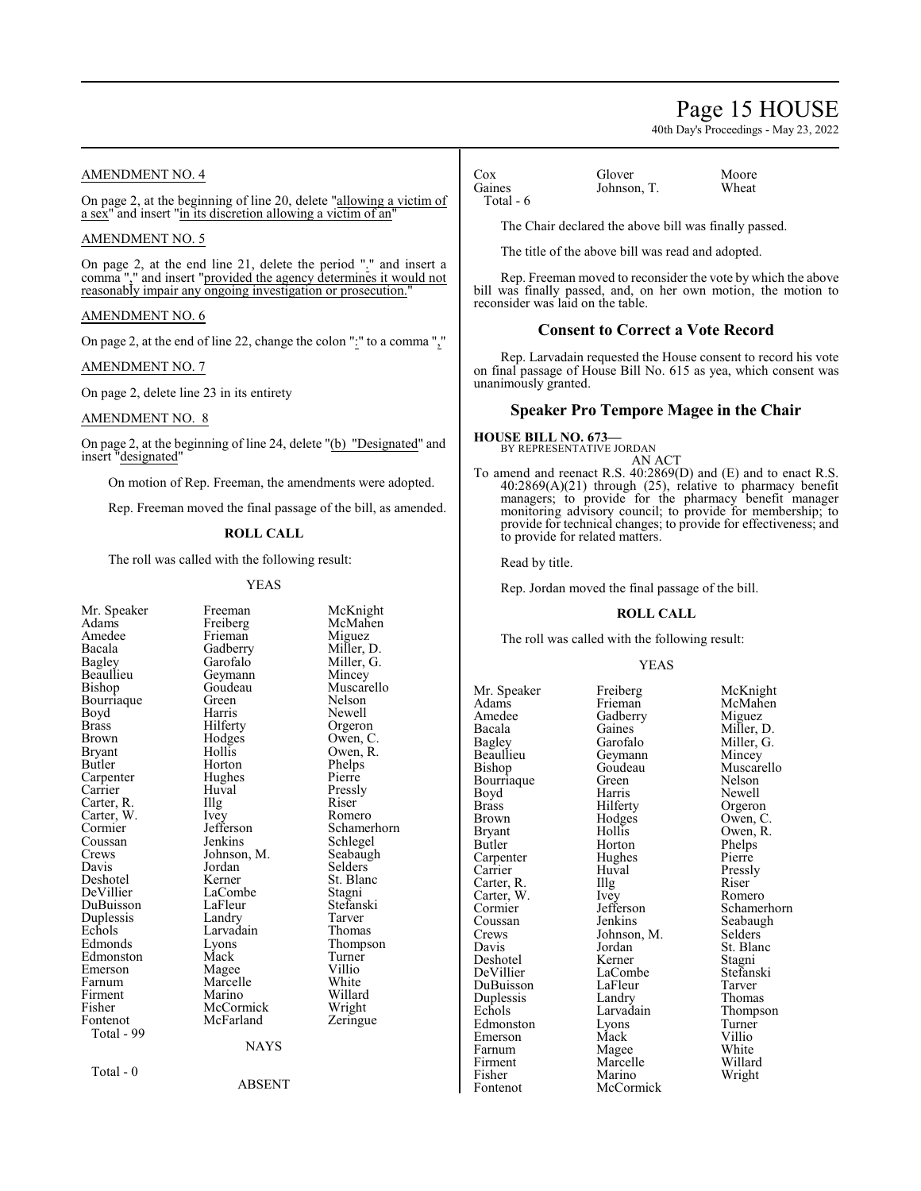AMENDMENT NO. 4

On page 2, at the beginning of line 20, delete "allowing a victim of a sex" and insert "in its discretion allowing a victim of an"

AMENDMENT NO. 5

On page 2, at the end line 21, delete the period "." and insert a comma "," and insert "provided the agency determines it would not reasonably impair any ongoing investigation or prosecution."

AMENDMENT NO. 6

On page 2, at the end of line 22, change the colon ":" to a comma ","

AMENDMENT NO. 7

On page 2, delete line 23 in its entirety

AMENDMENT NO. 8

On page 2, at the beginning of line 24, delete "(b) "Designated" and insert "designated"

On motion of Rep. Freeman, the amendments were adopted.

Rep. Freeman moved the final passage of the bill, as amended.

**ROLL CALL**

The roll was called with the following result:

YEAS

| | | |
|---|---|---|
| Mr. Speaker | Freeman | McKnight |
| Adams | Freiberg | McMahen |
| Amedee | Frieman | Miguez |
| Bacala | Gadberry | Miller, D. |
| Bagley | Garofalo | Miller, G. |
| Beaullieu | Geymann | Mincey |
| Bishop | Goudeau | Muscarello |
| Bourriaque | Green | Nelson |
| Boyd | Harris | Newell |
| Brass | Hilferty | Orgeron |
| Brown | Hodges | Owen, C. |
| Bryant | Hollis | Owen, R. |
| Butler | Horton | Phelps |
| Carpenter | Hughes | Pierre |
| Carrier | Huval | Pressly |
| Carter, R. | Illg | Riser |
| Carter, W. | Ivey | Romero |
| Cormier | Jefferson | Schamerhorn |
| Coussan | Jenkins | Schlegel |
| Crews | Johnson, M. | Seabaugh |
| Davis | Jordan | Selders |
| Deshotel | Kerner | St. Blanc |
| DeVillier | LaCombe | Stagni |
| DuBuisson | LaFleur | Stefanski |
| Duplessis | Landry | Tarver |
| Echols | Larvadain | Thomas |
| Edmonds | Lyons | Thompson |
| Edmonston | Mack | Turner |
| Emerson | Magee | Villio |
| Farnum | Marcelle | White |
| Firment | Marino | Willard |
| Fisher | McCormick | Wright |
| Fontenot | McFarland | Zeringue |

Total - 99

NAYS

Total - 0

ABSENT

| | | |
|---|---|---|
| Cox | Glover | Moore |
| Gaines | Johnson, T. | Wheat |

Total - 6

The Chair declared the above bill was finally passed.

The title of the above bill was read and adopted.

Rep. Freeman moved to reconsider the vote by which the above bill was finally passed, and, on her own motion, the motion to reconsider was laid on the table.

## Consent to Correct a Vote Record

Rep. Larvadain requested the House consent to record his vote on final passage of House Bill No. 615 as yea, which consent was unanimously granted.

## Speaker Pro Tempore Magee in the Chair

**HOUSE BILL NO. 673—**
BY REPRESENTATIVE JORDAN
AN ACT

To amend and reenact R.S. 40:2869(D) and (E) and to enact R.S. 40:2869(A)(21) through (25), relative to pharmacy benefit managers; to provide for the pharmacy benefit manager monitoring advisory council; to provide for membership; to provide for technical changes; to provide for effectiveness; and to provide for related matters.

Read by title.

Rep. Jordan moved the final passage of the bill.

**ROLL CALL**

The roll was called with the following result:

YEAS

| | | |
|---|---|---|
| Mr. Speaker | Freiberg | McKnight |
| Adams | Frieman | McMahen |
| Amedee | Gadberry | Miguez |
| Bacala | Gaines | Miller, D. |
| Bagley | Garofalo | Miller, G. |
| Beaullieu | Geymann | Mincey |
| Bishop | Goudeau | Muscarello |
| Bourriaque | Green | Nelson |
| Boyd | Harris | Newell |
| Brass | Hilferty | Orgeron |
| Brown | Hodges | Owen, C. |
| Bryant | Hollis | Owen, R. |
| Butler | Horton | Phelps |
| Carpenter | Hughes | Pierre |
| Carrier | Huval | Pressly |
| Carter, R. | Illg | Riser |
| Carter, W. | Ivey | Romero |
| Cormier | Jefferson | Schamerhorn |
| Coussan | Jenkins | Seabaugh |
| Crews | Johnson, M. | Selders |
| Davis | Jordan | St. Blanc |
| Deshotel | Kerner | Stagni |
| DeVillier | LaCombe | Stefanski |
| DuBuisson | LaFleur | Tarver |
| Duplessis | Landry | Thomas |
| Echols | Larvadain | Thompson |
| Edmonston | Lyons | Turner |
| Emerson | Mack | Villio |
| Farnum | Magee | White |
| Firment | Marcelle | Willard |
| Fisher | Marino | Wright |
| Fontenot | McCormick | |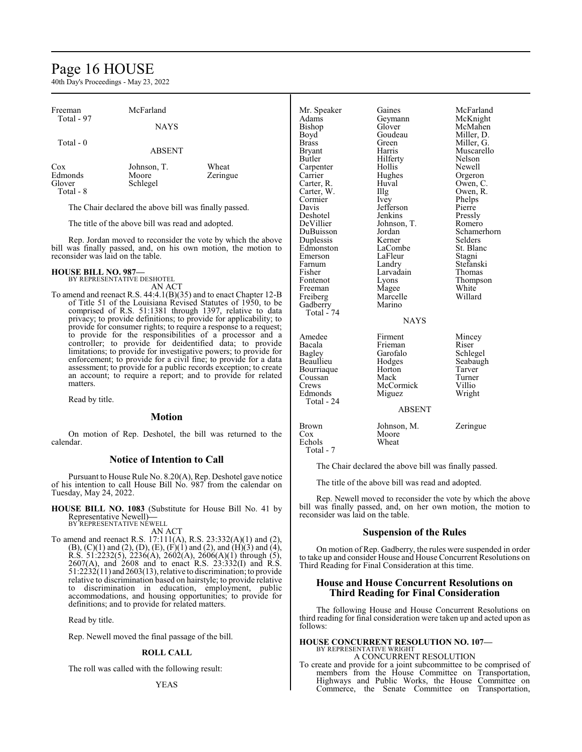| | |
|---|---|
| Freeman | McFarland |
| Total - 97 | |

NAYS

Total - 0

ABSENT

| | | |
|---|---|---|
| Cox | Johnson, T. | Wheat |
| Edmonds | Moore | Zeringue |
| Glover | Schlegel | |
| Total - 8 | | |

The Chair declared the above bill was finally passed.

The title of the above bill was read and adopted.

Rep. Jordan moved to reconsider the vote by which the above bill was finally passed, and, on his own motion, the motion to reconsider was laid on the table.

**HOUSE BILL NO. 987—**
BY REPRESENTATIVE DESHOTEL
AN ACT

To amend and reenact R.S. 44:4.1(B)(35) and to enact Chapter 12-B of Title 51 of the Louisiana Revised Statutes of 1950, to be comprised of R.S. 51:1381 through 1397, relative to data privacy; to provide definitions; to provide for applicability; to provide for consumer rights; to require a response to a request; to provide for the responsibilities of a processor and a controller; to provide for deidentified data; to provide limitations; to provide for investigative powers; to provide for enforcement; to provide for a civil fine; to provide for a data assessment; to provide for a public records exception; to create an account; to require a report; and to provide for related matters.

Read by title.

## Motion

On motion of Rep. Deshotel, the bill was returned to the calendar.

## Notice of Intention to Call

Pursuant to House Rule No. 8.20(A), Rep. Deshotel gave notice of his intention to call House Bill No. 987 from the calendar on Tuesday, May 24, 2022.

**HOUSE BILL NO. 1083** (Substitute for House Bill No. 41 by Representative Newell)**—**
BY REPRESENTATIVE NEWELL
AN ACT

To amend and reenact R.S. 17:111(A), R.S. 23:332(A)(1) and (2), (B), (C)(1) and (2), (D), (E), (F)(1) and (2), and (H)(3) and (4), R.S. 51:2232(5), 2236(A), 2602(A), 2606(A)(1) through (5), 2607(A), and 2608 and to enact R.S. 23:332(I) and R.S. 51:2232(11) and 2603(13), relative to discrimination; to provide relative to discrimination based on hairstyle; to provide relative to discrimination in education, employment, public accommodations, and housing opportunities; to provide for definitions; and to provide for related matters.

Read by title.

Rep. Newell moved the final passage of the bill.

**ROLL CALL**

The roll was called with the following result:

YEAS

| | | |
|---|---|---|
| Mr. Speaker | Gaines | McFarland |
| Adams | Geymann | McKnight |
| Bishop | Glover | McMahen |
| Boyd | Goudeau | Miller, D. |
| Brass | Green | Miller, G. |
| Bryant | Harris | Muscarello |
| Butler | Hilferty | Nelson |
| Carpenter | Hollis | Newell |
| Carrier | Hughes | Orgeron |
| Carter, R. | Huval | Owen, C. |
| Carter, W. | Illg | Owen, R. |
| Cormier | Ivey | Phelps |
| Davis | Jefferson | Pierre |
| Deshotel | Jenkins | Pressly |
| DeVillier | Johnson, T. | Romero |
| DuBuisson | Jordan | Schamerhorn |
| Duplessis | Kerner | Selders |
| Edmonston | LaCombe | St. Blanc |
| Emerson | LaFleur | Stagni |
| Farnum | Landry | Stefanski |
| Fisher | Larvadain | Thomas |
| Fontenot | Lyons | Thompson |
| Freeman | Magee | White |
| Freiberg | Marcelle | Willard |
| Gadberry | Marino | |
| Total - 74 | | |

NAYS

| | | |
|---|---|---|
| Amedee | Firment | Mincey |
| Bacala | Frieman | Riser |
| Bagley | Garofalo | Schlegel |
| Beaullieu | Hodges | Seabaugh |
| Bourriaque | Horton | Tarver |
| Coussan | Mack | Turner |
| Crews | McCormick | Villio |
| Edmonds | Miguez | Wright |
| Total - 24 | | |

ABSENT

| | | |
|---|---|---|
| Brown | Johnson, M. | Zeringue |
| Cox | Moore | |
| Echols | Wheat | |
| Total - 7 | | |

The Chair declared the above bill was finally passed.

The title of the above bill was read and adopted.

Rep. Newell moved to reconsider the vote by which the above bill was finally passed, and, on her own motion, the motion to reconsider was laid on the table.

## Suspension of the Rules

On motion of Rep. Gadberry, the rules were suspended in order to take up and consider House and House Concurrent Resolutions on Third Reading for Final Consideration at this time.

## House and House Concurrent Resolutions on Third Reading for Final Consideration

The following House and House Concurrent Resolutions on third reading for final consideration were taken up and acted upon as follows:

**HOUSE CONCURRENT RESOLUTION NO. 107—**
BY REPRESENTATIVE WRIGHT
A CONCURRENT RESOLUTION

To create and provide for a joint subcommittee to be comprised of members from the House Committee on Transportation, Highways and Public Works, the House Committee on Commerce, the Senate Committee on Transportation,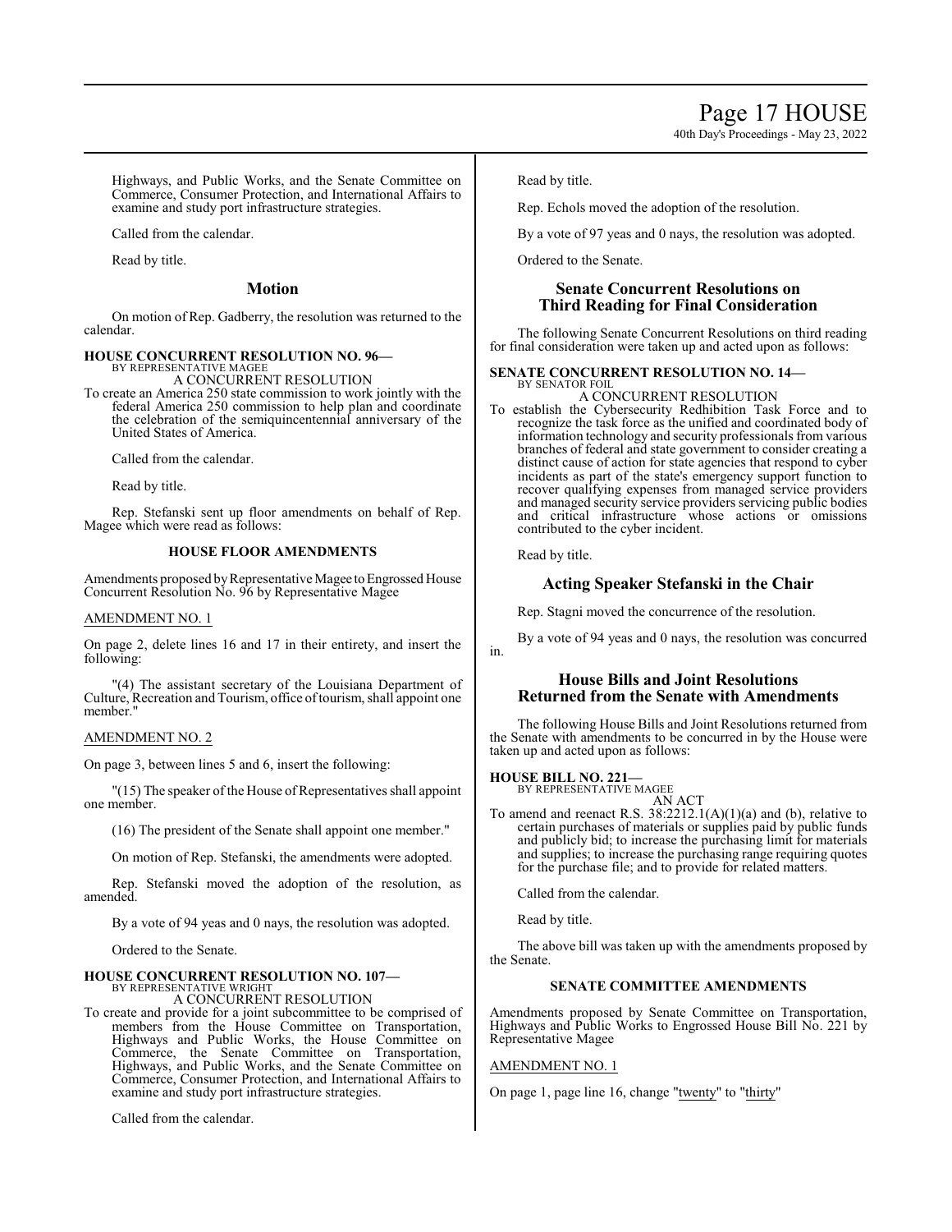Highways, and Public Works, and the Senate Committee on Commerce, Consumer Protection, and International Affairs to examine and study port infrastructure strategies.

Called from the calendar.

Read by title.

## Motion

On motion of Rep. Gadberry, the resolution was returned to the calendar.

**HOUSE CONCURRENT RESOLUTION NO. 96—**
BY REPRESENTATIVE MAGEE
A CONCURRENT RESOLUTION

To create an America 250 state commission to work jointly with the federal America 250 commission to help plan and coordinate the celebration of the semiquincentennial anniversary of the United States of America.

Called from the calendar.

Read by title.

Rep. Stefanski sent up floor amendments on behalf of Rep. Magee which were read as follows:

**HOUSE FLOOR AMENDMENTS**

Amendments proposed by Representative Magee to Engrossed House Concurrent Resolution No. 96 by Representative Magee

AMENDMENT NO. 1

On page 2, delete lines 16 and 17 in their entirety, and insert the following:

"(4) The assistant secretary of the Louisiana Department of Culture, Recreation and Tourism, office of tourism, shall appoint one member."

AMENDMENT NO. 2

On page 3, between lines 5 and 6, insert the following:

"(15) The speaker of the House of Representatives shall appoint one member.

(16) The president of the Senate shall appoint one member."

On motion of Rep. Stefanski, the amendments were adopted.

Rep. Stefanski moved the adoption of the resolution, as amended.

By a vote of 94 yeas and 0 nays, the resolution was adopted.

Ordered to the Senate.

**HOUSE CONCURRENT RESOLUTION NO. 107—**
BY REPRESENTATIVE WRIGHT
A CONCURRENT RESOLUTION

To create and provide for a joint subcommittee to be comprised of members from the House Committee on Transportation, Highways and Public Works, the House Committee on Commerce, the Senate Committee on Transportation, Highways, and Public Works, and the Senate Committee on Commerce, Consumer Protection, and International Affairs to examine and study port infrastructure strategies.

Called from the calendar.

Read by title.

Rep. Echols moved the adoption of the resolution.

By a vote of 97 yeas and 0 nays, the resolution was adopted.

Ordered to the Senate.

## Senate Concurrent Resolutions on Third Reading for Final Consideration

The following Senate Concurrent Resolutions on third reading for final consideration were taken up and acted upon as follows:

**SENATE CONCURRENT RESOLUTION NO. 14—**
BY SENATOR FOIL
A CONCURRENT RESOLUTION

To establish the Cybersecurity Redhibition Task Force and to recognize the task force as the unified and coordinated body of information technology and security professionals from various branches of federal and state government to consider creating a distinct cause of action for state agencies that respond to cyber incidents as part of the state's emergency support function to recover qualifying expenses from managed service providers and managed security service providers servicing public bodies and critical infrastructure whose actions or omissions contributed to the cyber incident.

Read by title.

## Acting Speaker Stefanski in the Chair

Rep. Stagni moved the concurrence of the resolution.

By a vote of 94 yeas and 0 nays, the resolution was concurred in.

## House Bills and Joint Resolutions Returned from the Senate with Amendments

The following House Bills and Joint Resolutions returned from the Senate with amendments to be concurred in by the House were taken up and acted upon as follows:

**HOUSE BILL NO. 221—**
BY REPRESENTATIVE MAGEE
AN ACT

To amend and reenact R.S. 38:2212.1(A)(1)(a) and (b), relative to certain purchases of materials or supplies paid by public funds and publicly bid; to increase the purchasing limit for materials and supplies; to increase the purchasing range requiring quotes for the purchase file; and to provide for related matters.

Called from the calendar.

Read by title.

The above bill was taken up with the amendments proposed by the Senate.

**SENATE COMMITTEE AMENDMENTS**

Amendments proposed by Senate Committee on Transportation, Highways and Public Works to Engrossed House Bill No. 221 by Representative Magee

AMENDMENT NO. 1

On page 1, page line 16, change "twenty" to "thirty"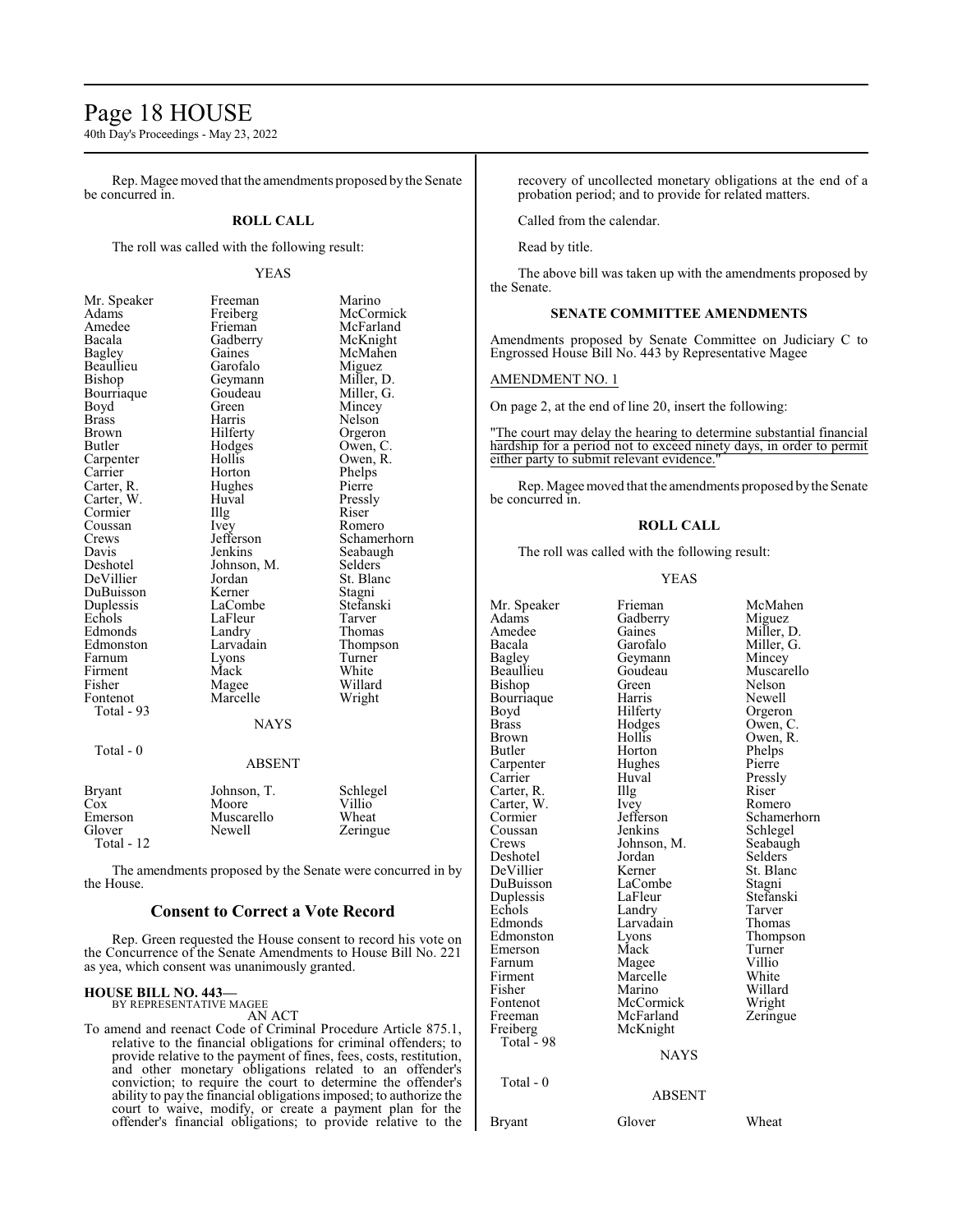Rep. Magee moved that the amendments proposed by the Senate be concurred in.

**ROLL CALL**

The roll was called with the following result:

YEAS

| | | |
|---|---|---|
| Mr. Speaker | Freeman | Marino |
| Adams | Freiberg | McCormick |
| Amedee | Frieman | McFarland |
| Bacala | Gadberry | McKnight |
| Bagley | Gaines | McMahen |
| Beaullieu | Garofalo | Miguez |
| Bishop | Geymann | Miller, D. |
| Bourriaque | Goudeau | Miller, G. |
| Boyd | Green | Mincey |
| Brass | Harris | Nelson |
| Brown | Hilferty | Orgeron |
| Butler | Hodges | Owen, C. |
| Carpenter | Hollis | Owen, R. |
| Carrier | Horton | Phelps |
| Carter, R. | Hughes | Pierre |
| Carter, W. | Huval | Pressly |
| Cormier | Illg | Riser |
| Coussan | Ivey | Romero |
| Crews | Jefferson | Schamerhorn |
| Davis | Jenkins | Seabaugh |
| Deshotel | Johnson, M. | Selders |
| DeVillier | Jordan | St. Blanc |
| DuBuisson | Kerner | Stagni |
| Duplessis | LaCombe | Stefanski |
| Echols | LaFleur | Tarver |
| Edmonds | Landry | Thomas |
| Edmonston | Larvadain | Thompson |
| Farnum | Lyons | Turner |
| Firment | Mack | White |
| Fisher | Magee | Willard |
| Fontenot | Marcelle | Wright |

Total - 93

NAYS

Total - 0

ABSENT

| | | |
|---|---|---|
| Bryant | Johnson, T. | Schlegel |
| Cox | Moore | Villio |
| Emerson | Muscarello | Wheat |
| Glover | Newell | Zeringue |

Total - 12

The amendments proposed by the Senate were concurred in by the House.

## Consent to Correct a Vote Record

Rep. Green requested the House consent to record his vote on the Concurrence of the Senate Amendments to House Bill No. 221 as yea, which consent was unanimously granted.

**HOUSE BILL NO. 443—**
BY REPRESENTATIVE MAGEE

AN ACT

To amend and reenact Code of Criminal Procedure Article 875.1, relative to the financial obligations for criminal offenders; to provide relative to the payment of fines, fees, costs, restitution, and other monetary obligations related to an offender's conviction; to require the court to determine the offender's ability to pay the financial obligations imposed; to authorize the court to waive, modify, or create a payment plan for the offender's financial obligations; to provide relative to the recovery of uncollected monetary obligations at the end of a probation period; and to provide for related matters.

Called from the calendar.

Read by title.

The above bill was taken up with the amendments proposed by the Senate.

**SENATE COMMITTEE AMENDMENTS**

Amendments proposed by Senate Committee on Judiciary C to Engrossed House Bill No. 443 by Representative Magee

AMENDMENT NO. 1

On page 2, at the end of line 20, insert the following:

"The court may delay the hearing to determine substantial financial hardship for a period not to exceed ninety days, in order to permit either party to submit relevant evidence."

Rep. Magee moved that the amendments proposed by the Senate be concurred in.

**ROLL CALL**

The roll was called with the following result:

YEAS

| | | |
|---|---|---|
| Mr. Speaker | Frieman | McMahen |
| Adams | Gadberry | Miguez |
| Amedee | Gaines | Miller, D. |
| Bacala | Garofalo | Miller, G. |
| Bagley | Geymann | Mincey |
| Beaullieu | Goudeau | Muscarello |
| Bishop | Green | Nelson |
| Bourriaque | Harris | Newell |
| Boyd | Hilferty | Orgeron |
| Brass | Hodges | Owen, C. |
| Brown | Hollis | Owen, R. |
| Butler | Horton | Phelps |
| Carpenter | Hughes | Pierre |
| Carrier | Huval | Pressly |
| Carter, R. | Illg | Riser |
| Carter, W. | Ivey | Romero |
| Cormier | Jefferson | Schamerhorn |
| Coussan | Jenkins | Schlegel |
| Crews | Johnson, M. | Seabaugh |
| Deshotel | Jordan | Selders |
| DeVillier | Kerner | St. Blanc |
| DuBuisson | LaCombe | Stagni |
| Duplessis | LaFleur | Stefanski |
| Echols | Landry | Tarver |
| Edmonds | Larvadain | Thomas |
| Edmonston | Lyons | Thompson |
| Emerson | Mack | Turner |
| Farnum | Magee | Villio |
| Firment | Marcelle | White |
| Fisher | Marino | Willard |
| Fontenot | McCormick | Wright |
| Freeman | McFarland | Zeringue |
| Freiberg | McKnight | |

Total - 98

NAYS

Total - 0

ABSENT

| | | |
|---|---|---|
| Bryant | Glover | Wheat |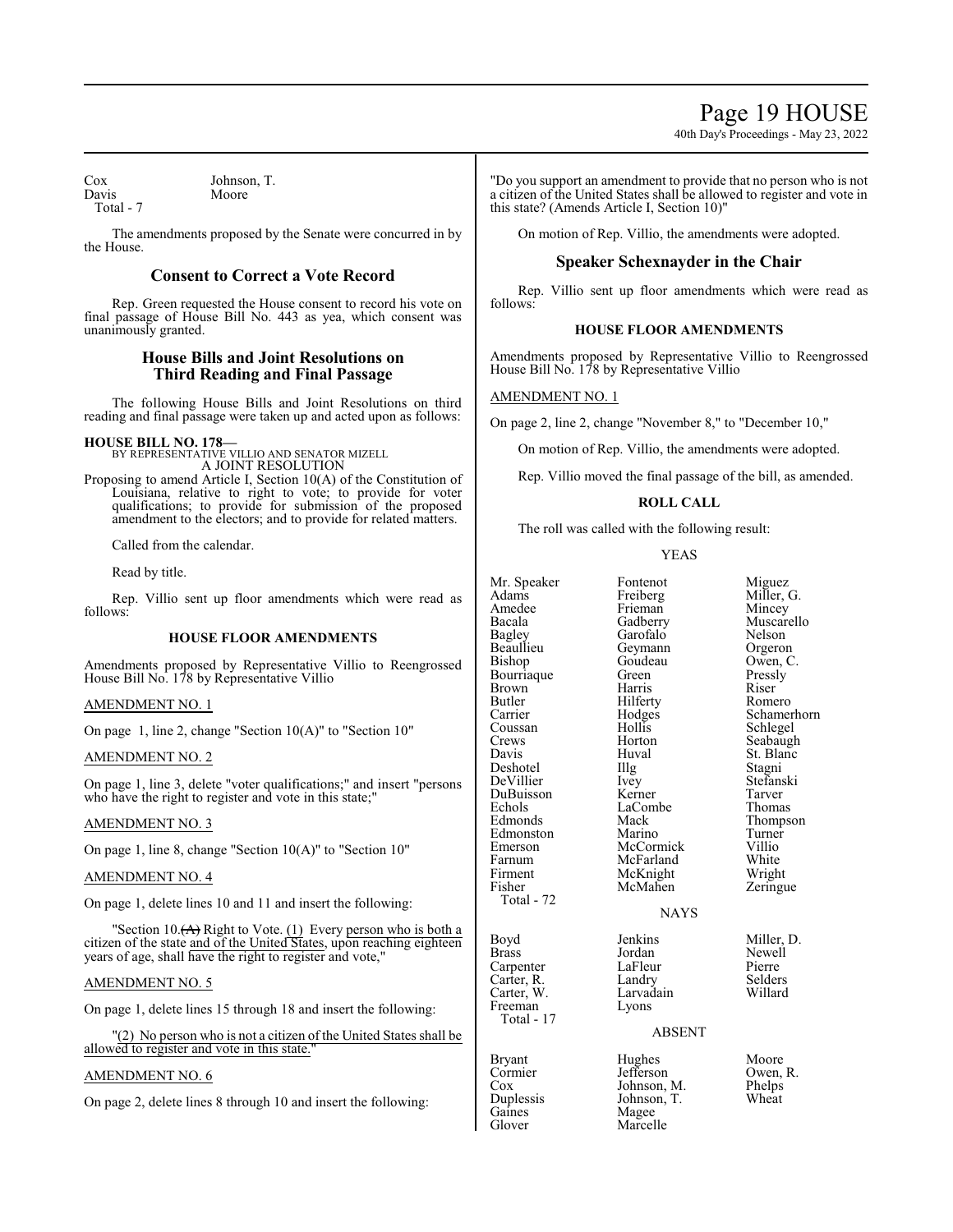| | |
|---|---|
| Cox | Johnson, T. |
| Davis | Moore |
| Total - 7 | |

The amendments proposed by the Senate were concurred in by the House.

## Consent to Correct a Vote Record

Rep. Green requested the House consent to record his vote on final passage of House Bill No. 443 as yea, which consent was unanimously granted.

## House Bills and Joint Resolutions on Third Reading and Final Passage

The following House Bills and Joint Resolutions on third reading and final passage were taken up and acted upon as follows:

**HOUSE BILL NO. 178—**
BY REPRESENTATIVE VILLIO AND SENATOR MIZELL
A JOINT RESOLUTION

Proposing to amend Article I, Section 10(A) of the Constitution of Louisiana, relative to right to vote; to provide for voter qualifications; to provide for submission of the proposed amendment to the electors; and to provide for related matters.

Called from the calendar.

Read by title.

Rep. Villio sent up floor amendments which were read as follows:

**HOUSE FLOOR AMENDMENTS**

Amendments proposed by Representative Villio to Reengrossed House Bill No. 178 by Representative Villio

AMENDMENT NO. 1

On page 1, line 2, change "Section 10(A)" to "Section 10"

AMENDMENT NO. 2

On page 1, line 3, delete "voter qualifications;" and insert "persons who have the right to register and vote in this state;"

AMENDMENT NO. 3

On page 1, line 8, change "Section 10(A)" to "Section 10"

AMENDMENT NO. 4

On page 1, delete lines 10 and 11 and insert the following:

"Section 10.~~(A)~~ Right to Vote. (1) Every person who is both a citizen of the state and of the United States, upon reaching eighteen years of age, shall have the right to register and vote,"

AMENDMENT NO. 5

On page 1, delete lines 15 through 18 and insert the following:

"(2) No person who is not a citizen of the United States shall be allowed to register and vote in this state."

AMENDMENT NO. 6

On page 2, delete lines 8 through 10 and insert the following:

"Do you support an amendment to provide that no person who is not a citizen of the United States shall be allowed to register and vote in this state? (Amends Article I, Section 10)"

On motion of Rep. Villio, the amendments were adopted.

## Speaker Schexnayder in the Chair

Rep. Villio sent up floor amendments which were read as follows:

**HOUSE FLOOR AMENDMENTS**

Amendments proposed by Representative Villio to Reengrossed House Bill No. 178 by Representative Villio

AMENDMENT NO. 1

On page 2, line 2, change "November 8," to "December 10,"

On motion of Rep. Villio, the amendments were adopted.

Rep. Villio moved the final passage of the bill, as amended.

**ROLL CALL**

The roll was called with the following result:

YEAS

| | | |
|---|---|---|
| Mr. Speaker | Fontenot | Miguez |
| Adams | Freiberg | Miller, G. |
| Amedee | Frieman | Mincey |
| Bacala | Gadberry | Muscarello |
| Bagley | Garofalo | Nelson |
| Beaullieu | Geymann | Orgeron |
| Bishop | Goudeau | Owen, C. |
| Bourriaque | Green | Pressly |
| Brown | Harris | Riser |
| Butler | Hilferty | Romero |
| Carrier | Hodges | Schamerhorn |
| Coussan | Hollis | Schlegel |
| Crews | Horton | Seabaugh |
| Davis | Huval | St. Blanc |
| Deshotel | Illg | Stagni |
| DeVillier | Ivey | Stefanski |
| DuBuisson | Kerner | Tarver |
| Echols | LaCombe | Thomas |
| Edmonds | Mack | Thompson |
| Edmonston | Marino | Turner |
| Emerson | McCormick | Villio |
| Farnum | McFarland | White |
| Firment | McKnight | Wright |
| Fisher | McMahen | Zeringue |
| Total - 72 | | |

NAYS

| | | |
|---|---|---|
| Boyd | Jenkins | Miller, D. |
| Brass | Jordan | Newell |
| Carpenter | LaFleur | Pierre |
| Carter, R. | Landry | Selders |
| Carter, W. | Larvadain | Willard |
| Freeman | Lyons | |
| Total - 17 | | |

ABSENT

| | | |
|---|---|---|
| Bryant | Hughes | Moore |
| Cormier | Jefferson | Owen, R. |
| Cox | Johnson, M. | Phelps |
| Duplessis | Johnson, T. | Wheat |
| Gaines | Magee | |
| Glover | Marcelle | |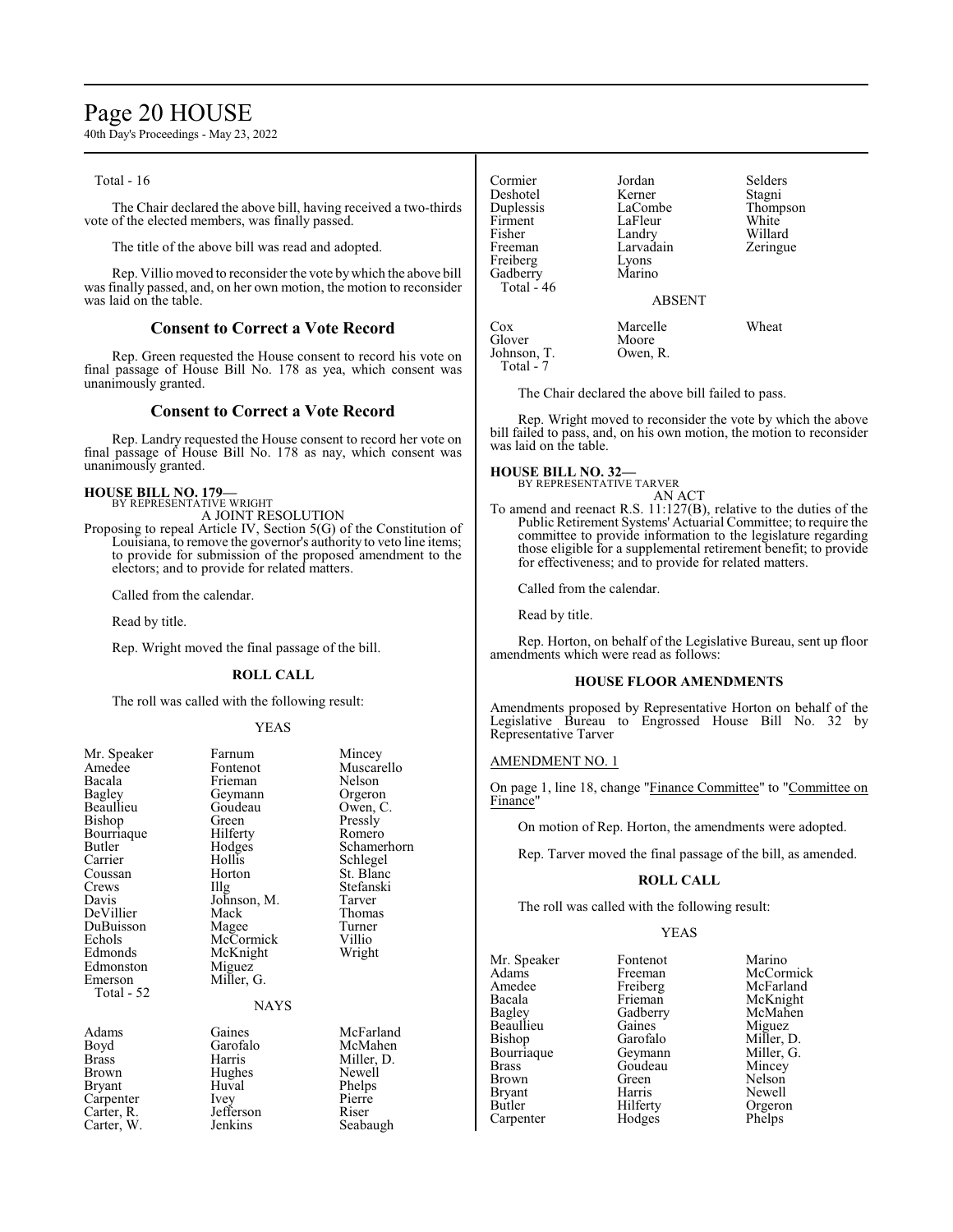Total - 16

The Chair declared the above bill, having received a two-thirds vote of the elected members, was finally passed.

The title of the above bill was read and adopted.

Rep. Villio moved to reconsider the vote by which the above bill was finally passed, and, on her own motion, the motion to reconsider was laid on the table.

## Consent to Correct a Vote Record

Rep. Green requested the House consent to record his vote on final passage of House Bill No. 178 as yea, which consent was unanimously granted.

## Consent to Correct a Vote Record

Rep. Landry requested the House consent to record her vote on final passage of House Bill No. 178 as nay, which consent was unanimously granted.

**HOUSE BILL NO. 179—**
BY REPRESENTATIVE WRIGHT
A JOINT RESOLUTION

Proposing to repeal Article IV, Section 5(G) of the Constitution of Louisiana, to remove the governor's authority to veto line items; to provide for submission of the proposed amendment to the electors; and to provide for related matters.

Called from the calendar.

Read by title.

Rep. Wright moved the final passage of the bill.

**ROLL CALL**

The roll was called with the following result:

YEAS

| | | |
|---|---|---|
| Mr. Speaker | Farnum | Mincey |
| Amedee | Fontenot | Muscarello |
| Bacala | Frieman | Nelson |
| Bagley | Geymann | Orgeron |
| Beaullieu | Goudeau | Owen, C. |
| Bishop | Green | Pressly |
| Bourriaque | Hilferty | Romero |
| Butler | Hodges | Schamerhorn |
| Carrier | Hollis | Schlegel |
| Coussan | Horton | St. Blanc |
| Crews | Illg | Stefanski |
| Davis | Johnson, M. | Tarver |
| DeVillier | Mack | Thomas |
| DuBuisson | Magee | Turner |
| Echols | McCormick | Villio |
| Edmonds | McKnight | Wright |
| Edmonston | Miguez | |
| Emerson | Miller, G. | |

Total - 52

NAYS

| | | |
|---|---|---|
| Adams | Gaines | McFarland |
| Boyd | Garofalo | McMahen |
| Brass | Harris | Miller, D. |
| Brown | Hughes | Newell |
| Bryant | Huval | Phelps |
| Carpenter | Ivey | Pierre |
| Carter, R. | Jefferson | Riser |
| Carter, W. | Jenkins | Seabaugh |
| Cormier | Jordan | Selders |
| Deshotel | Kerner | Stagni |
| Duplessis | LaCombe | Thompson |
| Firment | LaFleur | White |
| Fisher | Landry | Willard |
| Freeman | Larvadain | Zeringue |
| Freiberg | Lyons | |
| Gadberry | Marino | |

Total - 46

ABSENT

| | | |
|---|---|---|
| Cox | Marcelle | Wheat |
| Glover | Moore | |
| Johnson, T. | Owen, R. | |

Total - 7

The Chair declared the above bill failed to pass.

Rep. Wright moved to reconsider the vote by which the above bill failed to pass, and, on his own motion, the motion to reconsider was laid on the table.

**HOUSE BILL NO. 32—**
BY REPRESENTATIVE TARVER
AN ACT

To amend and reenact R.S. 11:127(B), relative to the duties of the Public Retirement Systems' Actuarial Committee; to require the committee to provide information to the legislature regarding those eligible for a supplemental retirement benefit; to provide for effectiveness; and to provide for related matters.

Called from the calendar.

Read by title.

Rep. Horton, on behalf of the Legislative Bureau, sent up floor amendments which were read as follows:

**HOUSE FLOOR AMENDMENTS**

Amendments proposed by Representative Horton on behalf of the Legislative Bureau to Engrossed House Bill No. 32 by Representative Tarver

AMENDMENT NO. 1

On page 1, line 18, change "Finance Committee" to "Committee on Finance"

On motion of Rep. Horton, the amendments were adopted.

Rep. Tarver moved the final passage of the bill, as amended.

**ROLL CALL**

The roll was called with the following result:

YEAS

| | | |
|---|---|---|
| Mr. Speaker | Fontenot | Marino |
| Adams | Freeman | McCormick |
| Amedee | Freiberg | McFarland |
| Bacala | Frieman | McKnight |
| Bagley | Gadberry | McMahen |
| Beaullieu | Gaines | Miguez |
| Bishop | Garofalo | Miller, D. |
| Bourriaque | Geymann | Miller, G. |
| Brass | Goudeau | Mincey |
| Brown | Green | Nelson |
| Bryant | Harris | Newell |
| Butler | Hilferty | Orgeron |
| Carpenter | Hodges | Phelps |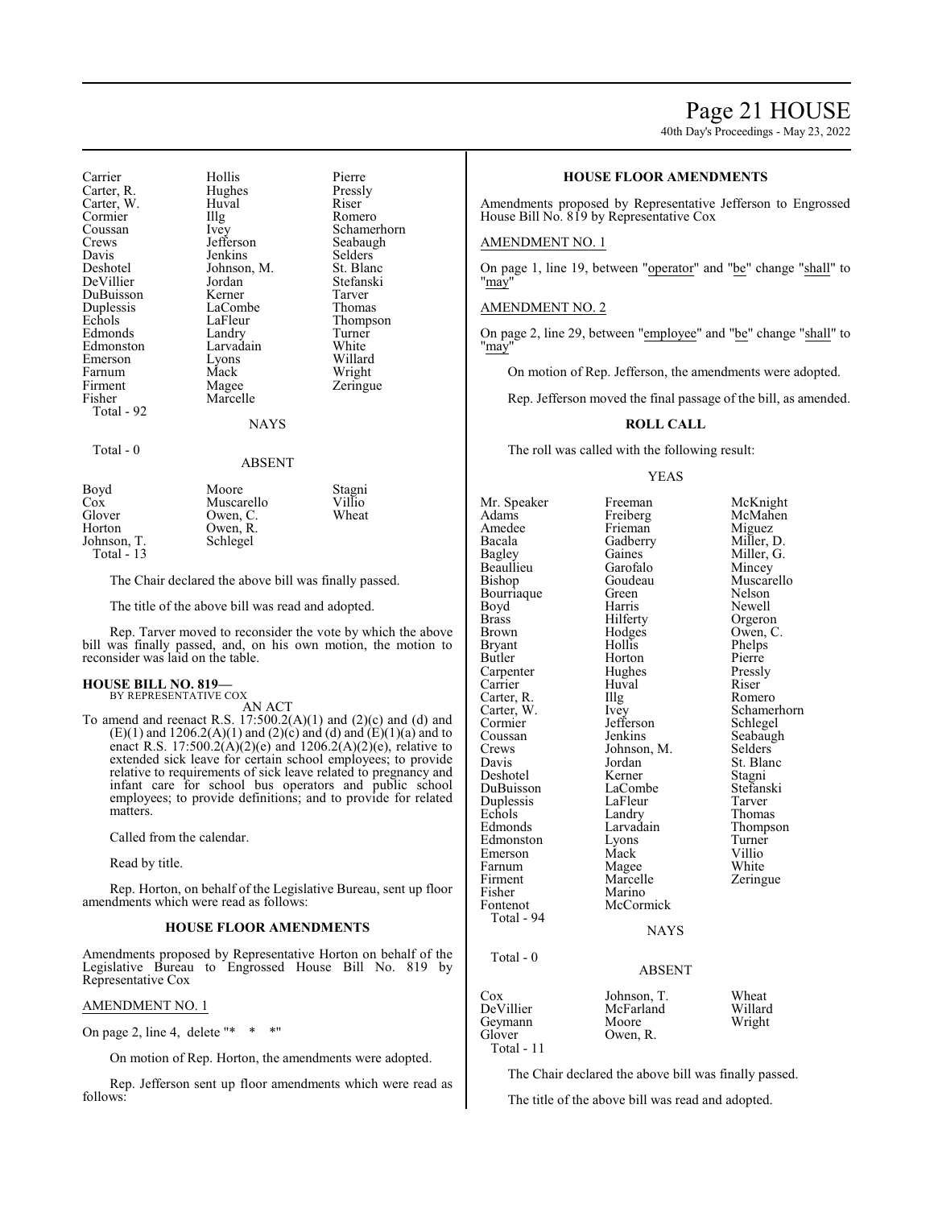| | | |
|---|---|---|
| Carrier | Hollis | Pierre |
| Carter, R. | Hughes | Pressly |
| Carter, W. | Huval | Riser |
| Cormier | Illg | Romero |
| Coussan | Ivey | Schamerhorn |
| Crews | Jefferson | Seabaugh |
| Davis | Jenkins | Selders |
| Deshotel | Johnson, M. | St. Blanc |
| DeVillier | Jordan | Stefanski |
| DuBuisson | Kerner | Tarver |
| Duplessis | LaCombe | Thomas |
| Echols | LaFleur | Thompson |
| Edmonds | Landry | Turner |
| Edmonston | Larvadain | White |
| Emerson | Lyons | Willard |
| Farnum | Mack | Wright |
| Firment | Magee | Zeringue |
| Fisher | Marcelle | |
| Total - 92 | | |

NAYS

Total - 0

ABSENT

| | | |
|---|---|---|
| Boyd | Moore | Stagni |
| Cox | Muscarello | Villio |
| Glover | Owen, C. | Wheat |
| Horton | Owen, R. | |
| Johnson, T. | Schlegel | |
| Total - 13 | | |

The Chair declared the above bill was finally passed.

The title of the above bill was read and adopted.

Rep. Tarver moved to reconsider the vote by which the above bill was finally passed, and, on his own motion, the motion to reconsider was laid on the table.

**HOUSE BILL NO. 819—**
BY REPRESENTATIVE COX

AN ACT

To amend and reenact R.S. 17:500.2(A)(1) and (2)(c) and (d) and (E)(1) and 1206.2(A)(1) and (2)(c) and (d) and (E)(1)(a) and to enact R.S. 17:500.2(A)(2)(e) and 1206.2(A)(2)(e), relative to extended sick leave for certain school employees; to provide relative to requirements of sick leave related to pregnancy and infant care for school bus operators and public school employees; to provide definitions; and to provide for related matters.

Called from the calendar.

Read by title.

Rep. Horton, on behalf of the Legislative Bureau, sent up floor amendments which were read as follows:

**HOUSE FLOOR AMENDMENTS**

Amendments proposed by Representative Horton on behalf of the Legislative Bureau to Engrossed House Bill No. 819 by Representative Cox

AMENDMENT NO. 1

On page 2, line 4, delete "* * *"

On motion of Rep. Horton, the amendments were adopted.

Rep. Jefferson sent up floor amendments which were read as follows:

**HOUSE FLOOR AMENDMENTS**

Amendments proposed by Representative Jefferson to Engrossed House Bill No. 819 by Representative Cox

AMENDMENT NO. 1

On page 1, line 19, between "operator" and "be" change "shall" to "may"

AMENDMENT NO. 2

On page 2, line 29, between "employee" and "be" change "shall" to "may"

On motion of Rep. Jefferson, the amendments were adopted.

Rep. Jefferson moved the final passage of the bill, as amended.

**ROLL CALL**

The roll was called with the following result:

YEAS

| | | |
|---|---|---|
| Mr. Speaker | Freeman | McKnight |
| Adams | Freiberg | McMahen |
| Amedee | Frieman | Miguez |
| Bacala | Gadberry | Miller, D. |
| Bagley | Gaines | Miller, G. |
| Beaullieu | Garofalo | Mincey |
| Bishop | Goudeau | Muscarello |
| Bourriaque | Green | Nelson |
| Boyd | Harris | Newell |
| Brass | Hilferty | Orgeron |
| Brown | Hodges | Owen, C. |
| Bryant | Hollis | Phelps |
| Butler | Horton | Pierre |
| Carpenter | Hughes | Pressly |
| Carrier | Huval | Riser |
| Carter, R. | Illg | Romero |
| Carter, W. | Ivey | Schamerhorn |
| Cormier | Jefferson | Schlegel |
| Coussan | Jenkins | Seabaugh |
| Crews | Johnson, M. | Selders |
| Davis | Jordan | St. Blanc |
| Deshotel | Kerner | Stagni |
| DuBuisson | LaCombe | Stefanski |
| Duplessis | LaFleur | Tarver |
| Echols | Landry | Thomas |
| Edmonds | Larvadain | Thompson |
| Edmonston | Lyons | Turner |
| Emerson | Mack | Villio |
| Farnum | Magee | White |
| Firment | Marcelle | Zeringue |
| Fisher | Marino | |
| Fontenot | McCormick | |
| Total - 94 | | |

NAYS

Total - 0

ABSENT

| | | |
|---|---|---|
| Cox | Johnson, T. | Wheat |
| DeVillier | McFarland | Willard |
| Geymann | Moore | Wright |
| Glover | Owen, R. | |
| Total - 11 | | |

The Chair declared the above bill was finally passed.

The title of the above bill was read and adopted.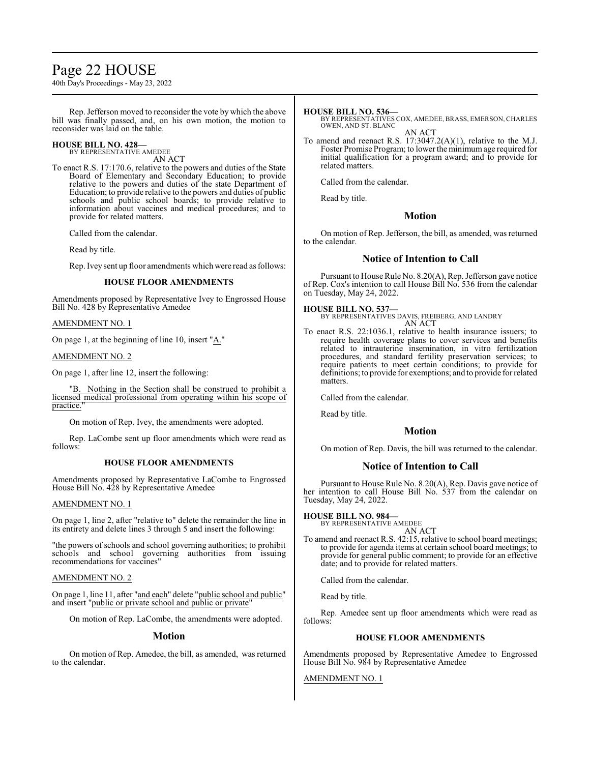Rep. Jefferson moved to reconsider the vote by which the above bill was finally passed, and, on his own motion, the motion to reconsider was laid on the table.

**HOUSE BILL NO. 428—**
BY REPRESENTATIVE AMEDEE
AN ACT

To enact R.S. 17:170.6, relative to the powers and duties of the State Board of Elementary and Secondary Education; to provide relative to the powers and duties of the state Department of Education; to provide relative to the powers and duties of public schools and public school boards; to provide relative to information about vaccines and medical procedures; and to provide for related matters.

Called from the calendar.

Read by title.

Rep. Ivey sent up floor amendments which were read as follows:

### HOUSE FLOOR AMENDMENTS

Amendments proposed by Representative Ivey to Engrossed House Bill No. 428 by Representative Amedee

AMENDMENT NO. 1

On page 1, at the beginning of line 10, insert "A."

AMENDMENT NO. 2

On page 1, after line 12, insert the following:

"B. Nothing in the Section shall be construed to prohibit a licensed medical professional from operating within his scope of practice."

On motion of Rep. Ivey, the amendments were adopted.

Rep. LaCombe sent up floor amendments which were read as follows:

### HOUSE FLOOR AMENDMENTS

Amendments proposed by Representative LaCombe to Engrossed House Bill No. 428 by Representative Amedee

AMENDMENT NO. 1

On page 1, line 2, after "relative to" delete the remainder the line in its entirety and delete lines 3 through 5 and insert the following:

"the powers of schools and school governing authorities; to prohibit schools and school governing authorities from issuing recommendations for vaccines"

AMENDMENT NO. 2

On page 1, line 11, after "and each" delete "public school and public" and insert "public or private school and public or private"

On motion of Rep. LaCombe, the amendments were adopted.

## Motion

On motion of Rep. Amedee, the bill, as amended, was returned to the calendar.

**HOUSE BILL NO. 536—**
BY REPRESENTATIVES COX, AMEDEE, BRASS, EMERSON, CHARLES OWEN, AND ST. BLANC
AN ACT

To amend and reenact R.S. 17:3047.2(A)(1), relative to the M.J. Foster Promise Program; to lower the minimum age required for initial qualification for a program award; and to provide for related matters.

Called from the calendar.

Read by title.

## Motion

On motion of Rep. Jefferson, the bill, as amended, was returned to the calendar.

## Notice of Intention to Call

Pursuant to House Rule No. 8.20(A), Rep. Jefferson gave notice of Rep. Cox's intention to call House Bill No. 536 from the calendar on Tuesday, May 24, 2022.

**HOUSE BILL NO. 537—**
BY REPRESENTATIVES DAVIS, FREIBERG, AND LANDRY
AN ACT

To enact R.S. 22:1036.1, relative to health insurance issuers; to require health coverage plans to cover services and benefits related to intrauterine insemination, in vitro fertilization procedures, and standard fertility preservation services; to require patients to meet certain conditions; to provide for definitions; to provide for exemptions; and to provide for related matters.

Called from the calendar.

Read by title.

## Motion

On motion of Rep. Davis, the bill was returned to the calendar.

## Notice of Intention to Call

Pursuant to House Rule No. 8.20(A), Rep. Davis gave notice of her intention to call House Bill No. 537 from the calendar on Tuesday, May 24, 2022.

**HOUSE BILL NO. 984—**
BY REPRESENTATIVE AMEDEE
AN ACT

To amend and reenact R.S. 42:15, relative to school board meetings; to provide for agenda items at certain school board meetings; to provide for general public comment; to provide for an effective date; and to provide for related matters.

Called from the calendar.

Read by title.

Rep. Amedee sent up floor amendments which were read as follows:

### HOUSE FLOOR AMENDMENTS

Amendments proposed by Representative Amedee to Engrossed House Bill No. 984 by Representative Amedee

AMENDMENT NO. 1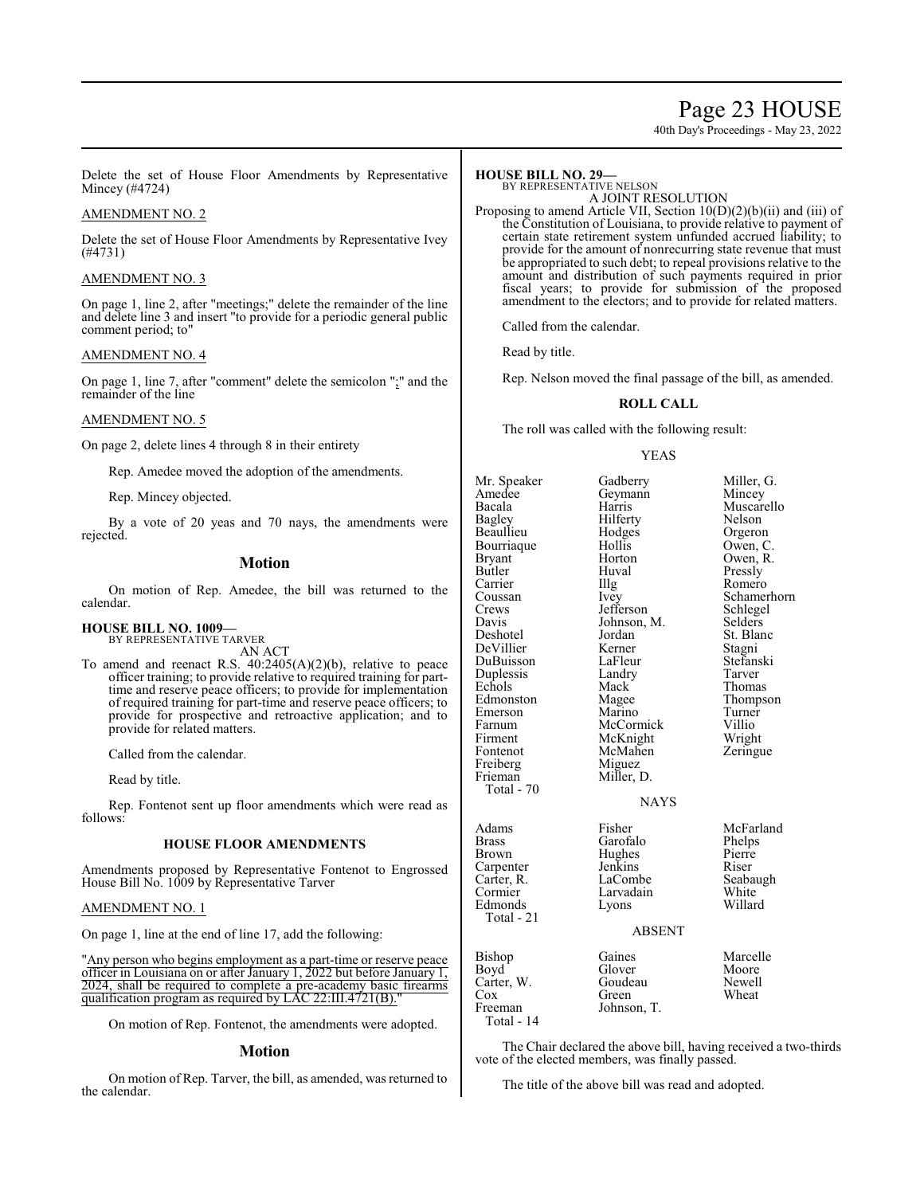Delete the set of House Floor Amendments by Representative Mincey (#4724)

AMENDMENT NO. 2

Delete the set of House Floor Amendments by Representative Ivey (#4731)

AMENDMENT NO. 3

On page 1, line 2, after "meetings;" delete the remainder of the line and delete line 3 and insert "to provide for a periodic general public comment period; to"

AMENDMENT NO. 4

On page 1, line 7, after "comment" delete the semicolon ";" and the remainder of the line

AMENDMENT NO. 5

On page 2, delete lines 4 through 8 in their entirety

Rep. Amedee moved the adoption of the amendments.

Rep. Mincey objected.

By a vote of 20 yeas and 70 nays, the amendments were rejected.

## Motion

On motion of Rep. Amedee, the bill was returned to the calendar.

**HOUSE BILL NO. 1009—**
BY REPRESENTATIVE TARVER
AN ACT

To amend and reenact R.S. 40:2405(A)(2)(b), relative to peace officer training; to provide relative to required training for part-time and reserve peace officers; to provide for implementation of required training for part-time and reserve peace officers; to provide for prospective and retroactive application; and to provide for related matters.

Called from the calendar.

Read by title.

Rep. Fontenot sent up floor amendments which were read as follows:

### HOUSE FLOOR AMENDMENTS

Amendments proposed by Representative Fontenot to Engrossed House Bill No. 1009 by Representative Tarver

AMENDMENT NO. 1

On page 1, line at the end of line 17, add the following:

"Any person who begins employment as a part-time or reserve peace officer in Louisiana on or after January 1, 2022 but before January 1, 2024, shall be required to complete a pre-academy basic firearms qualification program as required by LAC 22:III.4721(B)."

On motion of Rep. Fontenot, the amendments were adopted.

## Motion

On motion of Rep. Tarver, the bill, as amended, was returned to the calendar.

**HOUSE BILL NO. 29—**
BY REPRESENTATIVE NELSON
A JOINT RESOLUTION

Proposing to amend Article VII, Section 10(D)(2)(b)(ii) and (iii) of the Constitution of Louisiana, to provide relative to payment of certain state retirement system unfunded accrued liability; to provide for the amount of nonrecurring state revenue that must be appropriated to such debt; to repeal provisions relative to the amount and distribution of such payments required in prior fiscal years; to provide for submission of the proposed amendment to the electors; and to provide for related matters.

Called from the calendar.

Read by title.

Rep. Nelson moved the final passage of the bill, as amended.

### ROLL CALL

The roll was called with the following result:

YEAS

| | | |
|---|---|---|
| Mr. Speaker | Gadberry | Miller, G. |
| Amedee | Geymann | Mincey |
| Bacala | Harris | Muscarello |
| Bagley | Hilferty | Nelson |
| Beaullieu | Hodges | Orgeron |
| Bourriaque | Hollis | Owen, C. |
| Bryant | Horton | Owen, R. |
| Butler | Huval | Pressly |
| Carrier | Illg | Romero |
| Coussan | Ivey | Schamerhorn |
| Crews | Jefferson | Schlegel |
| Davis | Johnson, M. | Selders |
| Deshotel | Jordan | St. Blanc |
| DeVillier | Kerner | Stagni |
| DuBuisson | LaFleur | Stefanski |
| Duplessis | Landry | Tarver |
| Echols | Mack | Thomas |
| Edmonston | Magee | Thompson |
| Emerson | Marino | Turner |
| Farnum | McCormick | Villio |
| Firment | McKnight | Wright |
| Fontenot | McMahen | Zeringue |
| Freiberg | Miguez | |
| Frieman | Miller, D. | |
| Total - 70 | | |

NAYS

| | | |
|---|---|---|
| Adams | Fisher | McFarland |
| Brass | Garofalo | Phelps |
| Brown | Hughes | Pierre |
| Carpenter | Jenkins | Riser |
| Carter, R. | LaCombe | Seabaugh |
| Cormier | Larvadain | White |
| Edmonds | Lyons | Willard |
| Total - 21 | | |

ABSENT

| | | |
|---|---|---|
| Bishop | Gaines | Marcelle |
| Boyd | Glover | Moore |
| Carter, W. | Goudeau | Newell |
| Cox | Green | Wheat |
| Freeman | Johnson, T. | |
| Total - 14 | | |

The Chair declared the above bill, having received a two-thirds vote of the elected members, was finally passed.

The title of the above bill was read and adopted.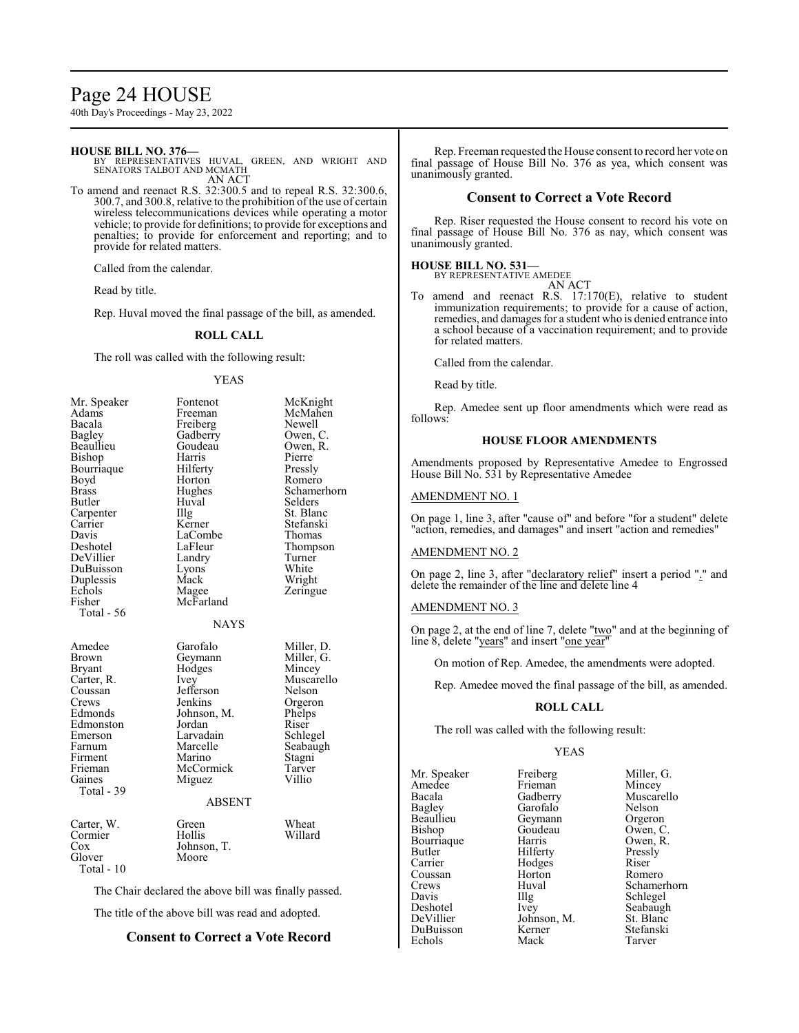**HOUSE BILL NO. 376—**

BY REPRESENTATIVES HUVAL, GREEN, AND WRIGHT AND SENATORS TALBOT AND MCMATH

AN ACT

To amend and reenact R.S. 32:300.5 and to repeal R.S. 32:300.6, 300.7, and 300.8, relative to the prohibition of the use of certain wireless telecommunications devices while operating a motor vehicle; to provide for definitions; to provide for exceptions and penalties; to provide for enforcement and reporting; and to provide for related matters.

Called from the calendar.

Read by title.

Rep. Huval moved the final passage of the bill, as amended.

**ROLL CALL**

The roll was called with the following result:

YEAS

| | | |
|---|---|---|
| Mr. Speaker | Fontenot | McKnight |
| Adams | Freeman | McMahen |
| Bacala | Freiberg | Newell |
| Bagley | Gadberry | Owen, C. |
| Beaullieu | Goudeau | Owen, R. |
| Bishop | Harris | Pierre |
| Bourriaque | Hilferty | Pressly |
| Boyd | Horton | Romero |
| Brass | Hughes | Schamerhorn |
| Butler | Huval | Selders |
| Carpenter | Illg | St. Blanc |
| Carrier | Kerner | Stefanski |
| Davis | LaCombe | Thomas |
| Deshotel | LaFleur | Thompson |
| DeVillier | Landry | Turner |
| DuBuisson | Lyons | White |
| Duplessis | Mack | Wright |
| Echols | Magee | Zeringue |
| Fisher | McFarland | |
| Total - 56 | | |

NAYS

| | | |
|---|---|---|
| Amedee | Garofalo | Miller, D. |
| Brown | Geymann | Miller, G. |
| Bryant | Hodges | Mincey |
| Carter, R. | Ivey | Muscarello |
| Coussan | Jefferson | Nelson |
| Crews | Jenkins | Orgeron |
| Edmonds | Johnson, M. | Phelps |
| Edmonston | Jordan | Riser |
| Emerson | Larvadain | Schlegel |
| Farnum | Marcelle | Seabaugh |
| Firment | Marino | Stagni |
| Frieman | McCormick | Tarver |
| Gaines | Miguez | Villio |
| Total - 39 | | |

ABSENT

| | | |
|---|---|---|
| Carter, W. | Green | Wheat |
| Cormier | Hollis | Willard |
| Cox | Johnson, T. | |
| Glover | Moore | |
| Total - 10 | | |

The Chair declared the above bill was finally passed.

The title of the above bill was read and adopted.

## Consent to Correct a Vote Record

Rep. Freeman requested the House consent to record her vote on final passage of House Bill No. 376 as yea, which consent was unanimously granted.

## Consent to Correct a Vote Record

Rep. Riser requested the House consent to record his vote on final passage of House Bill No. 376 as nay, which consent was unanimously granted.

**HOUSE BILL NO. 531—**

BY REPRESENTATIVE AMEDEE

AN ACT

To amend and reenact R.S. 17:170(E), relative to student immunization requirements; to provide for a cause of action, remedies, and damages for a student who is denied entrance into a school because of a vaccination requirement; and to provide for related matters.

Called from the calendar.

Read by title.

Rep. Amedee sent up floor amendments which were read as follows:

**HOUSE FLOOR AMENDMENTS**

Amendments proposed by Representative Amedee to Engrossed House Bill No. 531 by Representative Amedee

AMENDMENT NO. 1

On page 1, line 3, after "cause of" and before "for a student" delete "action, remedies, and damages" and insert "action and remedies"

AMENDMENT NO. 2

On page 2, line 3, after "declaratory relief" insert a period "." and delete the remainder of the line and delete line 4

AMENDMENT NO. 3

On page 2, at the end of line 7, delete "two" and at the beginning of line 8, delete "years" and insert "one year"

On motion of Rep. Amedee, the amendments were adopted.

Rep. Amedee moved the final passage of the bill, as amended.

**ROLL CALL**

The roll was called with the following result:

YEAS

| | | |
|---|---|---|
| Mr. Speaker | Freiberg | Miller, G. |
| Amedee | Frieman | Mincey |
| Bacala | Gadberry | Muscarello |
| Bagley | Garofalo | Nelson |
| Beaullieu | Geymann | Orgeron |
| Bishop | Goudeau | Owen, C. |
| Bourriaque | Harris | Owen, R. |
| Butler | Hilferty | Pressly |
| Carrier | Hodges | Riser |
| Coussan | Horton | Romero |
| Crews | Huval | Schamerhorn |
| Davis | Illg | Schlegel |
| Deshotel | Ivey | Seabaugh |
| DeVillier | Johnson, M. | St. Blanc |
| DuBuisson | Kerner | Stefanski |
| Echols | Mack | Tarver |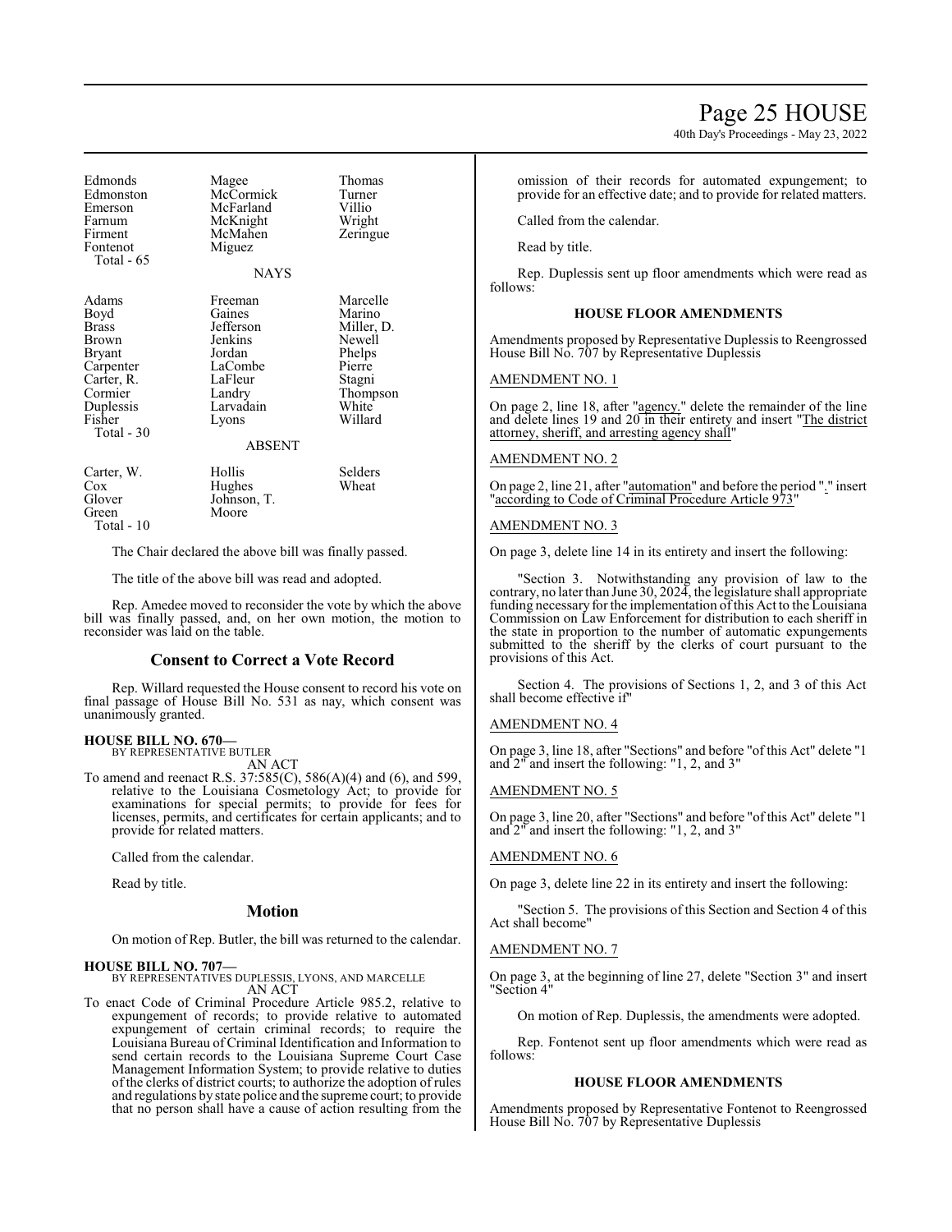| Edmonds | Magee | Thomas |
|---|---|---|
| Edmonston | McCormick | Turner |
| Emerson | McFarland | Villio |
| Farnum | McKnight | Wright |
| Firment | McMahen | Zeringue |
| Fontenot | Miguez | |
| Total - 65 | | |

NAYS

| Adams | Freeman | Marcelle |
|---|---|---|
| Boyd | Gaines | Marino |
| Brass | Jefferson | Miller, D. |
| Brown | Jenkins | Newell |
| Bryant | Jordan | Phelps |
| Carpenter | LaCombe | Pierre |
| Carter, R. | LaFleur | Stagni |
| Cormier | Landry | Thompson |
| Duplessis | Larvadain | White |
| Fisher | Lyons | Willard |
| Total - 30 | | |

ABSENT

| Carter, W. | Hollis | Selders |
|---|---|---|
| Cox | Hughes | Wheat |
| Glover | Johnson, T. | |
| Green | Moore | |
| Total - 10 | | |

The Chair declared the above bill was finally passed.

The title of the above bill was read and adopted.

Rep. Amedee moved to reconsider the vote by which the above bill was finally passed, and, on her own motion, the motion to reconsider was laid on the table.

## Consent to Correct a Vote Record

Rep. Willard requested the House consent to record his vote on final passage of House Bill No. 531 as nay, which consent was unanimously granted.

**HOUSE BILL NO. 670—**
BY REPRESENTATIVE BUTLER
AN ACT

To amend and reenact R.S. 37:585(C), 586(A)(4) and (6), and 599, relative to the Louisiana Cosmetology Act; to provide for examinations for special permits; to provide for fees for licenses, permits, and certificates for certain applicants; and to provide for related matters.

Called from the calendar.

Read by title.

## Motion

On motion of Rep. Butler, the bill was returned to the calendar.

**HOUSE BILL NO. 707—**
BY REPRESENTATIVES DUPLESSIS, LYONS, AND MARCELLE
AN ACT

To enact Code of Criminal Procedure Article 985.2, relative to expungement of records; to provide relative to automated expungement of certain criminal records; to require the Louisiana Bureau of Criminal Identification and Information to send certain records to the Louisiana Supreme Court Case Management Information System; to provide relative to duties of the clerks of district courts; to authorize the adoption of rules and regulations by state police and the supreme court; to provide that no person shall have a cause of action resulting from the omission of their records for automated expungement; to provide for an effective date; and to provide for related matters.

Called from the calendar.

Read by title.

Rep. Duplessis sent up floor amendments which were read as follows:

### HOUSE FLOOR AMENDMENTS

Amendments proposed by Representative Duplessis to Reengrossed House Bill No. 707 by Representative Duplessis

AMENDMENT NO. 1

On page 2, line 18, after "agency." delete the remainder of the line and delete lines 19 and 20 in their entirety and insert "The district attorney, sheriff, and arresting agency shall"

AMENDMENT NO. 2

On page 2, line 21, after "automation" and before the period "." insert "according to Code of Criminal Procedure Article 973"

AMENDMENT NO. 3

On page 3, delete line 14 in its entirety and insert the following:

"Section 3. Notwithstanding any provision of law to the contrary, no later than June 30, 2024, the legislature shall appropriate funding necessary for the implementation of this Act to the Louisiana Commission on Law Enforcement for distribution to each sheriff in the state in proportion to the number of automatic expungements submitted to the sheriff by the clerks of court pursuant to the provisions of this Act.

Section 4. The provisions of Sections 1, 2, and 3 of this Act shall become effective if"

AMENDMENT NO. 4

On page 3, line 18, after "Sections" and before "of this Act" delete "1 and 2" and insert the following: "1, 2, and 3"

AMENDMENT NO. 5

On page 3, line 20, after "Sections" and before "of this Act" delete "1 and 2" and insert the following: "1, 2, and 3"

AMENDMENT NO. 6

On page 3, delete line 22 in its entirety and insert the following:

"Section 5. The provisions of this Section and Section 4 of this Act shall become"

AMENDMENT NO. 7

On page 3, at the beginning of line 27, delete "Section 3" and insert "Section 4"

On motion of Rep. Duplessis, the amendments were adopted.

Rep. Fontenot sent up floor amendments which were read as follows:

### HOUSE FLOOR AMENDMENTS

Amendments proposed by Representative Fontenot to Reengrossed House Bill No. 707 by Representative Duplessis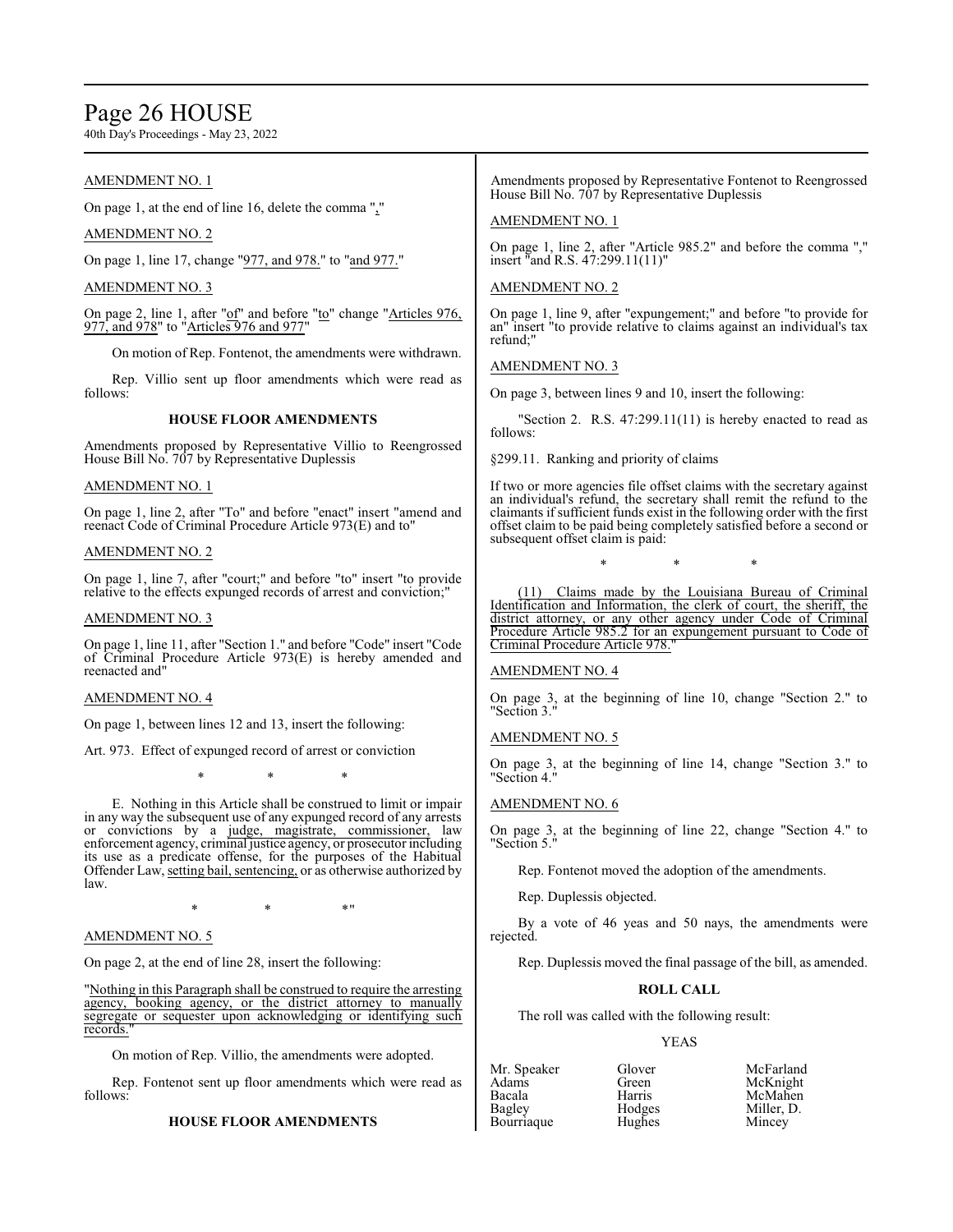AMENDMENT NO. 1

On page 1, at the end of line 16, delete the comma ","

AMENDMENT NO. 2

On page 1, line 17, change "977, and 978." to "and 977."

AMENDMENT NO. 3

On page 2, line 1, after "of" and before "to" change "Articles 976, 977, and 978" to "Articles 976 and 977"

On motion of Rep. Fontenot, the amendments were withdrawn.

Rep. Villio sent up floor amendments which were read as follows:

**HOUSE FLOOR AMENDMENTS**

Amendments proposed by Representative Villio to Reengrossed House Bill No. 707 by Representative Duplessis

AMENDMENT NO. 1

On page 1, line 2, after "To" and before "enact" insert "amend and reenact Code of Criminal Procedure Article 973(E) and to"

AMENDMENT NO. 2

On page 1, line 7, after "court;" and before "to" insert "to provide relative to the effects expunged records of arrest and conviction;"

AMENDMENT NO. 3

On page 1, line 11, after "Section 1." and before "Code" insert "Code of Criminal Procedure Article 973(E) is hereby amended and reenacted and"

AMENDMENT NO. 4

On page 1, between lines 12 and 13, insert the following:

Art. 973. Effect of expunged record of arrest or conviction

\* \* \*

E. Nothing in this Article shall be construed to limit or impair in any way the subsequent use of any expunged record of any arrests or convictions by a judge, magistrate, commissioner, law enforcement agency, criminal justice agency, or prosecutor including its use as a predicate offense, for the purposes of the Habitual Offender Law, setting bail, sentencing, or as otherwise authorized by law.

\* \* \*"

AMENDMENT NO. 5

On page 2, at the end of line 28, insert the following:

"Nothing in this Paragraph shall be construed to require the arresting agency, booking agency, or the district attorney to manually segregate or sequester upon acknowledging or identifying such records."

On motion of Rep. Villio, the amendments were adopted.

Rep. Fontenot sent up floor amendments which were read as follows:

**HOUSE FLOOR AMENDMENTS**

Amendments proposed by Representative Fontenot to Reengrossed House Bill No. 707 by Representative Duplessis

AMENDMENT NO. 1

On page 1, line 2, after "Article 985.2" and before the comma "," insert "and R.S. 47:299.11(11)"

AMENDMENT NO. 2

On page 1, line 9, after "expungement;" and before "to provide for an" insert "to provide relative to claims against an individual's tax refund;"

AMENDMENT NO. 3

On page 3, between lines 9 and 10, insert the following:

"Section 2. R.S. 47:299.11(11) is hereby enacted to read as follows:

§299.11. Ranking and priority of claims

If two or more agencies file offset claims with the secretary against an individual's refund, the secretary shall remit the refund to the claimants if sufficient funds exist in the following order with the first offset claim to be paid being completely satisfied before a second or subsequent offset claim is paid:

\* \* \*

(11) Claims made by the Louisiana Bureau of Criminal Identification and Information, the clerk of court, the sheriff, the district attorney, or any other agency under Code of Criminal Procedure Article 985.2 for an expungement pursuant to Code of Criminal Procedure Article 978."

AMENDMENT NO. 4

On page 3, at the beginning of line 10, change "Section 2." to "Section 3."

AMENDMENT NO. 5

On page 3, at the beginning of line 14, change "Section 3." to "Section 4."

AMENDMENT NO. 6

On page 3, at the beginning of line 22, change "Section 4." to "Section 5."

Rep. Fontenot moved the adoption of the amendments.

Rep. Duplessis objected.

By a vote of 46 yeas and 50 nays, the amendments were rejected.

Rep. Duplessis moved the final passage of the bill, as amended.

**ROLL CALL**

The roll was called with the following result:

YEAS

| | | |
|---|---|---|
| Mr. Speaker | Glover | McFarland |
| Adams | Green | McKnight |
| Bacala | Harris | McMahen |
| Bagley | Hodges | Miller, D. |
| Bourriaque | Hughes | Mincey |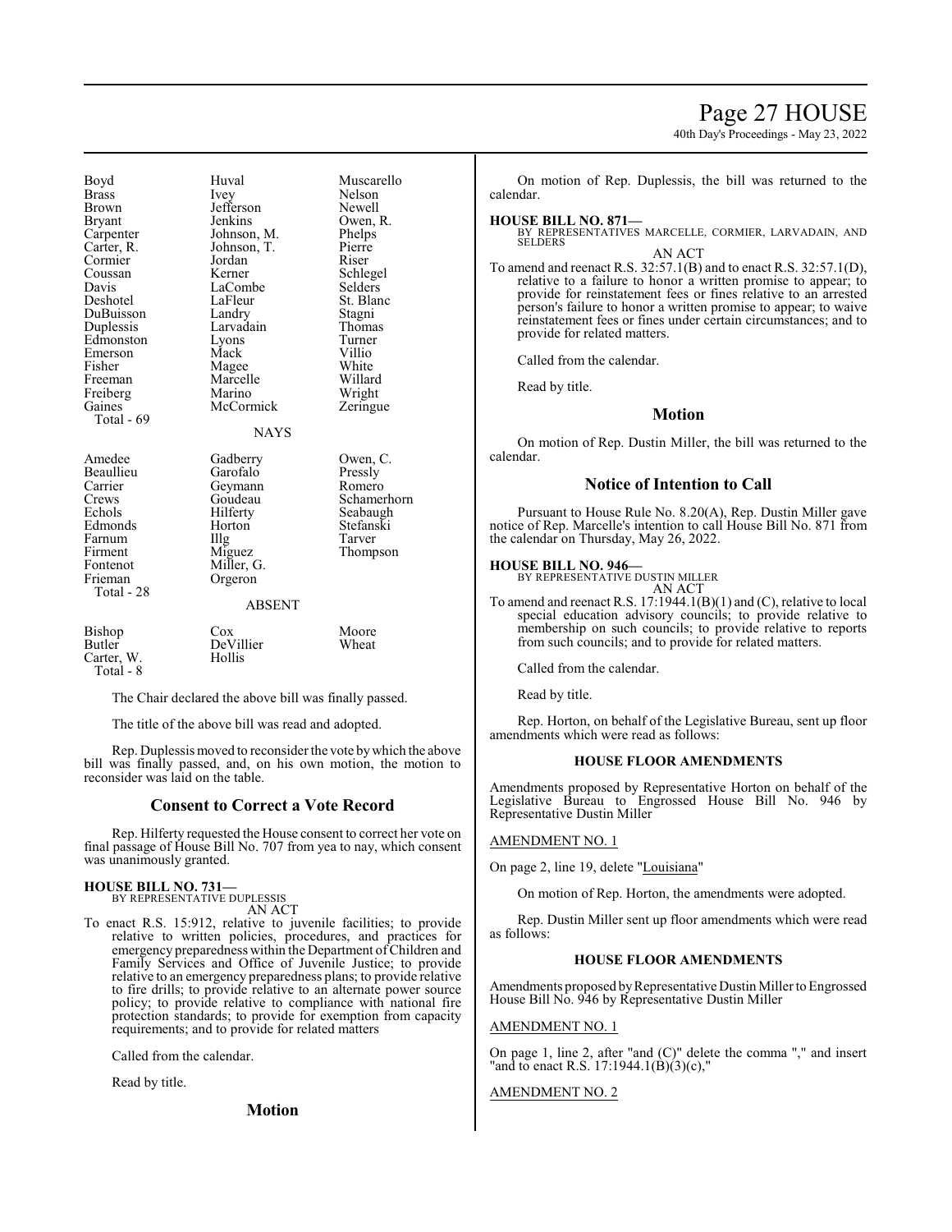| | | |
|---|---|---|
| Boyd | Huval | Muscarello |
| Brass | Ivey | Nelson |
| Brown | Jefferson | Newell |
| Bryant | Jenkins | Owen, R. |
| Carpenter | Johnson, M. | Phelps |
| Carter, R. | Johnson, T. | Pierre |
| Cormier | Jordan | Riser |
| Coussan | Kerner | Schlegel |
| Davis | LaCombe | Selders |
| Deshotel | LaFleur | St. Blanc |
| DuBuisson | Landry | Stagni |
| Duplessis | Larvadain | Thomas |
| Edmonston | Lyons | Turner |
| Emerson | Mack | Villio |
| Fisher | Magee | White |
| Freeman | Marcelle | Willard |
| Freiberg | Marino | Wright |
| Gaines | McCormick | Zeringue |
| Total - 69 | | |

NAYS

| | | |
|---|---|---|
| Amedee | Gadberry | Owen, C. |
| Beaullieu | Garofalo | Pressly |
| Carrier | Geymann | Romero |
| Crews | Goudeau | Schamerhorn |
| Echols | Hilferty | Seabaugh |
| Edmonds | Horton | Stefanski |
| Farnum | Illg | Tarver |
| Firment | Miguez | Thompson |
| Fontenot | Miller, G. | |
| Frieman | Orgeron | |
| Total - 28 | | |

ABSENT

| | | |
|---|---|---|
| Bishop | Cox | Moore |
| Butler | DeVillier | Wheat |
| Carter, W. | Hollis | |
| Total - 8 | | |

The Chair declared the above bill was finally passed.

The title of the above bill was read and adopted.

Rep. Duplessis moved to reconsider the vote by which the above bill was finally passed, and, on his own motion, the motion to reconsider was laid on the table.

## Consent to Correct a Vote Record

Rep. Hilferty requested the House consent to correct her vote on final passage of House Bill No. 707 from yea to nay, which consent was unanimously granted.

**HOUSE BILL NO. 731—**
BY REPRESENTATIVE DUPLESSIS
AN ACT

To enact R.S. 15:912, relative to juvenile facilities; to provide relative to written policies, procedures, and practices for emergency preparedness within the Department of Children and Family Services and Office of Juvenile Justice; to provide relative to an emergency preparedness plans; to provide relative to fire drills; to provide relative to an alternate power source policy; to provide relative to compliance with national fire protection standards; to provide for exemption from capacity requirements; and to provide for related matters

Called from the calendar.

Read by title.

## Motion

On motion of Rep. Duplessis, the bill was returned to the calendar.

**HOUSE BILL NO. 871—**
BY REPRESENTATIVES MARCELLE, CORMIER, LARVADAIN, AND SELDERS
AN ACT

To amend and reenact R.S. 32:57.1(B) and to enact R.S. 32:57.1(D), relative to a failure to honor a written promise to appear; to provide for reinstatement fees or fines relative to an arrested person's failure to honor a written promise to appear; to waive reinstatement fees or fines under certain circumstances; and to provide for related matters.

Called from the calendar.

Read by title.

## Motion

On motion of Rep. Dustin Miller, the bill was returned to the calendar.

## Notice of Intention to Call

Pursuant to House Rule No. 8.20(A), Rep. Dustin Miller gave notice of Rep. Marcelle's intention to call House Bill No. 871 from the calendar on Thursday, May 26, 2022.

**HOUSE BILL NO. 946—**
BY REPRESENTATIVE DUSTIN MILLER
AN ACT

To amend and reenact R.S. 17:1944.1(B)(1) and (C), relative to local special education advisory councils; to provide relative to membership on such councils; to provide relative to reports from such councils; and to provide for related matters.

Called from the calendar.

Read by title.

Rep. Horton, on behalf of the Legislative Bureau, sent up floor amendments which were read as follows:

### HOUSE FLOOR AMENDMENTS

Amendments proposed by Representative Horton on behalf of the Legislative Bureau to Engrossed House Bill No. 946 by Representative Dustin Miller

AMENDMENT NO. 1

On page 2, line 19, delete "Louisiana"

On motion of Rep. Horton, the amendments were adopted.

Rep. Dustin Miller sent up floor amendments which were read as follows:

### HOUSE FLOOR AMENDMENTS

Amendments proposed by Representative Dustin Miller to Engrossed House Bill No. 946 by Representative Dustin Miller

AMENDMENT NO. 1

On page 1, line 2, after "and (C)" delete the comma "," and insert "and to enact R.S. 17:1944.1(B)(3)(c),"

AMENDMENT NO. 2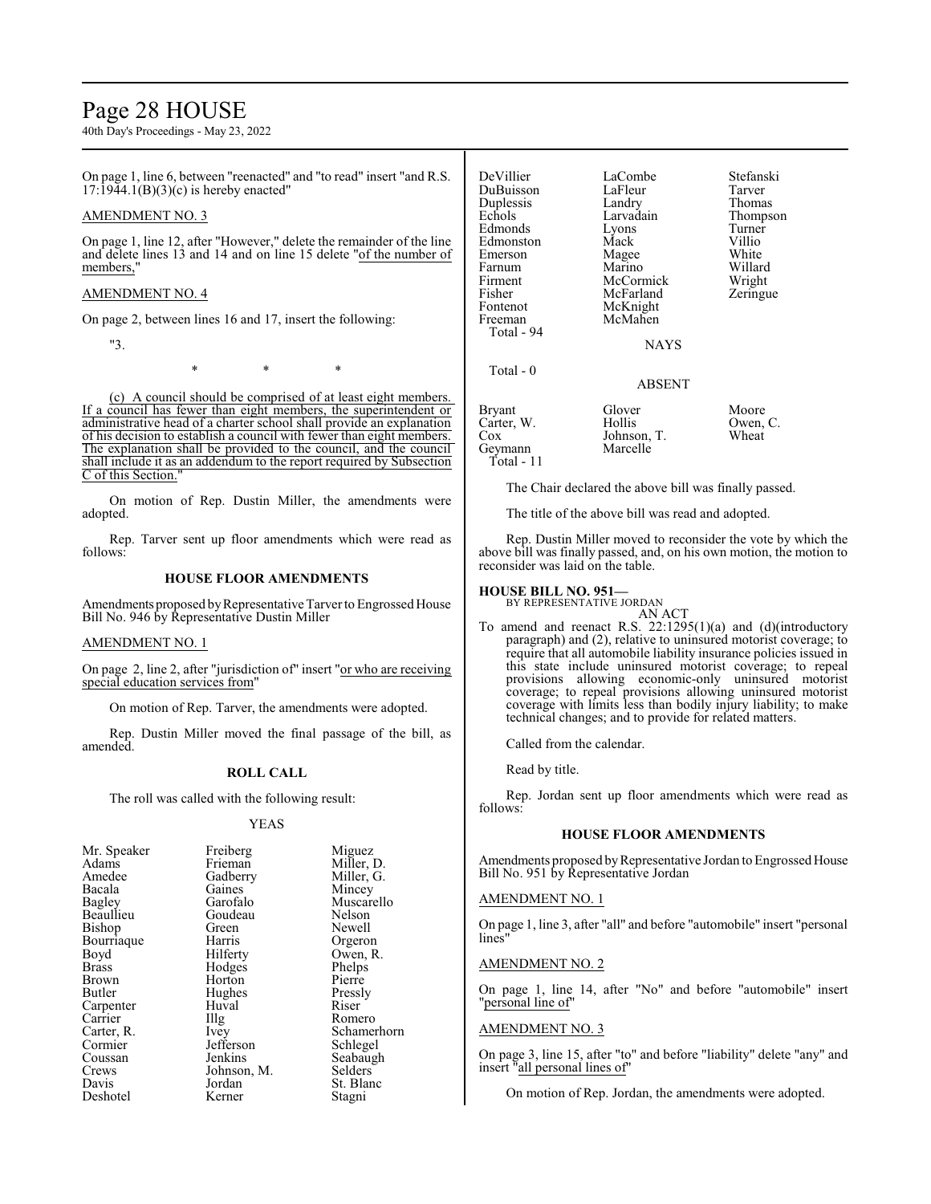On page 1, line 6, between "reenacted" and "to read" insert "and R.S. 17:1944.1(B)(3)(c) is hereby enacted"

AMENDMENT NO. 3

On page 1, line 12, after "However," delete the remainder of the line and delete lines 13 and 14 and on line 15 delete "of the number of members,"

AMENDMENT NO. 4

On page 2, between lines 16 and 17, insert the following:

"3.

\* \* \*

(c) A council should be comprised of at least eight members. If a council has fewer than eight members, the superintendent or administrative head of a charter school shall provide an explanation of his decision to establish a council with fewer than eight members. The explanation shall be provided to the council, and the council shall include it as an addendum to the report required by Subsection C of this Section."

On motion of Rep. Dustin Miller, the amendments were adopted.

Rep. Tarver sent up floor amendments which were read as follows:

**HOUSE FLOOR AMENDMENTS**

Amendments proposed by Representative Tarver to Engrossed House Bill No. 946 by Representative Dustin Miller

AMENDMENT NO. 1

On page 2, line 2, after "jurisdiction of" insert "or who are receiving special education services from"

On motion of Rep. Tarver, the amendments were adopted.

Rep. Dustin Miller moved the final passage of the bill, as amended.

**ROLL CALL**

The roll was called with the following result:

YEAS

| | | |
|---|---|---|
| Mr. Speaker | Freiberg | Miguez |
| Adams | Frieman | Miller, D. |
| Amedee | Gadberry | Miller, G. |
| Bacala | Gaines | Mincey |
| Bagley | Garofalo | Muscarello |
| Beaullieu | Goudeau | Nelson |
| Bishop | Green | Newell |
| Bourriaque | Harris | Orgeron |
| Boyd | Hilferty | Owen, R. |
| Brass | Hodges | Phelps |
| Brown | Horton | Pierre |
| Butler | Hughes | Pressly |
| Carpenter | Huval | Riser |
| Carrier | Illg | Romero |
| Carter, R. | Ivey | Schamerhorn |
| Cormier | Jefferson | Schlegel |
| Coussan | Jenkins | Seabaugh |
| Crews | Johnson, M. | Selders |
| Davis | Jordan | St. Blanc |
| Deshotel | Kerner | Stagni |
| DeVillier | LaCombe | Stefanski |
| DuBuisson | LaFleur | Tarver |
| Duplessis | Landry | Thomas |
| Echols | Larvadain | Thompson |
| Edmonds | Lyons | Turner |
| Edmonston | Mack | Villio |
| Emerson | Magee | White |
| Farnum | Marino | Willard |
| Firment | McCormick | Wright |
| Fisher | McFarland | Zeringue |
| Fontenot | McKnight | |
| Freeman | McMahen | |

Total - 94

NAYS

Total - 0

ABSENT

| | | |
|---|---|---|
| Bryant | Glover | Moore |
| Carter, W. | Hollis | Owen, C. |
| Cox | Johnson, T. | Wheat |
| Geymann | Marcelle | |

Total - 11

The Chair declared the above bill was finally passed.

The title of the above bill was read and adopted.

Rep. Dustin Miller moved to reconsider the vote by which the above bill was finally passed, and, on his own motion, the motion to reconsider was laid on the table.

**HOUSE BILL NO. 951—**
BY REPRESENTATIVE JORDAN

AN ACT

To amend and reenact R.S. 22:1295(1)(a) and (d)(introductory paragraph) and (2), relative to uninsured motorist coverage; to require that all automobile liability insurance policies issued in this state include uninsured motorist coverage; to repeal provisions allowing economic-only uninsured motorist coverage; to repeal provisions allowing uninsured motorist coverage with limits less than bodily injury liability; to make technical changes; and to provide for related matters.

Called from the calendar.

Read by title.

Rep. Jordan sent up floor amendments which were read as follows:

**HOUSE FLOOR AMENDMENTS**

Amendments proposed by Representative Jordan to Engrossed House Bill No. 951 by Representative Jordan

AMENDMENT NO. 1

On page 1, line 3, after "all" and before "automobile" insert "personal lines"

AMENDMENT NO. 2

On page 1, line 14, after "No" and before "automobile" insert "personal line of"

AMENDMENT NO. 3

On page 3, line 15, after "to" and before "liability" delete "any" and insert "all personal lines of"

On motion of Rep. Jordan, the amendments were adopted.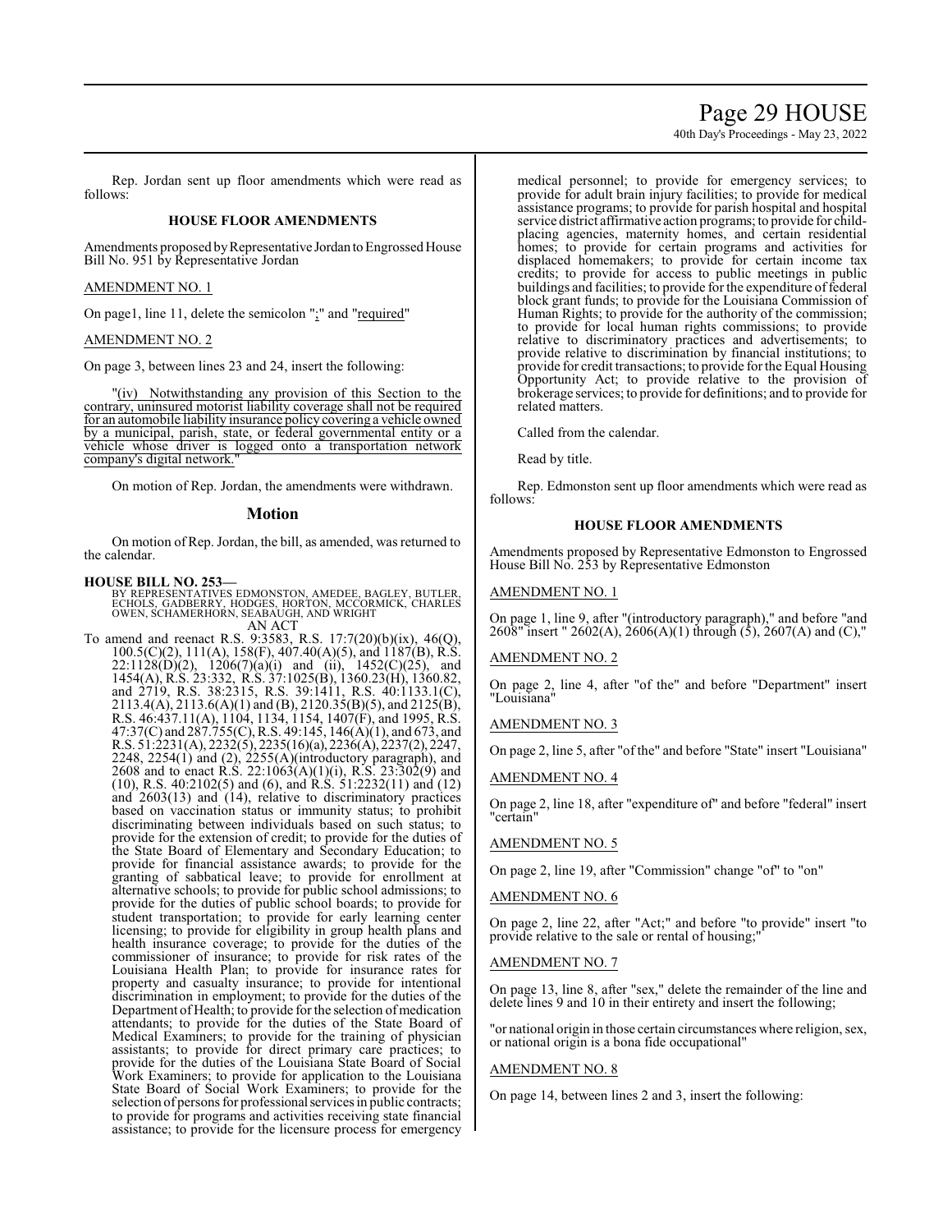Rep. Jordan sent up floor amendments which were read as follows:

### HOUSE FLOOR AMENDMENTS

Amendments proposed by Representative Jordan to Engrossed House Bill No. 951 by Representative Jordan

AMENDMENT NO. 1

On page1, line 11, delete the semicolon ";" and "required"

AMENDMENT NO. 2

On page 3, between lines 23 and 24, insert the following:

"(iv) Notwithstanding any provision of this Section to the contrary, uninsured motorist liability coverage shall not be required for an automobile liability insurance policy covering a vehicle owned by a municipal, parish, state, or federal governmental entity or a vehicle whose driver is logged onto a transportation network company's digital network."

On motion of Rep. Jordan, the amendments were withdrawn.

## Motion

On motion of Rep. Jordan, the bill, as amended, was returned to the calendar.

**HOUSE BILL NO. 253—**
BY REPRESENTATIVES EDMONSTON, AMEDEE, BAGLEY, BUTLER, ECHOLS, GADBERRY, HODGES, HORTON, MCCORMICK, CHARLES OWEN, SCHAMERHORN, SEABAUGH, AND WRIGHT

AN ACT

To amend and reenact R.S. 9:3583, R.S. 17:7(20)(b)(ix), 46(Q), 100.5(C)(2), 111(A), 158(F), 407.40(A)(5), and 1187(B), R.S. 22:1128(D)(2), 1206(7)(a)(i) and (ii), 1452(C)(25), and 1454(A), R.S. 23:332, R.S. 37:1025(B), 1360.23(H), 1360.82, and 2719, R.S. 38:2315, R.S. 39:1411, R.S. 40:1133.1(C), 2113.4(A), 2113.6(A)(1) and (B), 2120.35(B)(5), and 2125(B), R.S. 46:437.11(A), 1104, 1134, 1154, 1407(F), and 1995, R.S. 47:37(C) and 287.755(C), R.S. 49:145, 146(A)(1), and 673, and R.S. 51:2231(A), 2232(5), 2235(16)(a), 2236(A), 2237(2), 2247, 2248, 2254(1) and (2), 2255(A)(introductory paragraph), and 2608 and to enact R.S. 22:1063(A)(1)(i), R.S. 23:302(9) and (10), R.S. 40:2102(5) and (6), and R.S. 51:2232(11) and (12) and 2603(13) and (14), relative to discriminatory practices based on vaccination status or immunity status; to prohibit discriminating between individuals based on such status; to provide for the extension of credit; to provide for the duties of the State Board of Elementary and Secondary Education; to provide for financial assistance awards; to provide for the granting of sabbatical leave; to provide for enrollment at alternative schools; to provide for public school admissions; to provide for the duties of public school boards; to provide for student transportation; to provide for early learning center licensing; to provide for eligibility in group health plans and health insurance coverage; to provide for the duties of the commissioner of insurance; to provide for risk rates of the Louisiana Health Plan; to provide for insurance rates for property and casualty insurance; to provide for intentional discrimination in employment; to provide for the duties of the Department of Health; to provide for the selection of medication attendants; to provide for the duties of the State Board of Medical Examiners; to provide for the training of physician assistants; to provide for direct primary care practices; to provide for the duties of the Louisiana State Board of Social Work Examiners; to provide for application to the Louisiana State Board of Social Work Examiners; to provide for the selection of persons for professional services in public contracts; to provide for programs and activities receiving state financial assistance; to provide for the licensure process for emergency medical personnel; to provide for emergency services; to provide for adult brain injury facilities; to provide for medical assistance programs; to provide for parish hospital and hospital service district affirmative action programs; to provide for child-placing agencies, maternity homes, and certain residential homes; to provide for certain programs and activities for displaced homemakers; to provide for certain income tax credits; to provide for access to public meetings in public buildings and facilities; to provide for the expenditure of federal block grant funds; to provide for the Louisiana Commission of Human Rights; to provide for the authority of the commission; to provide for local human rights commissions; to provide relative to discriminatory practices and advertisements; to provide relative to discrimination by financial institutions; to provide for credit transactions; to provide for the Equal Housing Opportunity Act; to provide relative to the provision of brokerage services; to provide for definitions; and to provide for related matters.

Called from the calendar.

Read by title.

Rep. Edmonston sent up floor amendments which were read as follows:

### HOUSE FLOOR AMENDMENTS

Amendments proposed by Representative Edmonston to Engrossed House Bill No. 253 by Representative Edmonston

AMENDMENT NO. 1

On page 1, line 9, after "(introductory paragraph)," and before "and 2608" insert " 2602(A), 2606(A)(1) through (5), 2607(A) and (C),"

AMENDMENT NO. 2

On page 2, line 4, after "of the" and before "Department" insert "Louisiana"

AMENDMENT NO. 3

On page 2, line 5, after "of the" and before "State" insert "Louisiana"

AMENDMENT NO. 4

On page 2, line 18, after "expenditure of" and before "federal" insert "certain"

AMENDMENT NO. 5

On page 2, line 19, after "Commission" change "of" to "on"

AMENDMENT NO. 6

On page 2, line 22, after "Act;" and before "to provide" insert "to provide relative to the sale or rental of housing;"

AMENDMENT NO. 7

On page 13, line 8, after "sex," delete the remainder of the line and delete lines 9 and 10 in their entirety and insert the following;

"or national origin in those certain circumstances where religion, sex, or national origin is a bona fide occupational"

AMENDMENT NO. 8

On page 14, between lines 2 and 3, insert the following: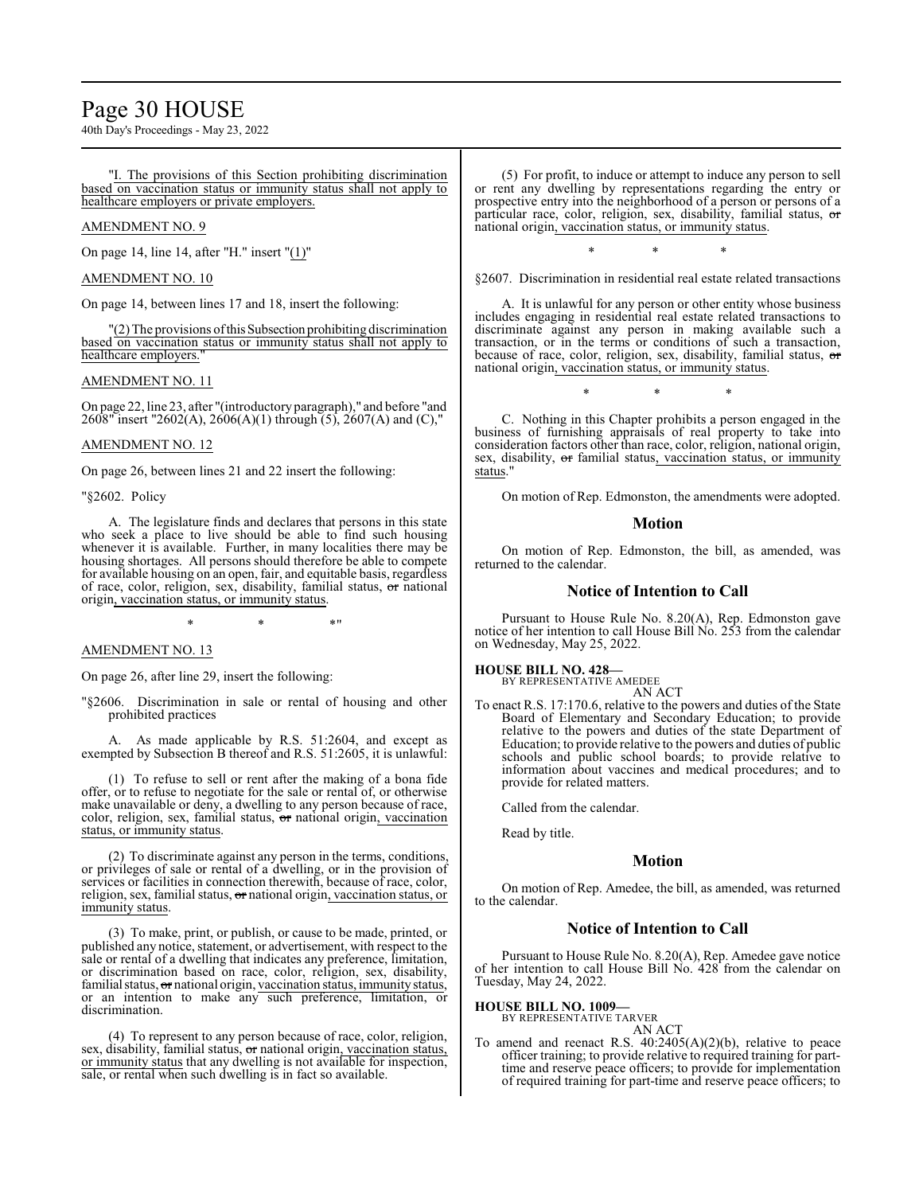"I. The provisions of this Section prohibiting discrimination based on vaccination status or immunity status shall not apply to healthcare employers or private employers.

AMENDMENT NO. 9

On page 14, line 14, after "H." insert "(1)"

AMENDMENT NO. 10

On page 14, between lines 17 and 18, insert the following:

"(2) The provisions of this Subsection prohibiting discrimination based on vaccination status or immunity status shall not apply to healthcare employers."

AMENDMENT NO. 11

On page 22, line 23, after "(introductory paragraph)," and before "and 2608" insert "2602(A), 2606(A)(1) through (5), 2607(A) and (C),"

AMENDMENT NO. 12

On page 26, between lines 21 and 22 insert the following:

"§2602. Policy

A. The legislature finds and declares that persons in this state who seek a place to live should be able to find such housing whenever it is available. Further, in many localities there may be housing shortages. All persons should therefore be able to compete for available housing on an open, fair, and equitable basis, regardless of race, color, religion, sex, disability, familial status, or national origin, vaccination status, or immunity status.

\* \* \*"

AMENDMENT NO. 13

On page 26, after line 29, insert the following:

"§2606. Discrimination in sale or rental of housing and other prohibited practices

A. As made applicable by R.S. 51:2604, and except as exempted by Subsection B thereof and R.S. 51:2605, it is unlawful:

(1) To refuse to sell or rent after the making of a bona fide offer, or to refuse to negotiate for the sale or rental of, or otherwise make unavailable or deny, a dwelling to any person because of race, color, religion, sex, familial status, or national origin, vaccination status, or immunity status.

(2) To discriminate against any person in the terms, conditions, or privileges of sale or rental of a dwelling, or in the provision of services or facilities in connection therewith, because of race, color, religion, sex, familial status, or national origin, vaccination status, or immunity status.

(3) To make, print, or publish, or cause to be made, printed, or published any notice, statement, or advertisement, with respect to the sale or rental of a dwelling that indicates any preference, limitation, or discrimination based on race, color, religion, sex, disability, familial status, or national origin, vaccination status, immunity status, or an intention to make any such preference, limitation, or discrimination.

(4) To represent to any person because of race, color, religion, sex, disability, familial status, or national origin, vaccination status, or immunity status that any dwelling is not available for inspection, sale, or rental when such dwelling is in fact so available.

(5) For profit, to induce or attempt to induce any person to sell or rent any dwelling by representations regarding the entry or prospective entry into the neighborhood of a person or persons of a particular race, color, religion, sex, disability, familial status, or national origin, vaccination status, or immunity status.

\* \* \*

§2607. Discrimination in residential real estate related transactions

A. It is unlawful for any person or other entity whose business includes engaging in residential real estate related transactions to discriminate against any person in making available such a transaction, or in the terms or conditions of such a transaction, because of race, color, religion, sex, disability, familial status, or national origin, vaccination status, or immunity status.

\* \* \*

C. Nothing in this Chapter prohibits a person engaged in the business of furnishing appraisals of real property to take into consideration factors other than race, color, religion, national origin, sex, disability, or familial status, vaccination status, or immunity status."

On motion of Rep. Edmonston, the amendments were adopted.

## Motion

On motion of Rep. Edmonston, the bill, as amended, was returned to the calendar.

## Notice of Intention to Call

Pursuant to House Rule No. 8.20(A), Rep. Edmonston gave notice of her intention to call House Bill No. 253 from the calendar on Wednesday, May 25, 2022.

**HOUSE BILL NO. 428—**
BY REPRESENTATIVE AMEDEE
AN ACT
To enact R.S. 17:170.6, relative to the powers and duties of the State Board of Elementary and Secondary Education; to provide relative to the powers and duties of the state Department of Education; to provide relative to the powers and duties of public schools and public school boards; to provide relative to information about vaccines and medical procedures; and to provide for related matters.

Called from the calendar.

Read by title.

## Motion

On motion of Rep. Amedee, the bill, as amended, was returned to the calendar.

## Notice of Intention to Call

Pursuant to House Rule No. 8.20(A), Rep. Amedee gave notice of her intention to call House Bill No. 428 from the calendar on Tuesday, May 24, 2022.

**HOUSE BILL NO. 1009—**
BY REPRESENTATIVE TARVER
AN ACT
To amend and reenact R.S. 40:2405(A)(2)(b), relative to peace officer training; to provide relative to required training for part-time and reserve peace officers; to provide for implementation of required training for part-time and reserve peace officers; to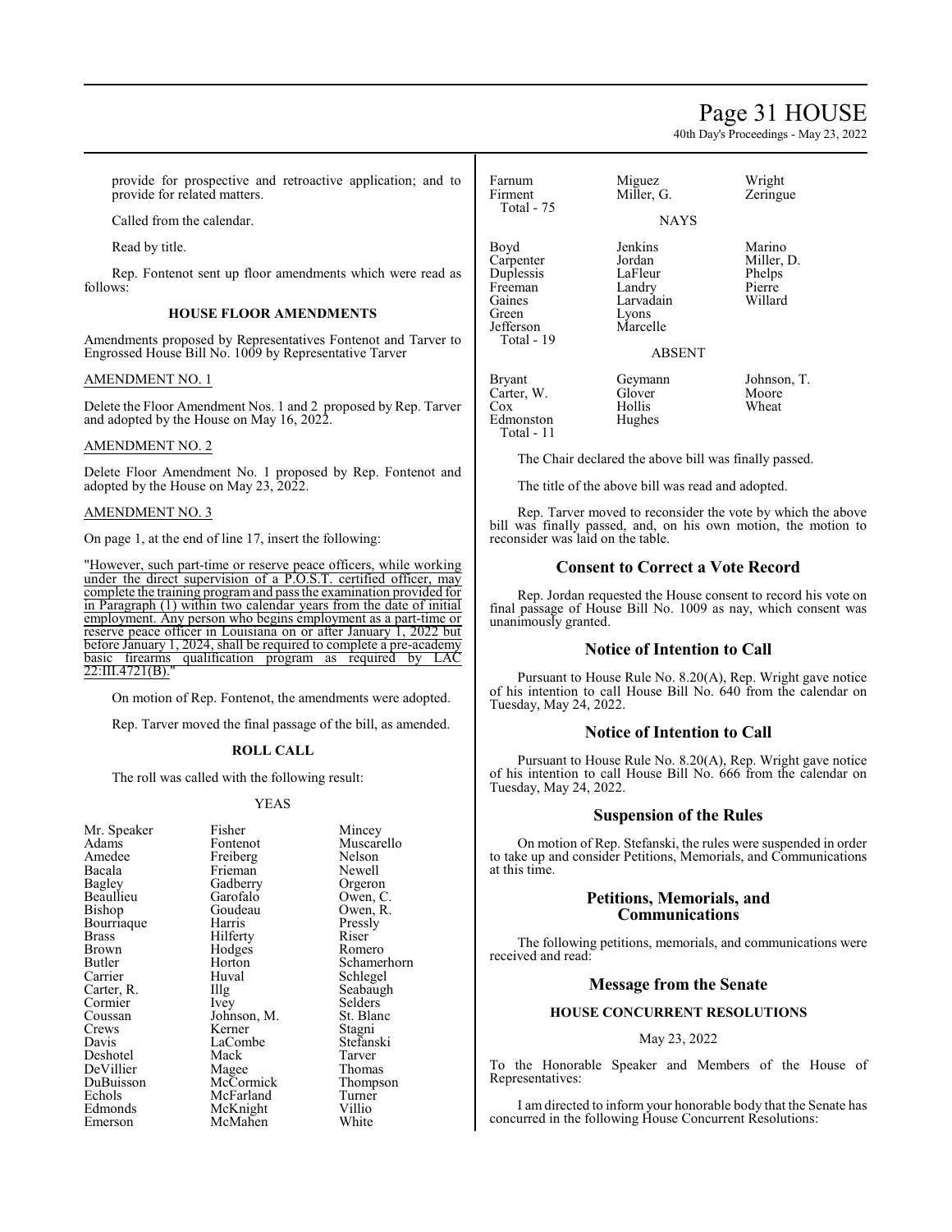provide for prospective and retroactive application; and to provide for related matters.

Called from the calendar.

Read by title.

Rep. Fontenot sent up floor amendments which were read as follows:

### HOUSE FLOOR AMENDMENTS

Amendments proposed by Representatives Fontenot and Tarver to Engrossed House Bill No. 1009 by Representative Tarver

AMENDMENT NO. 1

Delete the Floor Amendment Nos. 1 and 2 proposed by Rep. Tarver and adopted by the House on May 16, 2022.

AMENDMENT NO. 2

Delete Floor Amendment No. 1 proposed by Rep. Fontenot and adopted by the House on May 23, 2022.

AMENDMENT NO. 3

On page 1, at the end of line 17, insert the following:

"However, such part-time or reserve peace officers, while working under the direct supervision of a P.O.S.T. certified officer, may complete the training program and pass the examination provided for in Paragraph (1) within two calendar years from the date of initial employment. Any person who begins employment as a part-time or reserve peace officer in Louisiana on or after January 1, 2022 but before January 1, 2024, shall be required to complete a pre-academy basic firearms qualification program as required by LAC 22:III.4721(B)."

On motion of Rep. Fontenot, the amendments were adopted.

Rep. Tarver moved the final passage of the bill, as amended.

### ROLL CALL

The roll was called with the following result:

YEAS

| | | |
|---|---|---|
| Mr. Speaker | Fisher | Mincey |
| Adams | Fontenot | Muscarello |
| Amedee | Freiberg | Nelson |
| Bacala | Frieman | Newell |
| Bagley | Gadberry | Orgeron |
| Beaullieu | Garofalo | Owen, C. |
| Bishop | Goudeau | Owen, R. |
| Bourriaque | Harris | Pressly |
| Brass | Hilferty | Riser |
| Brown | Hodges | Romero |
| Butler | Horton | Schamerhorn |
| Carrier | Huval | Schlegel |
| Carter, R. | Illg | Seabaugh |
| Cormier | Ivey | Selders |
| Coussan | Johnson, M. | St. Blanc |
| Crews | Kerner | Stagni |
| Davis | LaCombe | Stefanski |
| Deshotel | Mack | Tarver |
| DeVillier | Magee | Thomas |
| DuBuisson | McCormick | Thompson |
| Echols | McFarland | Turner |
| Edmonds | McKnight | Villio |
| Emerson | McMahen | White |
| Farnum | Miguez | Wright |
| Firment | Miller, G. | Zeringue |
| Total - 75 | | |

NAYS

| | | |
|---|---|---|
| Boyd | Jenkins | Marino |
| Carpenter | Jordan | Miller, D. |
| Duplessis | LaFleur | Phelps |
| Freeman | Landry | Pierre |
| Gaines | Larvadain | Willard |
| Green | Lyons | |
| Jefferson | Marcelle | |
| Total - 19 | | |

ABSENT

| | | |
|---|---|---|
| Bryant | Geymann | Johnson, T. |
| Carter, W. | Glover | Moore |
| Cox | Hollis | Wheat |
| Edmonston | Hughes | |
| Total - 11 | | |

The Chair declared the above bill was finally passed.

The title of the above bill was read and adopted.

Rep. Tarver moved to reconsider the vote by which the above bill was finally passed, and, on his own motion, the motion to reconsider was laid on the table.

## Consent to Correct a Vote Record

Rep. Jordan requested the House consent to record his vote on final passage of House Bill No. 1009 as nay, which consent was unanimously granted.

## Notice of Intention to Call

Pursuant to House Rule No. 8.20(A), Rep. Wright gave notice of his intention to call House Bill No. 640 from the calendar on Tuesday, May 24, 2022.

## Notice of Intention to Call

Pursuant to House Rule No. 8.20(A), Rep. Wright gave notice of his intention to call House Bill No. 666 from the calendar on Tuesday, May 24, 2022.

## Suspension of the Rules

On motion of Rep. Stefanski, the rules were suspended in order to take up and consider Petitions, Memorials, and Communications at this time.

## Petitions, Memorials, and Communications

The following petitions, memorials, and communications were received and read:

## Message from the Senate

### HOUSE CONCURRENT RESOLUTIONS

May 23, 2022

To the Honorable Speaker and Members of the House of Representatives:

I am directed to inform your honorable body that the Senate has concurred in the following House Concurrent Resolutions: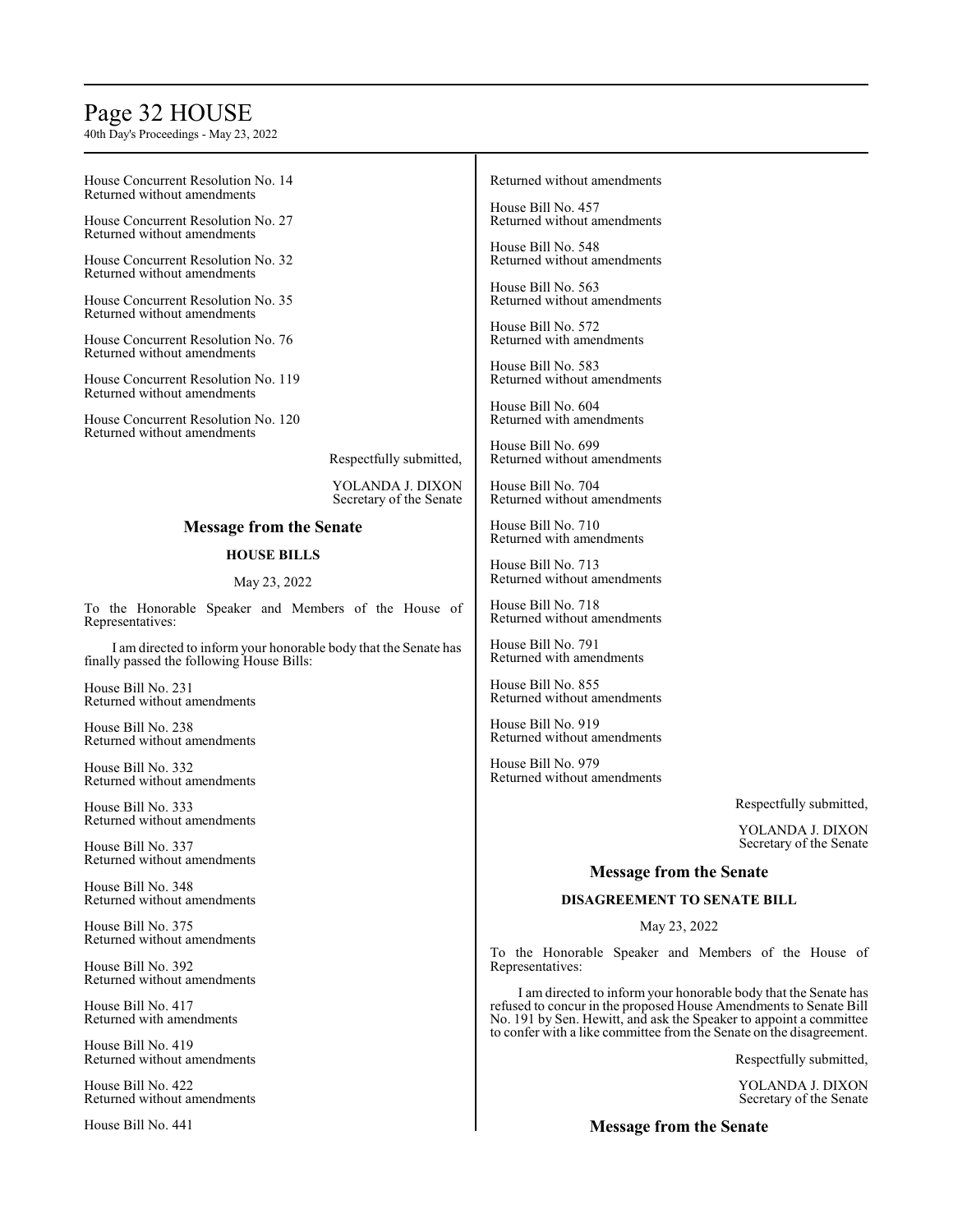House Concurrent Resolution No. 14
Returned without amendments

House Concurrent Resolution No. 27
Returned without amendments

House Concurrent Resolution No. 32
Returned without amendments

House Concurrent Resolution No. 35
Returned without amendments

House Concurrent Resolution No. 76
Returned without amendments

House Concurrent Resolution No. 119
Returned without amendments

House Concurrent Resolution No. 120
Returned without amendments

Respectfully submitted,

YOLANDA J. DIXON
Secretary of the Senate

## Message from the Senate

### HOUSE BILLS

May 23, 2022

To the Honorable Speaker and Members of the House of Representatives:

I am directed to inform your honorable body that the Senate has finally passed the following House Bills:

House Bill No. 231
Returned without amendments

House Bill No. 238
Returned without amendments

House Bill No. 332
Returned without amendments

House Bill No. 333
Returned without amendments

House Bill No. 337
Returned without amendments

House Bill No. 348
Returned without amendments

House Bill No. 375
Returned without amendments

House Bill No. 392
Returned without amendments

House Bill No. 417
Returned with amendments

House Bill No. 419
Returned without amendments

House Bill No. 422
Returned without amendments

House Bill No. 441
Returned without amendments

House Bill No. 457
Returned without amendments

House Bill No. 548
Returned without amendments

House Bill No. 563
Returned without amendments

House Bill No. 572
Returned with amendments

House Bill No. 583
Returned without amendments

House Bill No. 604
Returned with amendments

House Bill No. 699
Returned without amendments

House Bill No. 704
Returned without amendments

House Bill No. 710
Returned with amendments

House Bill No. 713
Returned without amendments

House Bill No. 718
Returned without amendments

House Bill No. 791
Returned with amendments

House Bill No. 855
Returned without amendments

House Bill No. 919
Returned without amendments

House Bill No. 979
Returned without amendments

Respectfully submitted,

YOLANDA J. DIXON
Secretary of the Senate

## Message from the Senate

### DISAGREEMENT TO SENATE BILL

May 23, 2022

To the Honorable Speaker and Members of the House of Representatives:

I am directed to inform your honorable body that the Senate has refused to concur in the proposed House Amendments to Senate Bill No. 191 by Sen. Hewitt, and ask the Speaker to appoint a committee to confer with a like committee from the Senate on the disagreement.

Respectfully submitted,

YOLANDA J. DIXON
Secretary of the Senate

## Message from the Senate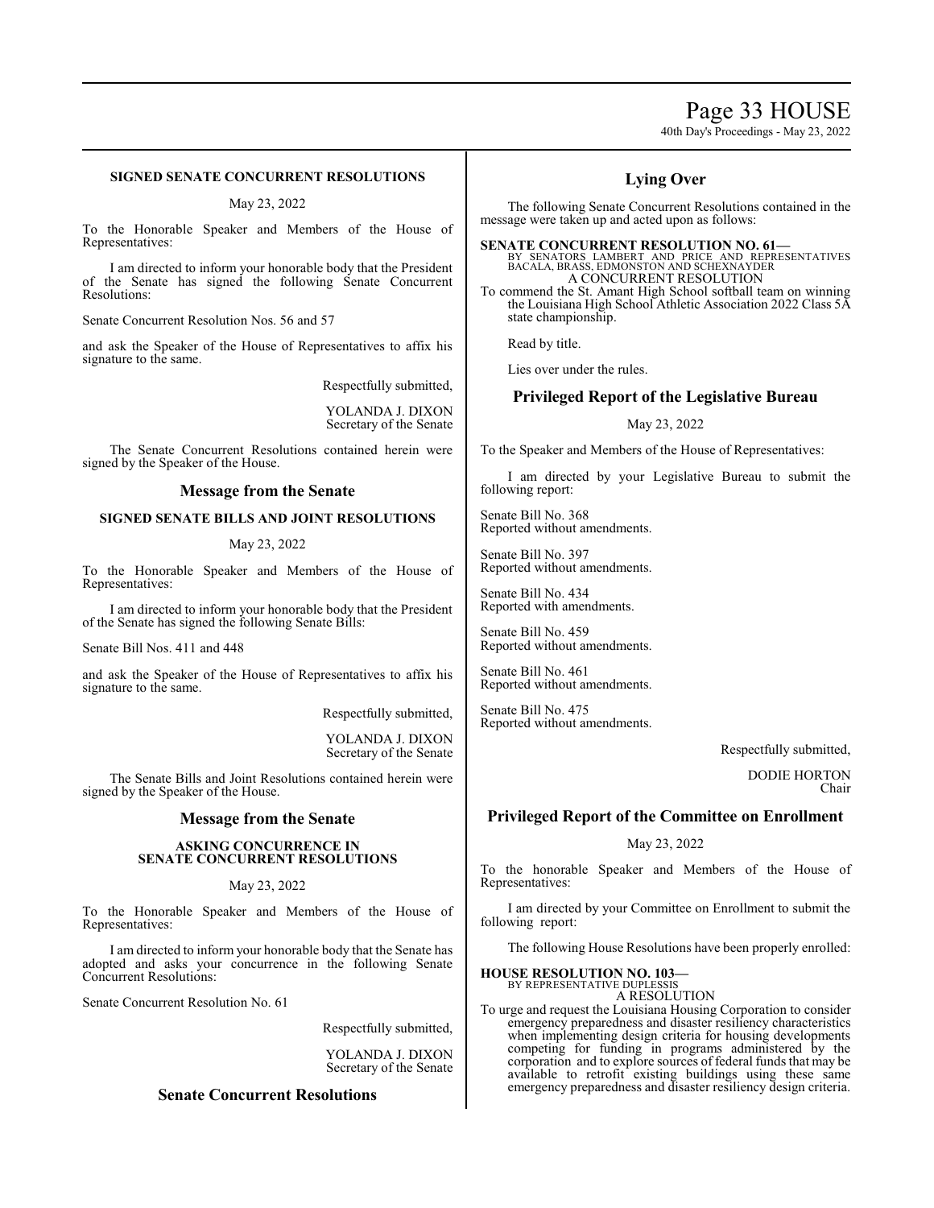**SIGNED SENATE CONCURRENT RESOLUTIONS**

May 23, 2022

To the Honorable Speaker and Members of the House of Representatives:

I am directed to inform your honorable body that the President of the Senate has signed the following Senate Concurrent Resolutions:

Senate Concurrent Resolution Nos. 56 and 57

and ask the Speaker of the House of Representatives to affix his signature to the same.

Respectfully submitted,

YOLANDA J. DIXON
Secretary of the Senate

The Senate Concurrent Resolutions contained herein were signed by the Speaker of the House.

## Message from the Senate

**SIGNED SENATE BILLS AND JOINT RESOLUTIONS**

May 23, 2022

To the Honorable Speaker and Members of the House of Representatives:

I am directed to inform your honorable body that the President of the Senate has signed the following Senate Bills:

Senate Bill Nos. 411 and 448

and ask the Speaker of the House of Representatives to affix his signature to the same.

Respectfully submitted,

YOLANDA J. DIXON
Secretary of the Senate

The Senate Bills and Joint Resolutions contained herein were signed by the Speaker of the House.

## Message from the Senate

**ASKING CONCURRENCE IN SENATE CONCURRENT RESOLUTIONS**

May 23, 2022

To the Honorable Speaker and Members of the House of Representatives:

I am directed to inform your honorable body that the Senate has adopted and asks your concurrence in the following Senate Concurrent Resolutions:

Senate Concurrent Resolution No. 61

Respectfully submitted,

YOLANDA J. DIXON
Secretary of the Senate

## Senate Concurrent Resolutions

## Lying Over

The following Senate Concurrent Resolutions contained in the message were taken up and acted upon as follows:

**SENATE CONCURRENT RESOLUTION NO. 61—**
BY SENATORS LAMBERT AND PRICE AND REPRESENTATIVES BACALA, BRASS, EDMONSTON AND SCHEXNAYDER
A CONCURRENT RESOLUTION

To commend the St. Amant High School softball team on winning the Louisiana High School Athletic Association 2022 Class 5A state championship.

Read by title.

Lies over under the rules.

## Privileged Report of the Legislative Bureau

May 23, 2022

To the Speaker and Members of the House of Representatives:

I am directed by your Legislative Bureau to submit the following report:

Senate Bill No. 368
Reported without amendments.

Senate Bill No. 397
Reported without amendments.

Senate Bill No. 434
Reported with amendments.

Senate Bill No. 459
Reported without amendments.

Senate Bill No. 461
Reported without amendments.

Senate Bill No. 475
Reported without amendments.

Respectfully submitted,

DODIE HORTON
Chair

## Privileged Report of the Committee on Enrollment

May 23, 2022

To the honorable Speaker and Members of the House of Representatives:

I am directed by your Committee on Enrollment to submit the following report:

The following House Resolutions have been properly enrolled:

**HOUSE RESOLUTION NO. 103—**
BY REPRESENTATIVE DUPLESSIS
A RESOLUTION

To urge and request the Louisiana Housing Corporation to consider emergency preparedness and disaster resiliency characteristics when implementing design criteria for housing developments competing for funding in programs administered by the corporation and to explore sources of federal funds that may be available to retrofit existing buildings using these same emergency preparedness and disaster resiliency design criteria.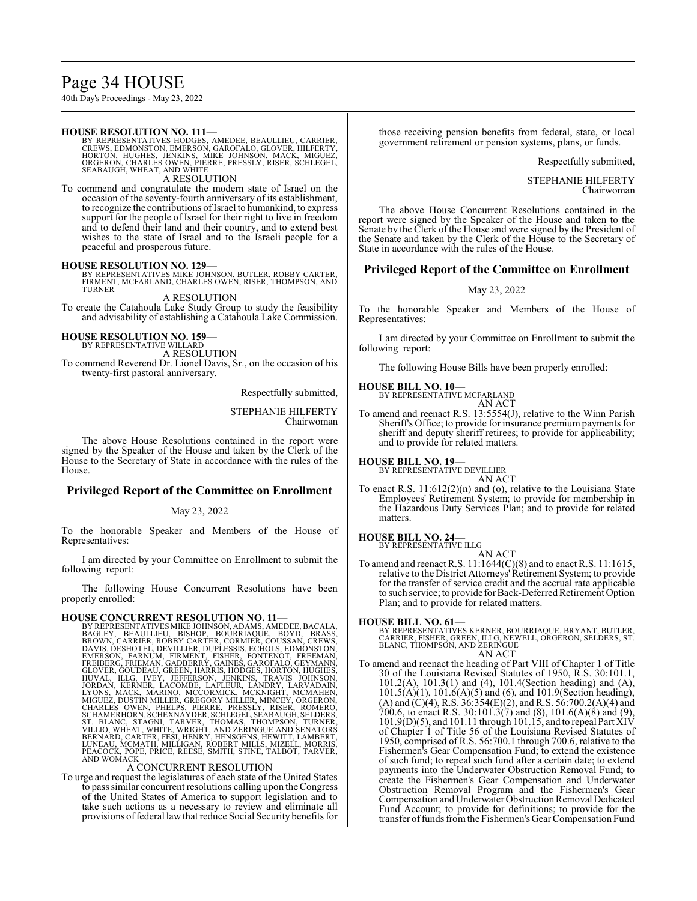**HOUSE RESOLUTION NO. 111—**
BY REPRESENTATIVES HODGES, AMEDEE, BEAULLIEU, CARRIER, CREWS, EDMONSTON, EMERSON, GAROFALO, GLOVER, HILFERTY, HORTON, HUGHES, JENKINS, MIKE JOHNSON, MACK, MIGUEZ, ORGERON, CHARLES OWEN, PIERRE, PRESSLY, RISER, SCHLEGEL, SEABAUGH, WHEAT, AND WHITE

A RESOLUTION

To commend and congratulate the modern state of Israel on the occasion of the seventy-fourth anniversary of its establishment, to recognize the contributions of Israel to humankind, to express support for the people of Israel for their right to live in freedom and to defend their land and their country, and to extend best wishes to the state of Israel and to the Israeli people for a peaceful and prosperous future.

**HOUSE RESOLUTION NO. 129—**
BY REPRESENTATIVES MIKE JOHNSON, BUTLER, ROBBY CARTER, FIRMENT, MCFARLAND, CHARLES OWEN, RISER, THOMPSON, AND TURNER

A RESOLUTION

To create the Catahoula Lake Study Group to study the feasibility and advisability of establishing a Catahoula Lake Commission.

**HOUSE RESOLUTION NO. 159—**
BY REPRESENTATIVE WILLARD

A RESOLUTION

To commend Reverend Dr. Lionel Davis, Sr., on the occasion of his twenty-first pastoral anniversary.

Respectfully submitted,

STEPHANIE HILFERTY
Chairwoman

The above House Resolutions contained in the report were signed by the Speaker of the House and taken by the Clerk of the House to the Secretary of State in accordance with the rules of the House.

## Privileged Report of the Committee on Enrollment

May 23, 2022

To the honorable Speaker and Members of the House of Representatives:

I am directed by your Committee on Enrollment to submit the following report:

The following House Concurrent Resolutions have been properly enrolled:

**HOUSE CONCURRENT RESOLUTION NO. 11—**
BY REPRESENTATIVES MIKE JOHNSON, ADAMS, AMEDEE, BACALA, BAGLEY, BEAULLIEU, BISHOP, BOURRIAQUE, BOYD, BRASS, BROWN, CARRIER, ROBBY CARTER, CORMIER, COUSSAN, CREWS, DAVIS, DESHOTEL, DEVILLIER, DUPLESSIS, ECHOLS, EDMONSTON, EMERSON, FARNUM, FIRMENT, FISHER, FONTENOT, FREEMAN, FREIBERG, FRIEMAN, GADBERRY, GAINES, GAROFALO, GEYMANN, GLOVER, GOUDEAU, GREEN, HARRIS, HODGES, HORTON, HUGHES, HUVAL, ILLG, IVEY, JEFFERSON, JENKINS, TRAVIS JOHNSON, JORDAN, KERNER, LACOMBE, LAFLEUR, LANDRY, LARVADAIN, LYONS, MACK, MARINO, MCCORMICK, MCKNIGHT, MCMAHEN, MIGUEZ, DUSTIN MILLER, GREGORY MILLER, MINCEY, ORGERON, CHARLES OWEN, PHELPS, PIERRE, PRESSLY, RISER, ROMERO, SCHAMERHORN, SCHEXNAYDER, SCHLEGEL, SEABAUGH, SELDERS, ST. BLANC, STAGNI, TARVER, THOMAS, THOMPSON, TURNER, VILLIO, WHEAT, WHITE, WRIGHT, AND ZERINGUE AND SENATORS BERNARD, CARTER, FESI, HENRY, HENSGENS, HEWITT, LAMBERT, LUNEAU, MCMATH, MILLIGAN, ROBERT MILLS, MIZELL, MORRIS, PEACOCK, POPE, PRICE, REESE, SMITH, STINE, TALBOT, TARVER, AND WOMACK

A CONCURRENT RESOLUTION

To urge and request the legislatures of each state of the United States to pass similar concurrent resolutions calling upon the Congress of the United States of America to support legislation and to take such actions as a necessary to review and eliminate all provisions of federal law that reduce Social Security benefits for those receiving pension benefits from federal, state, or local government retirement or pension systems, plans, or funds.

Respectfully submitted,

STEPHANIE HILFERTY
Chairwoman

The above House Concurrent Resolutions contained in the report were signed by the Speaker of the House and taken to the Senate by the Clerk of the House and were signed by the President of the Senate and taken by the Clerk of the House to the Secretary of State in accordance with the rules of the House.

## Privileged Report of the Committee on Enrollment

May 23, 2022

To the honorable Speaker and Members of the House of Representatives:

I am directed by your Committee on Enrollment to submit the following report:

The following House Bills have been properly enrolled:

**HOUSE BILL NO. 10—**
BY REPRESENTATIVE MCFARLAND

AN ACT

To amend and reenact R.S. 13:5554(J), relative to the Winn Parish Sheriff's Office; to provide for insurance premium payments for sheriff and deputy sheriff retirees; to provide for applicability; and to provide for related matters.

**HOUSE BILL NO. 19—**
BY REPRESENTATIVE DEVILLIER

AN ACT

To enact R.S. 11:612(2)(n) and (o), relative to the Louisiana State Employees' Retirement System; to provide for membership in the Hazardous Duty Services Plan; and to provide for related matters.

**HOUSE BILL NO. 24—**
BY REPRESENTATIVE ILLG

AN ACT

To amend and reenact R.S. 11:1644(C)(8) and to enact R.S. 11:1615, relative to the District Attorneys' Retirement System; to provide for the transfer of service credit and the accrual rate applicable to such service; to provide for Back-Deferred Retirement Option Plan; and to provide for related matters.

**HOUSE BILL NO. 61—**
BY REPRESENTATIVES KERNER, BOURRIAQUE, BRYANT, BUTLER, CARRIER, FISHER, GREEN, ILLG, NEWELL, ORGERON, SELDERS, ST. BLANC, THOMPSON, AND ZERINGUE

AN ACT

To amend and reenact the heading of Part VIII of Chapter 1 of Title 30 of the Louisiana Revised Statutes of 1950, R.S. 30:101.1, 101.2(A), 101.3(1) and (4), 101.4(Section heading) and (A), 101.5(A)(1), 101.6(A)(5) and (6), and 101.9(Section heading), (A) and (C)(4), R.S. 36:354(E)(2), and R.S. 56:700.2(A)(4) and 700.6, to enact R.S. 30:101.3(7) and (8), 101.6(A)(8) and (9), 101.9(D)(5), and 101.11 through 101.15, and to repeal Part XIV of Chapter 1 of Title 56 of the Louisiana Revised Statutes of 1950, comprised of R.S. 56:700.1 through 700.6, relative to the Fishermen's Gear Compensation Fund; to extend the existence of such fund; to repeal such fund after a certain date; to extend payments into the Underwater Obstruction Removal Fund; to create the Fishermen's Gear Compensation and Underwater Obstruction Removal Program and the Fishermen's Gear Compensation and Underwater Obstruction Removal Dedicated Fund Account; to provide for definitions; to provide for the transfer of funds from the Fishermen's Gear Compensation Fund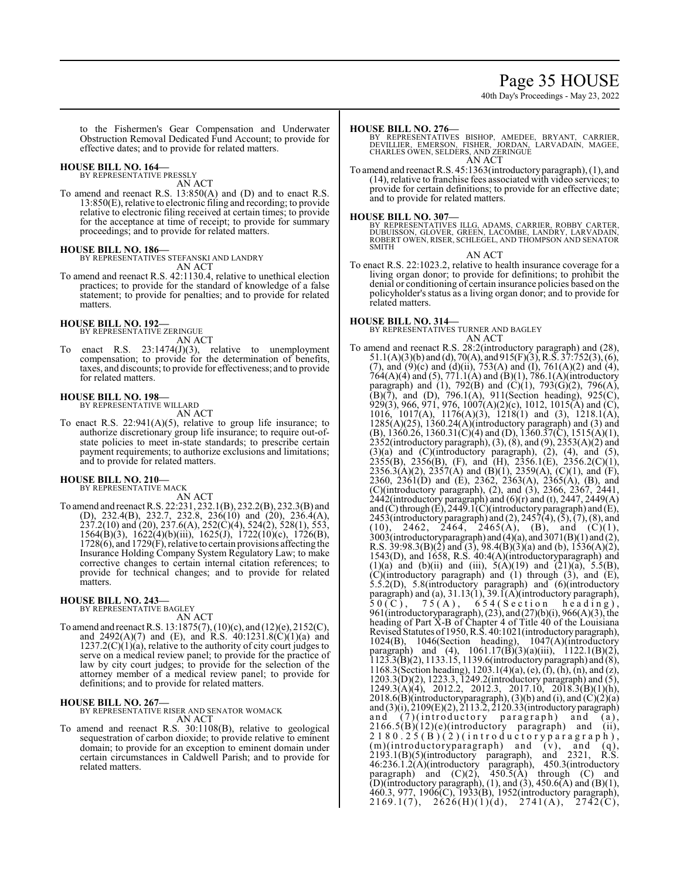to the Fishermen's Gear Compensation and Underwater Obstruction Removal Dedicated Fund Account; to provide for effective dates; and to provide for related matters.

**HOUSE BILL NO. 164—**
BY REPRESENTATIVE PRESSLY
AN ACT
To amend and reenact R.S. 13:850(A) and (D) and to enact R.S. 13:850(E), relative to electronic filing and recording; to provide relative to electronic filing received at certain times; to provide for the acceptance at time of receipt; to provide for summary proceedings; and to provide for related matters.

**HOUSE BILL NO. 186—**
BY REPRESENTATIVES STEFANSKI AND LANDRY
AN ACT
To amend and reenact R.S. 42:1130.4, relative to unethical election practices; to provide for the standard of knowledge of a false statement; to provide for penalties; and to provide for related matters.

**HOUSE BILL NO. 192—**
BY REPRESENTATIVE ZERINGUE
AN ACT
To enact R.S. 23:1474(J)(3), relative to unemployment compensation; to provide for the determination of benefits, taxes, and discounts; to provide for effectiveness; and to provide for related matters.

**HOUSE BILL NO. 198—**
BY REPRESENTATIVE WILLARD
AN ACT
To enact R.S. 22:941(A)(5), relative to group life insurance; to authorize discretionary group life insurance; to require out-of-state policies to meet in-state standards; to prescribe certain payment requirements; to authorize exclusions and limitations; and to provide for related matters.

**HOUSE BILL NO. 210—**
BY REPRESENTATIVE MACK
AN ACT
To amend and reenact R.S. 22:231, 232.1(B), 232.2(B), 232.3(B) and (D), 232.4(B), 232.7, 232.8, 236(10) and (20), 236.4(A), 237.2(10) and (20), 237.6(A), 252(C)(4), 524(2), 528(1), 553, 1564(B)(3), 1622(4)(b)(iii), 1625(J), 1722(10)(c), 1726(B), 1728(6), and 1729(F), relative to certain provisions affecting the Insurance Holding Company System Regulatory Law; to make corrective changes to certain internal citation references; to provide for technical changes; and to provide for related matters.

**HOUSE BILL NO. 243—**
BY REPRESENTATIVE BAGLEY
AN ACT
To amend and reenact R.S. 13:1875(7), (10)(c), and (12)(e), 2152(C), and 2492(A)(7) and (E), and R.S. 40:1231.8(C)(1)(a) and 1237.2(C)(1)(a), relative to the authority of city court judges to serve on a medical review panel; to provide for the practice of law by city court judges; to provide for the selection of the attorney member of a medical review panel; to provide for definitions; and to provide for related matters.

**HOUSE BILL NO. 267—**
BY REPRESENTATIVE RISER AND SENATOR WOMACK
AN ACT
To amend and reenact R.S. 30:1108(B), relative to geological sequestration of carbon dioxide; to provide relative to eminent domain; to provide for an exception to eminent domain under certain circumstances in Caldwell Parish; and to provide for related matters.

**HOUSE BILL NO. 276—**
BY REPRESENTATIVES BISHOP, AMEDEE, BRYANT, CARRIER, DEVILLIER, EMERSON, FISHER, JORDAN, LARVADAIN, MAGEE, CHARLES OWEN, SELDERS, AND ZERINGUE
AN ACT
To amend and reenact R.S. 45:1363(introductory paragraph), (1), and (14), relative to franchise fees associated with video services; to provide for certain definitions; to provide for an effective date; and to provide for related matters.

**HOUSE BILL NO. 307—**
BY REPRESENTATIVES ILLG, ADAMS, CARRIER, ROBBY CARTER, DUBUISSON, GLOVER, GREEN, LACOMBE, LANDRY, LARVADAIN, ROBERT OWEN, RISER, SCHLEGEL, AND THOMPSON AND SENATOR SMITH
AN ACT
To enact R.S. 22:1023.2, relative to health insurance coverage for a living organ donor; to provide for definitions; to prohibit the denial or conditioning of certain insurance policies based on the policyholder's status as a living organ donor; and to provide for related matters.

**HOUSE BILL NO. 314—**
BY REPRESENTATIVES TURNER AND BAGLEY
AN ACT
To amend and reenact R.S. 28:2(introductory paragraph) and (28), 51.1(A)(3)(b) and (d), 70(A), and 915(F)(3), R.S. 37:752(3), (6), (7), and (9)(c) and (d)(ii), 753(A) and (I), 761(A)(2) and (4), 764(A)(4) and (5), 771.1(A) and (B)(1), 786.1(A)(introductory paragraph) and (1), 792(B) and (C)(1), 793(G)(2), 796(A), (B)(7), and (D), 796.1(A), 911(Section heading), 925(C), 929(3), 966, 971, 976, 1007(A)(2)(c), 1012, 1015(A) and (C), 1016, 1017(A), 1176(A)(3), 1218(1) and (3), 1218.1(A), 1285(A)(25), 1360.24(A)(introductory paragraph) and (3) and (B), 1360.26, 1360.31(C)(4) and (D), 1360.37(C), 1515(A)(1), 2352(introductory paragraph), (3), (8), and (9), 2353(A)(2) and (3)(a) and (C)(introductory paragraph), (2), (4), and (5), 2355(B), 2356(B), (F), and (H), 2356.1(E), 2356.2(C)(1), 2356.3(A)(2), 2357(A) and (B)(1), 2359(A), (C)(1), and (F), 2360, 2361(D) and (E), 2362, 2363(A), 2365(A), (B), and (C)(introductory paragraph), (2), and (3), 2366, 2367, 2441, 2442(introductory paragraph) and (6)(r) and (t), 2447, 2449(A) and (C) through (E), 2449.1(C)(introductory paragraph) and (E), 2453(introductory paragraph) and (2), 2457(4), (5), (7), (8), and (10), 2462, 2464, 2465(A), (B), and (C)(1), 3003(introductoryparagraph) and (4)(a), and 3071(B)(1) and (2), R.S. 39:98.3(B)(2) and (3), 98.4(B)(3)(a) and (b), 1536(A)(2), 1543(D), and 1658, R.S. 40:4(A)(introductoryparagraph) and (1)(a) and (b)(ii) and (iii), 5(A)(19) and (21)(a), 5.5(B), (C)(introductory paragraph) and (1) through (3), and (E), 5.5.2(D), 5.8(introductory paragraph) and (6)(introductory paragraph) and (a), 31.13(1), 39.1(A)(introductory paragraph), 50(C), 75(A), 654(Section heading), 961(introductoryparagraph), (23), and (27)(b)(i), 966(A)(3), the heading of Part X-B of Chapter 4 of Title 40 of the Louisiana Revised Statutes of 1950, R.S. 40:1021(introductory paragraph), 1024(B), 1046(Section heading), 1047(A)(introductory paragraph) and (4), 1061.17(B)(3)(a)(iii), 1122.1(B)(2), 1123.3(B)(2), 1133.15, 1139.6(introductory paragraph) and (8), 1168.3(Section heading), 1203.1(4)(a), (e), (f), (h), (n), and (z), 1203.3(D)(2), 1223.3, 1249.2(introductory paragraph) and (5), 1249.3(A)(4), 2012.2, 2012.3, 2017.10, 2018.3(B)(1)(h), 2018.6(B)(introductoryparagraph), (3)(b) and (i), and (C)(2)(a) and (3)(i), 2109(E)(2), 2113.2, 2120.33(introductory paragraph) and (7)(introductory paragraph) and (a), 2166.5(B)(12)(e)(introductory paragraph) and (ii), 2180.25(B)(2)(introductoryparagraph), (m)(introductoryparagraph) and (v), and (q), 2193.1(B)(5)(introductory paragraph), and 2321, R.S. 46:236.1.2(A)(introductory paragraph), 450.3(introductory paragraph) and (C)(2), 450.5(A) through (C) and (D)(introductory paragraph), (1), and (3), 450.6(A) and (B)(1), 460.3, 977, 1906(C), 1933(B), 1952(introductory paragraph), 2169.1(7), 2626(H)(1)(d), 2741(A), 2742(C),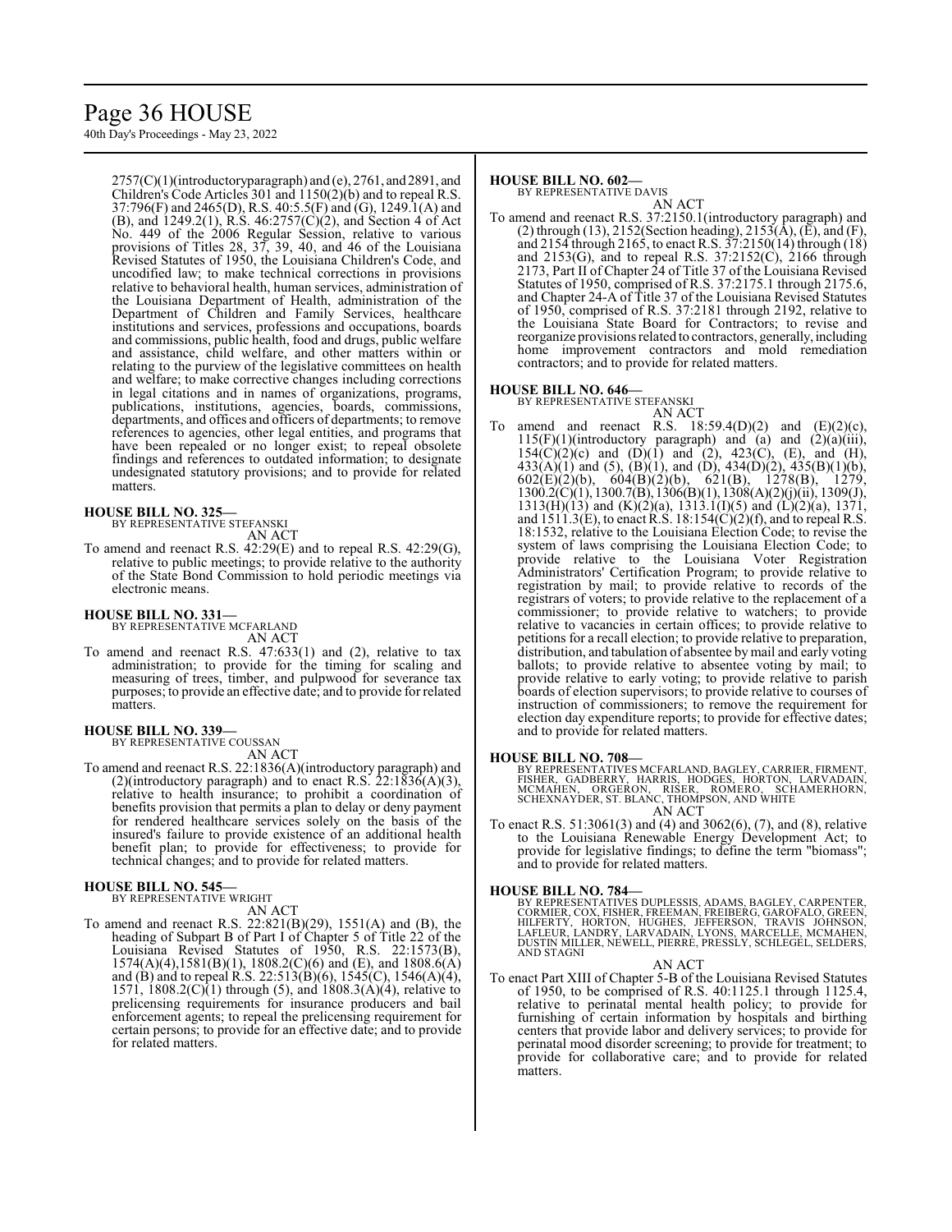2757(C)(1)(introductoryparagraph) and (e), 2761, and 2891, and Children's Code Articles 301 and 1150(2)(b) and to repeal R.S. 37:796(F) and 2465(D), R.S. 40:5.5(F) and (G), 1249.1(A) and (B), and 1249.2(1), R.S. 46:2757(C)(2), and Section 4 of Act No. 449 of the 2006 Regular Session, relative to various provisions of Titles 28, 37, 39, 40, and 46 of the Louisiana Revised Statutes of 1950, the Louisiana Children's Code, and uncodified law; to make technical corrections in provisions relative to behavioral health, human services, administration of the Louisiana Department of Health, administration of the Department of Children and Family Services, healthcare institutions and services, professions and occupations, boards and commissions, public health, food and drugs, public welfare and assistance, child welfare, and other matters within or relating to the purview of the legislative committees on health and welfare; to make corrective changes including corrections in legal citations and in names of organizations, programs, publications, institutions, agencies, boards, commissions, departments, and offices and officers of departments; to remove references to agencies, other legal entities, and programs that have been repealed or no longer exist; to repeal obsolete findings and references to outdated information; to designate undesignated statutory provisions; and to provide for related matters.

**HOUSE BILL NO. 325—**
BY REPRESENTATIVE STEFANSKI
AN ACT

To amend and reenact R.S. 42:29(E) and to repeal R.S. 42:29(G), relative to public meetings; to provide relative to the authority of the State Bond Commission to hold periodic meetings via electronic means.

**HOUSE BILL NO. 331—**
BY REPRESENTATIVE MCFARLAND
AN ACT

To amend and reenact R.S. 47:633(1) and (2), relative to tax administration; to provide for the timing for scaling and measuring of trees, timber, and pulpwood for severance tax purposes; to provide an effective date; and to provide for related matters.

**HOUSE BILL NO. 339—**
BY REPRESENTATIVE COUSSAN
AN ACT

To amend and reenact R.S. 22:1836(A)(introductory paragraph) and (2)(introductory paragraph) and to enact R.S. 22:1836(A)(3), relative to health insurance; to prohibit a coordination of benefits provision that permits a plan to delay or deny payment for rendered healthcare services solely on the basis of the insured's failure to provide existence of an additional health benefit plan; to provide for effectiveness; to provide for technical changes; and to provide for related matters.

**HOUSE BILL NO. 545—**
BY REPRESENTATIVE WRIGHT
AN ACT

To amend and reenact R.S. 22:821(B)(29), 1551(A) and (B), the heading of Subpart B of Part I of Chapter 5 of Title 22 of the Louisiana Revised Statutes of 1950, R.S. 22:1573(B), 1574(A)(4),1581(B)(1), 1808.2(C)(6) and (E), and 1808.6(A) and (B) and to repeal R.S. 22:513(B)(6), 1545(C), 1546(A)(4), 1571, 1808.2(C)(1) through (5), and 1808.3(A)(4), relative to prelicensing requirements for insurance producers and bail enforcement agents; to repeal the prelicensing requirement for certain persons; to provide for an effective date; and to provide for related matters.

**HOUSE BILL NO. 602—**
BY REPRESENTATIVE DAVIS
AN ACT

To amend and reenact R.S. 37:2150.1(introductory paragraph) and (2) through (13), 2152(Section heading), 2153(A), (E), and (F), and 2154 through 2165, to enact R.S. 37:2150(14) through (18) and 2153(G), and to repeal R.S. 37:2152(C), 2166 through 2173, Part II of Chapter 24 of Title 37 of the Louisiana Revised Statutes of 1950, comprised of R.S. 37:2175.1 through 2175.6, and Chapter 24-A of Title 37 of the Louisiana Revised Statutes of 1950, comprised of R.S. 37:2181 through 2192, relative to the Louisiana State Board for Contractors; to revise and reorganize provisions related to contractors, generally, including home improvement contractors and mold remediation contractors; and to provide for related matters.

**HOUSE BILL NO. 646—**
BY REPRESENTATIVE STEFANSKI
AN ACT

To amend and reenact R.S. 18:59.4(D)(2) and (E)(2)(c), 115(F)(1)(introductory paragraph) and (a) and (2)(a)(iii), 154(C)(2)(c) and (D)(1) and (2), 423(C), (E), and (H), 433(A)(1) and (5), (B)(1), and (D), 434(D)(2), 435(B)(1)(b), 602(E)(2)(b), 604(B)(2)(b), 621(B), 1278(B), 1279, 1300.2(C)(1), 1300.7(B), 1306(B)(1), 1308(A)(2)(j)(ii), 1309(J), 1313(H)(13) and (K)(2)(a), 1313.1(I)(5) and (L)(2)(a), 1371, and 1511.3(E), to enact R.S. 18:154(C)(2)(f), and to repeal R.S. 18:1532, relative to the Louisiana Election Code; to revise the system of laws comprising the Louisiana Election Code; to provide relative to the Louisiana Voter Registration Administrators' Certification Program; to provide relative to registration by mail; to provide relative to records of the registrars of voters; to provide relative to the replacement of a commissioner; to provide relative to watchers; to provide relative to vacancies in certain offices; to provide relative to petitions for a recall election; to provide relative to preparation, distribution, and tabulation of absentee by mail and early voting ballots; to provide relative to absentee voting by mail; to provide relative to early voting; to provide relative to parish boards of election supervisors; to provide relative to courses of instruction of commissioners; to remove the requirement for election day expenditure reports; to provide for effective dates; and to provide for related matters.

**HOUSE BILL NO. 708—**
BY REPRESENTATIVES MCFARLAND, BAGLEY, CARRIER, FIRMENT, FISHER, GADBERRY, HARRIS, HODGES, HORTON, LARVADAIN, MCMAHEN, ORGERON, RISER, ROMERO, SCHAMERHORN, SCHEXNAYDER, ST. BLANC, THOMPSON, AND WHITE
AN ACT

To enact R.S. 51:3061(3) and (4) and 3062(6), (7), and (8), relative to the Louisiana Renewable Energy Development Act; to provide for legislative findings; to define the term "biomass"; and to provide for related matters.

**HOUSE BILL NO. 784—**
BY REPRESENTATIVES DUPLESSIS, ADAMS, BAGLEY, CARPENTER, CORMIER, COX, FISHER, FREEMAN, FREIBERG, GAROFALO, GREEN, HILFERTY, HORTON, HUGHES, JEFFERSON, TRAVIS JOHNSON, LAFLEUR, LANDRY, LARVADAIN, LYONS, MARCELLE, MCMAHEN, DUSTIN MILLER, NEWELL, PIERRE, PRESSLY, SCHLEGEL, SELDERS, AND STAGNI
AN ACT

To enact Part XIII of Chapter 5-B of the Louisiana Revised Statutes of 1950, to be comprised of R.S. 40:1125.1 through 1125.4, relative to perinatal mental health policy; to provide for furnishing of certain information by hospitals and birthing centers that provide labor and delivery services; to provide for perinatal mood disorder screening; to provide for treatment; to provide for collaborative care; and to provide for related matters.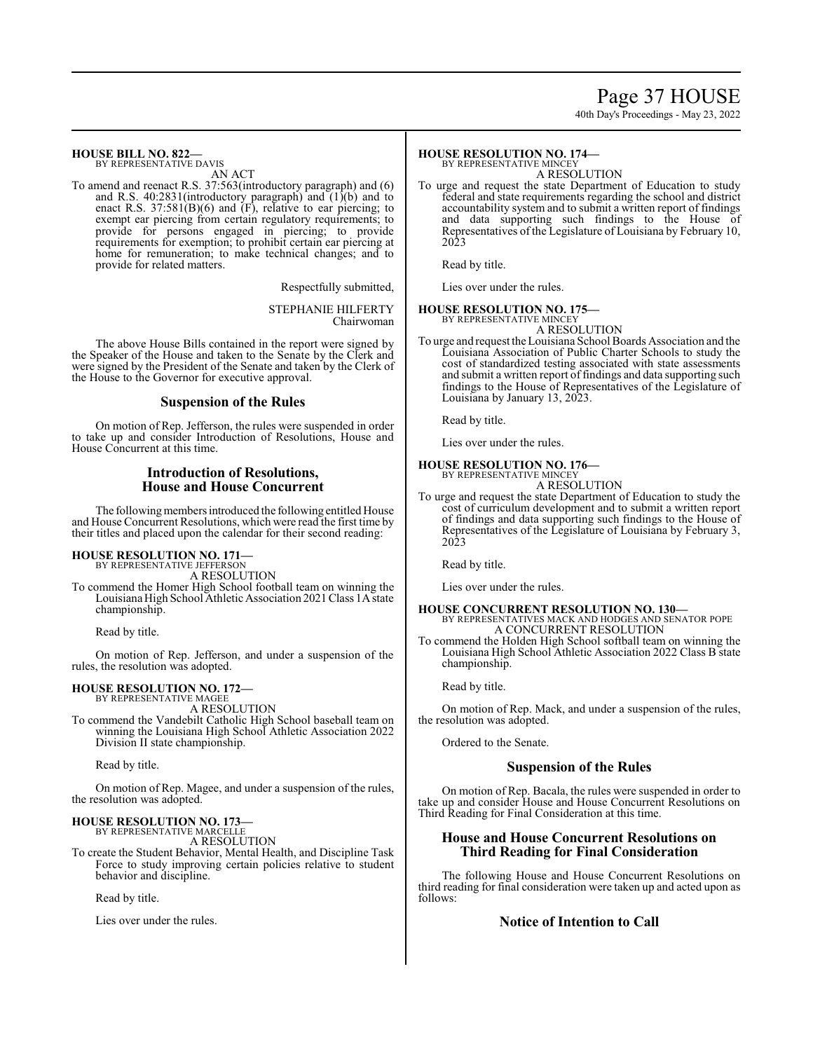**HOUSE BILL NO. 822—**
BY REPRESENTATIVE DAVIS
AN ACT

To amend and reenact R.S. 37:563(introductory paragraph) and (6) and R.S. 40:2831(introductory paragraph) and (1)(b) and to enact R.S. 37:581(B)(6) and (F), relative to ear piercing; to exempt ear piercing from certain regulatory requirements; to provide for persons engaged in piercing; to provide requirements for exemption; to prohibit certain ear piercing at home for remuneration; to make technical changes; and to provide for related matters.

Respectfully submitted,

STEPHANIE HILFERTY
Chairwoman

The above House Bills contained in the report were signed by the Speaker of the House and taken to the Senate by the Clerk and were signed by the President of the Senate and taken by the Clerk of the House to the Governor for executive approval.

## Suspension of the Rules

On motion of Rep. Jefferson, the rules were suspended in order to take up and consider Introduction of Resolutions, House and House Concurrent at this time.

## Introduction of Resolutions, House and House Concurrent

The following members introduced the following entitled House and House Concurrent Resolutions, which were read the first time by their titles and placed upon the calendar for their second reading:

**HOUSE RESOLUTION NO. 171—**
BY REPRESENTATIVE JEFFERSON
A RESOLUTION

To commend the Homer High School football team on winning the Louisiana High School Athletic Association 2021 Class 1A state championship.

Read by title.

On motion of Rep. Jefferson, and under a suspension of the rules, the resolution was adopted.

**HOUSE RESOLUTION NO. 172—**
BY REPRESENTATIVE MAGEE
A RESOLUTION

To commend the Vandebilt Catholic High School baseball team on winning the Louisiana High School Athletic Association 2022 Division II state championship.

Read by title.

On motion of Rep. Magee, and under a suspension of the rules, the resolution was adopted.

**HOUSE RESOLUTION NO. 173—**
BY REPRESENTATIVE MARCELLE
A RESOLUTION

To create the Student Behavior, Mental Health, and Discipline Task Force to study improving certain policies relative to student behavior and discipline.

Read by title.

Lies over under the rules.

**HOUSE RESOLUTION NO. 174—**
BY REPRESENTATIVE MINCEY
A RESOLUTION

To urge and request the state Department of Education to study federal and state requirements regarding the school and district accountability system and to submit a written report of findings and data supporting such findings to the House of Representatives of the Legislature of Louisiana by February 10, 2023

Read by title.

Lies over under the rules.

**HOUSE RESOLUTION NO. 175—**
BY REPRESENTATIVE MINCEY
A RESOLUTION

To urge and request the Louisiana School Boards Association and the Louisiana Association of Public Charter Schools to study the cost of standardized testing associated with state assessments and submit a written report of findings and data supporting such findings to the House of Representatives of the Legislature of Louisiana by January 13, 2023.

Read by title.

Lies over under the rules.

**HOUSE RESOLUTION NO. 176—**
BY REPRESENTATIVE MINCEY
A RESOLUTION

To urge and request the state Department of Education to study the cost of curriculum development and to submit a written report of findings and data supporting such findings to the House of Representatives of the Legislature of Louisiana by February 3, 2023

Read by title.

Lies over under the rules.

**HOUSE CONCURRENT RESOLUTION NO. 130—**
BY REPRESENTATIVES MACK AND HODGES AND SENATOR POPE
A CONCURRENT RESOLUTION

To commend the Holden High School softball team on winning the Louisiana High School Athletic Association 2022 Class B state championship.

Read by title.

On motion of Rep. Mack, and under a suspension of the rules, the resolution was adopted.

Ordered to the Senate.

## Suspension of the Rules

On motion of Rep. Bacala, the rules were suspended in order to take up and consider House and House Concurrent Resolutions on Third Reading for Final Consideration at this time.

## House and House Concurrent Resolutions on Third Reading for Final Consideration

The following House and House Concurrent Resolutions on third reading for final consideration were taken up and acted upon as follows:

## Notice of Intention to Call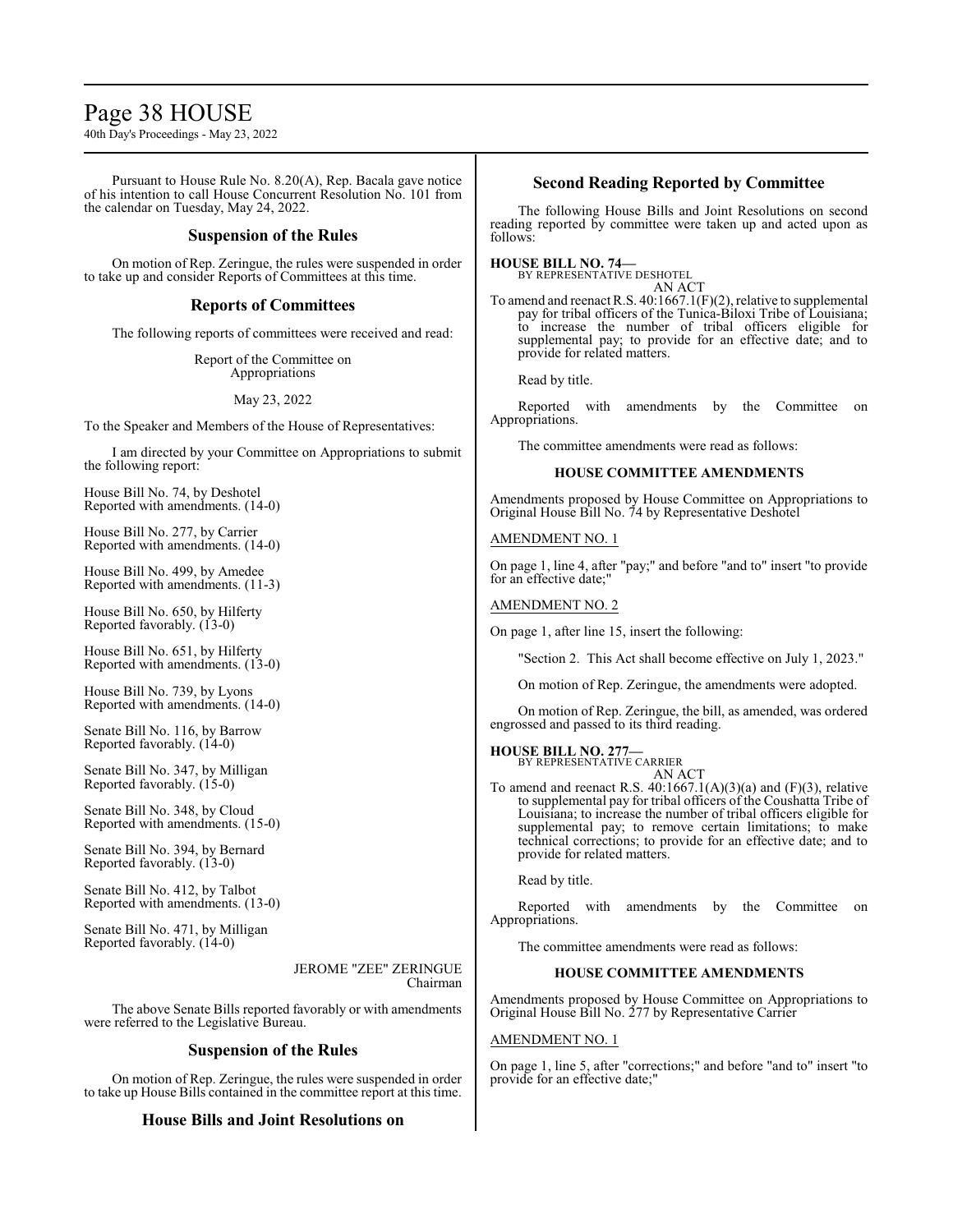Pursuant to House Rule No. 8.20(A), Rep. Bacala gave notice of his intention to call House Concurrent Resolution No. 101 from the calendar on Tuesday, May 24, 2022.

## Suspension of the Rules

On motion of Rep. Zeringue, the rules were suspended in order to take up and consider Reports of Committees at this time.

## Reports of Committees

The following reports of committees were received and read:

Report of the Committee on Appropriations

May 23, 2022

To the Speaker and Members of the House of Representatives:

I am directed by your Committee on Appropriations to submit the following report:

House Bill No. 74, by Deshotel
Reported with amendments. (14-0)

House Bill No. 277, by Carrier
Reported with amendments. (14-0)

House Bill No. 499, by Amedee
Reported with amendments. (11-3)

House Bill No. 650, by Hilferty
Reported favorably. (13-0)

House Bill No. 651, by Hilferty
Reported with amendments. (13-0)

House Bill No. 739, by Lyons
Reported with amendments. (14-0)

Senate Bill No. 116, by Barrow
Reported favorably. (14-0)

Senate Bill No. 347, by Milligan
Reported favorably. (15-0)

Senate Bill No. 348, by Cloud
Reported with amendments. (15-0)

Senate Bill No. 394, by Bernard
Reported favorably. (13-0)

Senate Bill No. 412, by Talbot
Reported with amendments. (13-0)

Senate Bill No. 471, by Milligan
Reported favorably. (14-0)

JEROME "ZEE" ZERINGUE
Chairman

The above Senate Bills reported favorably or with amendments were referred to the Legislative Bureau.

## Suspension of the Rules

On motion of Rep. Zeringue, the rules were suspended in order to take up House Bills contained in the committee report at this time.

## House Bills and Joint Resolutions on Second Reading Reported by Committee

The following House Bills and Joint Resolutions on second reading reported by committee were taken up and acted upon as follows:

**HOUSE BILL NO. 74—**
BY REPRESENTATIVE DESHOTEL
AN ACT

To amend and reenact R.S. 40:1667.1(F)(2), relative to supplemental pay for tribal officers of the Tunica-Biloxi Tribe of Louisiana; to increase the number of tribal officers eligible for supplemental pay; to provide for an effective date; and to provide for related matters.

Read by title.

Reported with amendments by the Committee on Appropriations.

The committee amendments were read as follows:

### HOUSE COMMITTEE AMENDMENTS

Amendments proposed by House Committee on Appropriations to Original House Bill No. 74 by Representative Deshotel

AMENDMENT NO. 1

On page 1, line 4, after "pay;" and before "and to" insert "to provide for an effective date;"

AMENDMENT NO. 2

On page 1, after line 15, insert the following:

"Section 2. This Act shall become effective on July 1, 2023."

On motion of Rep. Zeringue, the amendments were adopted.

On motion of Rep. Zeringue, the bill, as amended, was ordered engrossed and passed to its third reading.

**HOUSE BILL NO. 277—**
BY REPRESENTATIVE CARRIER
AN ACT

To amend and reenact R.S. 40:1667.1(A)(3)(a) and (F)(3), relative to supplemental pay for tribal officers of the Coushatta Tribe of Louisiana; to increase the number of tribal officers eligible for supplemental pay; to remove certain limitations; to make technical corrections; to provide for an effective date; and to provide for related matters.

Read by title.

Reported with amendments by the Committee on Appropriations.

The committee amendments were read as follows:

### HOUSE COMMITTEE AMENDMENTS

Amendments proposed by House Committee on Appropriations to Original House Bill No. 277 by Representative Carrier

AMENDMENT NO. 1

On page 1, line 5, after "corrections;" and before "and to" insert "to provide for an effective date;"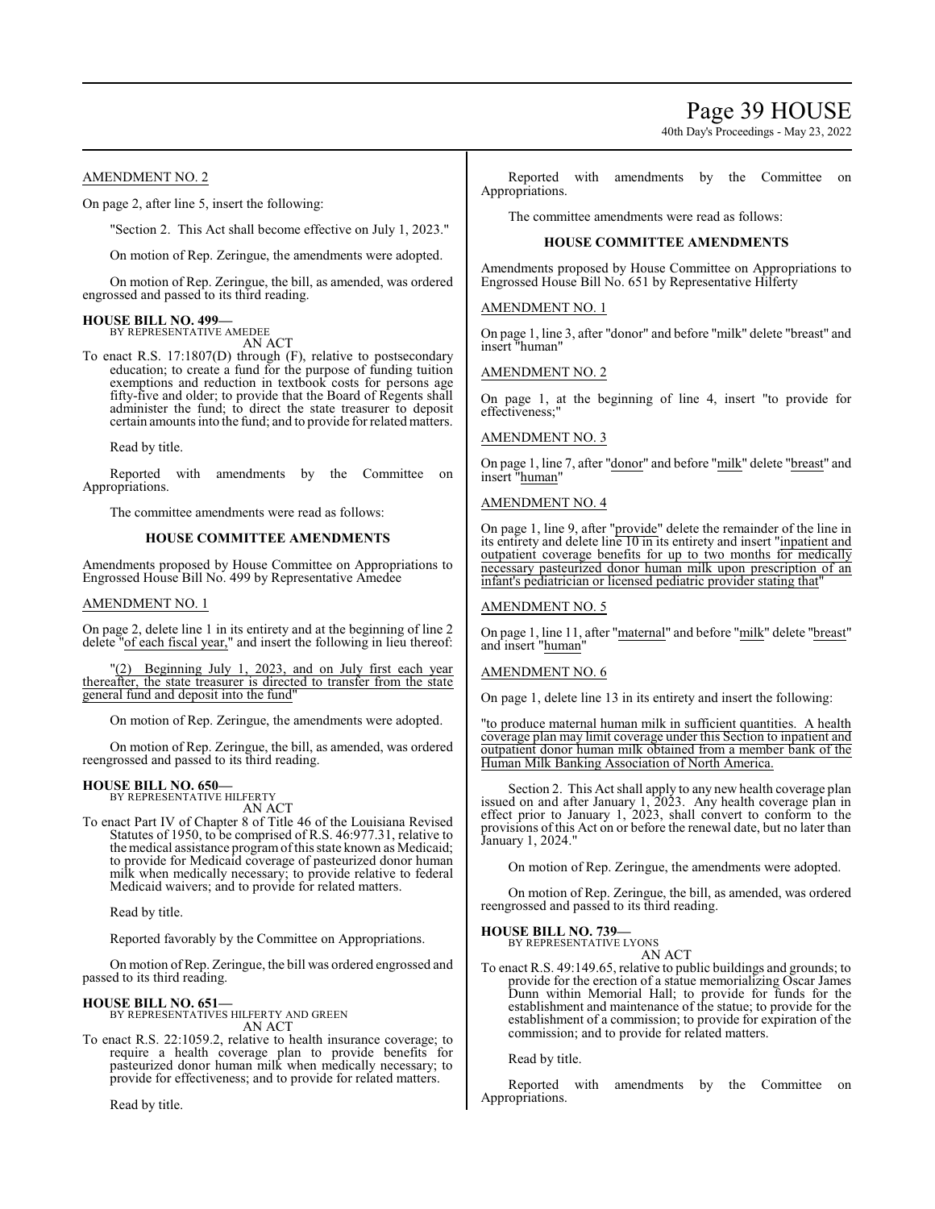AMENDMENT NO. 2

On page 2, after line 5, insert the following:

"Section 2. This Act shall become effective on July 1, 2023."

On motion of Rep. Zeringue, the amendments were adopted.

On motion of Rep. Zeringue, the bill, as amended, was ordered engrossed and passed to its third reading.

**HOUSE BILL NO. 499—**
BY REPRESENTATIVE AMEDEE
AN ACT

To enact R.S. 17:1807(D) through (F), relative to postsecondary education; to create a fund for the purpose of funding tuition exemptions and reduction in textbook costs for persons age fifty-five and older; to provide that the Board of Regents shall administer the fund; to direct the state treasurer to deposit certain amounts into the fund; and to provide for related matters.

Read by title.

Reported with amendments by the Committee on Appropriations.

The committee amendments were read as follows:

**HOUSE COMMITTEE AMENDMENTS**

Amendments proposed by House Committee on Appropriations to Engrossed House Bill No. 499 by Representative Amedee

AMENDMENT NO. 1

On page 2, delete line 1 in its entirety and at the beginning of line 2 delete "of each fiscal year," and insert the following in lieu thereof:

"(2) Beginning July 1, 2023, and on July first each year thereafter, the state treasurer is directed to transfer from the state general fund and deposit into the fund"

On motion of Rep. Zeringue, the amendments were adopted.

On motion of Rep. Zeringue, the bill, as amended, was ordered reengrossed and passed to its third reading.

**HOUSE BILL NO. 650—**
BY REPRESENTATIVE HILFERTY
AN ACT

To enact Part IV of Chapter 8 of Title 46 of the Louisiana Revised Statutes of 1950, to be comprised of R.S. 46:977.31, relative to the medical assistance program of this state known as Medicaid; to provide for Medicaid coverage of pasteurized donor human milk when medically necessary; to provide relative to federal Medicaid waivers; and to provide for related matters.

Read by title.

Reported favorably by the Committee on Appropriations.

On motion of Rep. Zeringue, the bill was ordered engrossed and passed to its third reading.

**HOUSE BILL NO. 651—**
BY REPRESENTATIVES HILFERTY AND GREEN
AN ACT

To enact R.S. 22:1059.2, relative to health insurance coverage; to require a health coverage plan to provide benefits for pasteurized donor human milk when medically necessary; to provide for effectiveness; and to provide for related matters.

Read by title.

Reported with amendments by the Committee on Appropriations.

The committee amendments were read as follows:

**HOUSE COMMITTEE AMENDMENTS**

Amendments proposed by House Committee on Appropriations to Engrossed House Bill No. 651 by Representative Hilferty

AMENDMENT NO. 1

On page 1, line 3, after "donor" and before "milk" delete "breast" and insert "human"

AMENDMENT NO. 2

On page 1, at the beginning of line 4, insert "to provide for effectiveness;"

AMENDMENT NO. 3

On page 1, line 7, after "donor" and before "milk" delete "breast" and insert "human"

AMENDMENT NO. 4

On page 1, line 9, after "provide" delete the remainder of the line in its entirety and delete line 10 in its entirety and insert "inpatient and outpatient coverage benefits for up to two months for medically necessary pasteurized donor human milk upon prescription of an infant's pediatrician or licensed pediatric provider stating that"

AMENDMENT NO. 5

On page 1, line 11, after "maternal" and before "milk" delete "breast" and insert "human"

AMENDMENT NO. 6

On page 1, delete line 13 in its entirety and insert the following:

"to produce maternal human milk in sufficient quantities. A health coverage plan may limit coverage under this Section to inpatient and outpatient donor human milk obtained from a member bank of the Human Milk Banking Association of North America.

Section 2. This Act shall apply to any new health coverage plan issued on and after January 1, 2023. Any health coverage plan in effect prior to January 1, 2023, shall convert to conform to the provisions of this Act on or before the renewal date, but no later than January 1, 2024."

On motion of Rep. Zeringue, the amendments were adopted.

On motion of Rep. Zeringue, the bill, as amended, was ordered reengrossed and passed to its third reading.

**HOUSE BILL NO. 739—**
BY REPRESENTATIVE LYONS
AN ACT

To enact R.S. 49:149.65, relative to public buildings and grounds; to provide for the erection of a statue memorializing Oscar James Dunn within Memorial Hall; to provide for funds for the establishment and maintenance of the statue; to provide for the establishment of a commission; to provide for expiration of the commission; and to provide for related matters.

Read by title.

Reported with amendments by the Committee on Appropriations.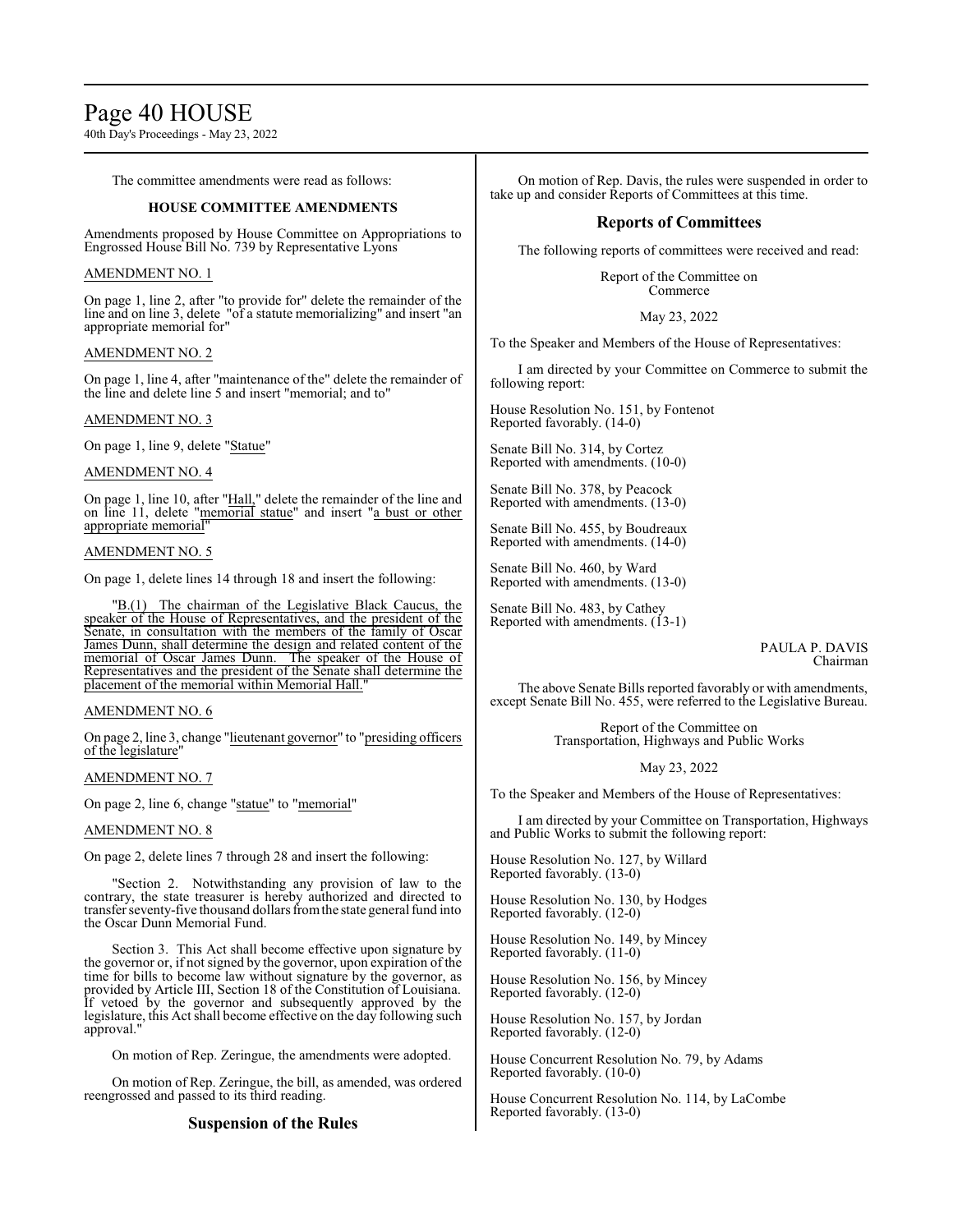The committee amendments were read as follows:

**HOUSE COMMITTEE AMENDMENTS**

Amendments proposed by House Committee on Appropriations to Engrossed House Bill No. 739 by Representative Lyons

AMENDMENT NO. 1

On page 1, line 2, after "to provide for" delete the remainder of the line and on line 3, delete "of a statute memorializing" and insert "an appropriate memorial for"

AMENDMENT NO. 2

On page 1, line 4, after "maintenance of the" delete the remainder of the line and delete line 5 and insert "memorial; and to"

AMENDMENT NO. 3

On page 1, line 9, delete "Statue"

AMENDMENT NO. 4

On page 1, line 10, after "Hall," delete the remainder of the line and on line 11, delete "memorial statue" and insert "a bust or other appropriate memorial"

AMENDMENT NO. 5

On page 1, delete lines 14 through 18 and insert the following:

"B.(1) The chairman of the Legislative Black Caucus, the speaker of the House of Representatives, and the president of the Senate, in consultation with the members of the family of Oscar James Dunn, shall determine the design and related content of the memorial of Oscar James Dunn. The speaker of the House of Representatives and the president of the Senate shall determine the placement of the memorial within Memorial Hall."

AMENDMENT NO. 6

On page 2, line 3, change "lieutenant governor" to "presiding officers of the legislature"

AMENDMENT NO. 7

On page 2, line 6, change "statue" to "memorial"

AMENDMENT NO. 8

On page 2, delete lines 7 through 28 and insert the following:

"Section 2. Notwithstanding any provision of law to the contrary, the state treasurer is hereby authorized and directed to transfer seventy-five thousand dollars from the state general fund into the Oscar Dunn Memorial Fund.

Section 3. This Act shall become effective upon signature by the governor or, if not signed by the governor, upon expiration of the time for bills to become law without signature by the governor, as provided by Article III, Section 18 of the Constitution of Louisiana. If vetoed by the governor and subsequently approved by the legislature, this Act shall become effective on the day following such approval."

On motion of Rep. Zeringue, the amendments were adopted.

On motion of Rep. Zeringue, the bill, as amended, was ordered reengrossed and passed to its third reading.

## Suspension of the Rules

On motion of Rep. Davis, the rules were suspended in order to take up and consider Reports of Committees at this time.

## Reports of Committees

The following reports of committees were received and read:

Report of the Committee on Commerce

May 23, 2022

To the Speaker and Members of the House of Representatives:

I am directed by your Committee on Commerce to submit the following report:

House Resolution No. 151, by Fontenot
Reported favorably. (14-0)

Senate Bill No. 314, by Cortez
Reported with amendments. (10-0)

Senate Bill No. 378, by Peacock
Reported with amendments. (13-0)

Senate Bill No. 455, by Boudreaux
Reported with amendments. (14-0)

Senate Bill No. 460, by Ward
Reported with amendments. (13-0)

Senate Bill No. 483, by Cathey
Reported with amendments. (13-1)

PAULA P. DAVIS
Chairman

The above Senate Bills reported favorably or with amendments, except Senate Bill No. 455, were referred to the Legislative Bureau.

Report of the Committee on Transportation, Highways and Public Works

May 23, 2022

To the Speaker and Members of the House of Representatives:

I am directed by your Committee on Transportation, Highways and Public Works to submit the following report:

House Resolution No. 127, by Willard
Reported favorably. (13-0)

House Resolution No. 130, by Hodges
Reported favorably. (12-0)

House Resolution No. 149, by Mincey
Reported favorably. (11-0)

House Resolution No. 156, by Mincey
Reported favorably. (12-0)

House Resolution No. 157, by Jordan
Reported favorably. (12-0)

House Concurrent Resolution No. 79, by Adams
Reported favorably. (10-0)

House Concurrent Resolution No. 114, by LaCombe
Reported favorably. (13-0)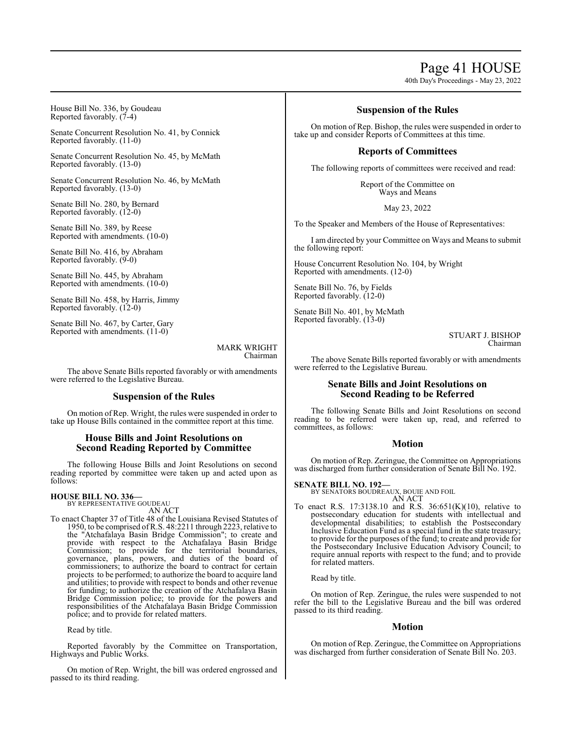House Bill No. 336, by Goudeau
Reported favorably. (7-4)

Senate Concurrent Resolution No. 41, by Connick
Reported favorably. (11-0)

Senate Concurrent Resolution No. 45, by McMath
Reported favorably. (13-0)

Senate Concurrent Resolution No. 46, by McMath
Reported favorably. (13-0)

Senate Bill No. 280, by Bernard
Reported favorably. (12-0)

Senate Bill No. 389, by Reese
Reported with amendments. (10-0)

Senate Bill No. 416, by Abraham
Reported favorably. (9-0)

Senate Bill No. 445, by Abraham
Reported with amendments. (10-0)

Senate Bill No. 458, by Harris, Jimmy
Reported favorably. (12-0)

Senate Bill No. 467, by Carter, Gary
Reported with amendments. (11-0)

MARK WRIGHT
Chairman

The above Senate Bills reported favorably or with amendments were referred to the Legislative Bureau.

## Suspension of the Rules

On motion of Rep. Wright, the rules were suspended in order to take up House Bills contained in the committee report at this time.

## House Bills and Joint Resolutions on Second Reading Reported by Committee

The following House Bills and Joint Resolutions on second reading reported by committee were taken up and acted upon as follows:

**HOUSE BILL NO. 336—**
BY REPRESENTATIVE GOUDEAU
AN ACT

To enact Chapter 37 of Title 48 of the Louisiana Revised Statutes of 1950, to be comprised of R.S. 48:2211 through 2223, relative to the "Atchafalaya Basin Bridge Commission"; to create and provide with respect to the Atchafalaya Basin Bridge Commission; to provide for the territorial boundaries, governance, plans, powers, and duties of the board of commissioners; to authorize the board to contract for certain projects to be performed; to authorize the board to acquire land and utilities; to provide with respect to bonds and other revenue for funding; to authorize the creation of the Atchafalaya Basin Bridge Commission police; to provide for the powers and responsibilities of the Atchafalaya Basin Bridge Commission police; and to provide for related matters.

Read by title.

Reported favorably by the Committee on Transportation, Highways and Public Works.

On motion of Rep. Wright, the bill was ordered engrossed and passed to its third reading.

## Suspension of the Rules

On motion of Rep. Bishop, the rules were suspended in order to take up and consider Reports of Committees at this time.

## Reports of Committees

The following reports of committees were received and read:

Report of the Committee on
Ways and Means

May 23, 2022

To the Speaker and Members of the House of Representatives:

I am directed by your Committee on Ways and Means to submit the following report:

House Concurrent Resolution No. 104, by Wright
Reported with amendments. (12-0)

Senate Bill No. 76, by Fields
Reported favorably. (12-0)

Senate Bill No. 401, by McMath
Reported favorably. (13-0)

STUART J. BISHOP
Chairman

The above Senate Bills reported favorably or with amendments were referred to the Legislative Bureau.

## Senate Bills and Joint Resolutions on Second Reading to be Referred

The following Senate Bills and Joint Resolutions on second reading to be referred were taken up, read, and referred to committees, as follows:

## Motion

On motion of Rep. Zeringue, the Committee on Appropriations was discharged from further consideration of Senate Bill No. 192.

**SENATE BILL NO. 192—**
BY SENATORS BOUDREAUX, BOUIE AND FOIL
AN ACT

To enact R.S. 17:3138.10 and R.S. 36:651(K)(10), relative to postsecondary education for students with intellectual and developmental disabilities; to establish the Postsecondary Inclusive Education Fund as a special fund in the state treasury; to provide for the purposes of the fund; to create and provide for the Postsecondary Inclusive Education Advisory Council; to require annual reports with respect to the fund; and to provide for related matters.

Read by title.

On motion of Rep. Zeringue, the rules were suspended to not refer the bill to the Legislative Bureau and the bill was ordered passed to its third reading.

## Motion

On motion of Rep. Zeringue, the Committee on Appropriations was discharged from further consideration of Senate Bill No. 203.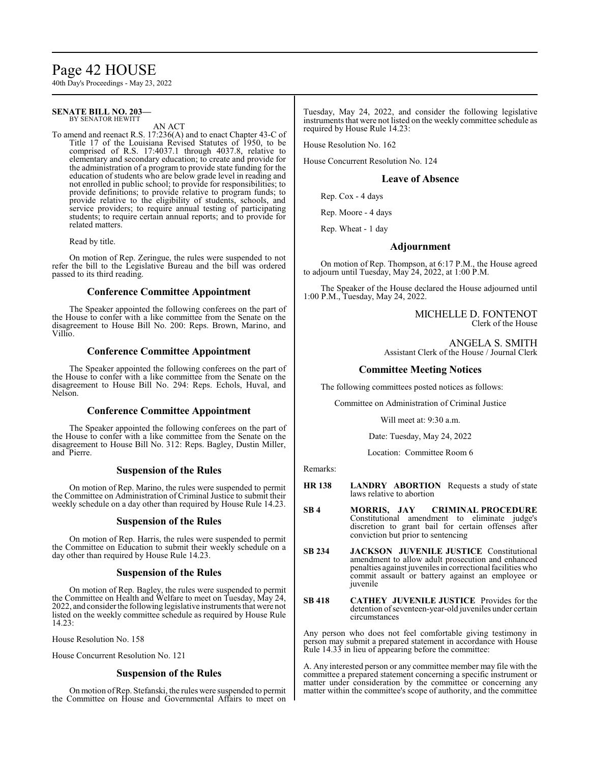**SENATE BILL NO. 203—**
BY SENATOR HEWITT

AN ACT

To amend and reenact R.S. 17:236(A) and to enact Chapter 43-C of Title 17 of the Louisiana Revised Statutes of 1950, to be comprised of R.S. 17:4037.1 through 4037.8, relative to elementary and secondary education; to create and provide for the administration of a program to provide state funding for the education of students who are below grade level in reading and not enrolled in public school; to provide for responsibilities; to provide definitions; to provide relative to program funds; to provide relative to the eligibility of students, schools, and service providers; to require annual testing of participating students; to require certain annual reports; and to provide for related matters.

Read by title.

On motion of Rep. Zeringue, the rules were suspended to not refer the bill to the Legislative Bureau and the bill was ordered passed to its third reading.

## Conference Committee Appointment

The Speaker appointed the following conferees on the part of the House to confer with a like committee from the Senate on the disagreement to House Bill No. 200: Reps. Brown, Marino, and Villio.

## Conference Committee Appointment

The Speaker appointed the following conferees on the part of the House to confer with a like committee from the Senate on the disagreement to House Bill No. 294: Reps. Echols, Huval, and Nelson.

## Conference Committee Appointment

The Speaker appointed the following conferees on the part of the House to confer with a like committee from the Senate on the disagreement to House Bill No. 312: Reps. Bagley, Dustin Miller, and Pierre.

## Suspension of the Rules

On motion of Rep. Marino, the rules were suspended to permit the Committee on Administration of Criminal Justice to submit their weekly schedule on a day other than required by House Rule 14.23.

## Suspension of the Rules

On motion of Rep. Harris, the rules were suspended to permit the Committee on Education to submit their weekly schedule on a day other than required by House Rule 14.23.

## Suspension of the Rules

On motion of Rep. Bagley, the rules were suspended to permit the Committee on Health and Welfare to meet on Tuesday, May 24, 2022, and consider the following legislative instruments that were not listed on the weekly committee schedule as required by House Rule 14.23:

House Resolution No. 158

House Concurrent Resolution No. 121

## Suspension of the Rules

On motion of Rep. Stefanski, the rules were suspended to permit the Committee on House and Governmental Affairs to meet on Tuesday, May 24, 2022, and consider the following legislative instruments that were not listed on the weekly committee schedule as required by House Rule 14.23:

House Resolution No. 162

House Concurrent Resolution No. 124

## Leave of Absence

Rep. Cox - 4 days

Rep. Moore - 4 days

Rep. Wheat - 1 day

## Adjournment

On motion of Rep. Thompson, at 6:17 P.M., the House agreed to adjourn until Tuesday, May 24, 2022, at 1:00 P.M.

The Speaker of the House declared the House adjourned until 1:00 P.M., Tuesday, May 24, 2022.

MICHELLE D. FONTENOT
Clerk of the House

ANGELA S. SMITH
Assistant Clerk of the House / Journal Clerk

## Committee Meeting Notices

The following committees posted notices as follows:

Committee on Administration of Criminal Justice

Will meet at: 9:30 a.m.

Date: Tuesday, May 24, 2022

Location: Committee Room 6

Remarks:

**HR 138** **LANDRY ABORTION** Requests a study of state laws relative to abortion

**SB 4** **MORRIS, JAY CRIMINAL PROCEDURE** Constitutional amendment to eliminate judge's discretion to grant bail for certain offenses after conviction but prior to sentencing

**SB 234** **JACKSON JUVENILE JUSTICE** Constitutional amendment to allow adult prosecution and enhanced penalties against juveniles in correctional facilities who commit assault or battery against an employee or juvenile

**SB 418** **CATHEY JUVENILE JUSTICE** Provides for the detention of seventeen-year-old juveniles under certain circumstances

Any person who does not feel comfortable giving testimony in person may submit a prepared statement in accordance with House Rule 14.33 in lieu of appearing before the committee:

A. Any interested person or any committee member may file with the committee a prepared statement concerning a specific instrument or matter under consideration by the committee or concerning any matter within the committee's scope of authority, and the committee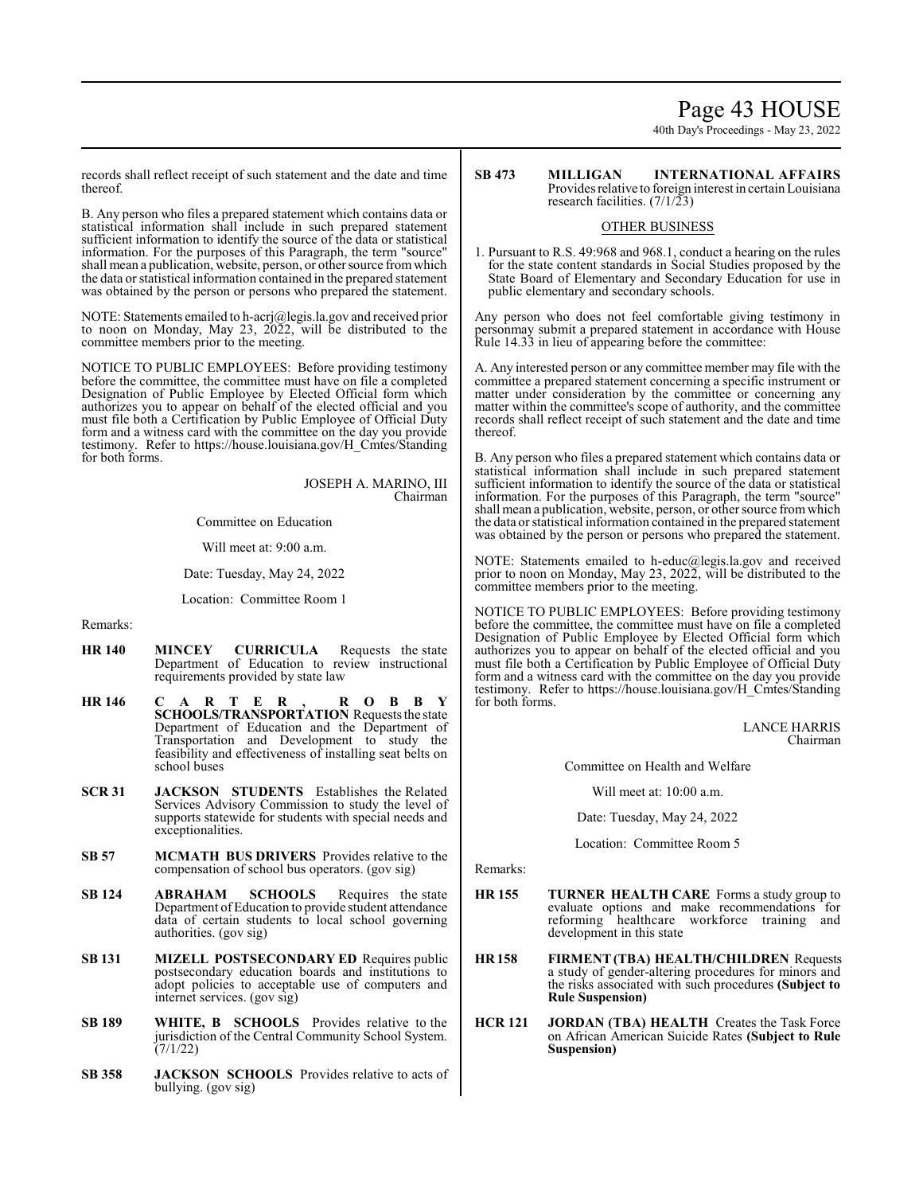records shall reflect receipt of such statement and the date and time thereof.

B. Any person who files a prepared statement which contains data or statistical information shall include in such prepared statement sufficient information to identify the source of the data or statistical information. For the purposes of this Paragraph, the term "source" shall mean a publication, website, person, or other source from which the data or statistical information contained in the prepared statement was obtained by the person or persons who prepared the statement.

NOTE: Statements emailed to h-acrj@legis.la.gov and received prior to noon on Monday, May 23, 2022, will be distributed to the committee members prior to the meeting.

NOTICE TO PUBLIC EMPLOYEES: Before providing testimony before the committee, the committee must have on file a completed Designation of Public Employee by Elected Official form which authorizes you to appear on behalf of the elected official and you must file both a Certification by Public Employee of Official Duty form and a witness card with the committee on the day you provide testimony. Refer to https://house.louisiana.gov/H_Cmtes/Standing for both forms.

JOSEPH A. MARINO, III
Chairman

Committee on Education

Will meet at: 9:00 a.m.

Date: Tuesday, May 24, 2022

Location: Committee Room 1

Remarks:

**HR 140** **MINCEY CURRICULA** Requests the state Department of Education to review instructional requirements provided by state law

**HR 146** **CARTER, ROBBY SCHOOLS/TRANSPORTATION** Requests the state Department of Education and the Department of Transportation and Development to study the feasibility and effectiveness of installing seat belts on school buses

**SCR 31** **JACKSON STUDENTS** Establishes the Related Services Advisory Commission to study the level of supports statewide for students with special needs and exceptionalities.

**SB 57** **MCMATH BUS DRIVERS** Provides relative to the compensation of school bus operators. (gov sig)

**SB 124** **ABRAHAM SCHOOLS** Requires the state Department of Education to provide student attendance data of certain students to local school governing authorities. (gov sig)

**SB 131** **MIZELL POSTSECONDARY ED** Requires public postsecondary education boards and institutions to adopt policies to acceptable use of computers and internet services. (gov sig)

**SB 189** **WHITE, B SCHOOLS** Provides relative to the jurisdiction of the Central Community School System. (7/1/22)

**SB 358** **JACKSON SCHOOLS** Provides relative to acts of bullying. (gov sig)

**SB 473** **MILLIGAN INTERNATIONAL AFFAIRS** Provides relative to foreign interest in certain Louisiana research facilities. (7/1/23)

OTHER BUSINESS

1. Pursuant to R.S. 49:968 and 968.1, conduct a hearing on the rules for the state content standards in Social Studies proposed by the State Board of Elementary and Secondary Education for use in public elementary and secondary schools.

Any person who does not feel comfortable giving testimony in person may submit a prepared statement in accordance with House Rule 14.33 in lieu of appearing before the committee:

A. Any interested person or any committee member may file with the committee a prepared statement concerning a specific instrument or matter under consideration by the committee or concerning any matter within the committee's scope of authority, and the committee records shall reflect receipt of such statement and the date and time thereof.

B. Any person who files a prepared statement which contains data or statistical information shall include in such prepared statement sufficient information to identify the source of the data or statistical information. For the purposes of this Paragraph, the term "source" shall mean a publication, website, person, or other source from which the data or statistical information contained in the prepared statement was obtained by the person or persons who prepared the statement.

NOTE: Statements emailed to h-educ@legis.la.gov and received prior to noon on Monday, May 23, 2022, will be distributed to the committee members prior to the meeting.

NOTICE TO PUBLIC EMPLOYEES: Before providing testimony before the committee, the committee must have on file a completed Designation of Public Employee by Elected Official form which authorizes you to appear on behalf of the elected official and you must file both a Certification by Public Employee of Official Duty form and a witness card with the committee on the day you provide testimony. Refer to https://house.louisiana.gov/H_Cmtes/Standing for both forms.

LANCE HARRIS
Chairman

Committee on Health and Welfare

Will meet at: 10:00 a.m.

Date: Tuesday, May 24, 2022

Location: Committee Room 5

Remarks:

**HR 155** **TURNER HEALTH CARE** Forms a study group to evaluate options and make recommendations for reforming healthcare workforce training and development in this state

**HR 158** **FIRMENT (TBA) HEALTH/CHILDREN** Requests a study of gender-altering procedures for minors and the risks associated with such procedures **(Subject to Rule Suspension)**

**HCR 121** **JORDAN (TBA) HEALTH** Creates the Task Force on African American Suicide Rates **(Subject to Rule Suspension)**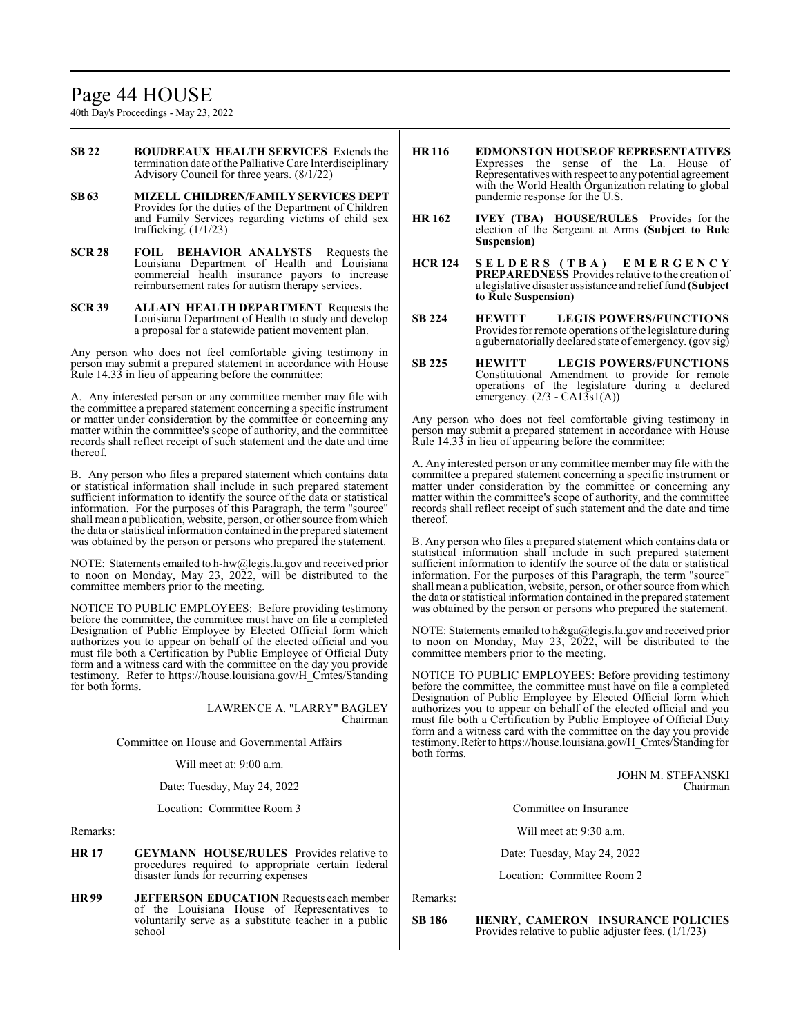**SB 22** **BOUDREAUX HEALTH SERVICES** Extends the termination date of the Palliative Care Interdisciplinary Advisory Council for three years. (8/1/22)

**SB 63** **MIZELL CHILDREN/FAMILY SERVICES DEPT** Provides for the duties of the Department of Children and Family Services regarding victims of child sex trafficking. (1/1/23)

**SCR 28** **FOIL BEHAVIOR ANALYSTS** Requests the Louisiana Department of Health and Louisiana commercial health insurance payors to increase reimbursement rates for autism therapy services.

**SCR 39** **ALLAIN HEALTH DEPARTMENT** Requests the Louisiana Department of Health to study and develop a proposal for a statewide patient movement plan.

Any person who does not feel comfortable giving testimony in person may submit a prepared statement in accordance with House Rule 14.33 in lieu of appearing before the committee:

A. Any interested person or any committee member may file with the committee a prepared statement concerning a specific instrument or matter under consideration by the committee or concerning any matter within the committee's scope of authority, and the committee records shall reflect receipt of such statement and the date and time thereof.

B. Any person who files a prepared statement which contains data or statistical information shall include in such prepared statement sufficient information to identify the source of the data or statistical information. For the purposes of this Paragraph, the term "source" shall mean a publication, website, person, or other source from which the data or statistical information contained in the prepared statement was obtained by the person or persons who prepared the statement.

NOTE: Statements emailed to h-hw@legis.la.gov and received prior to noon on Monday, May 23, 2022, will be distributed to the committee members prior to the meeting.

NOTICE TO PUBLIC EMPLOYEES: Before providing testimony before the committee, the committee must have on file a completed Designation of Public Employee by Elected Official form which authorizes you to appear on behalf of the elected official and you must file both a Certification by Public Employee of Official Duty form and a witness card with the committee on the day you provide testimony. Refer to https://house.louisiana.gov/H_Cmtes/Standing for both forms.

LAWRENCE A. "LARRY" BAGLEY
Chairman

Committee on House and Governmental Affairs

Will meet at: 9:00 a.m.

Date: Tuesday, May 24, 2022

Location: Committee Room 3

Remarks:

**HR 17** **GEYMANN HOUSE/RULES** Provides relative to procedures required to appropriate certain federal disaster funds for recurring expenses

**HR 99** **JEFFERSON EDUCATION** Requests each member of the Louisiana House of Representatives to voluntarily serve as a substitute teacher in a public school

**HR 116** **EDMONSTON HOUSE OF REPRESENTATIVES** Expresses the sense of the La. House of Representatives with respect to any potential agreement with the World Health Organization relating to global pandemic response for the U.S.

**HR 162** **IVEY (TBA) HOUSE/RULES** Provides for the election of the Sergeant at Arms **(Subject to Rule Suspension)**

**HCR 124** **SELDERS (TBA) EMERGENCY PREPAREDNESS** Provides relative to the creation of a legislative disaster assistance and relief fund **(Subject to Rule Suspension)**

**SB 224** **HEWITT LEGIS POWERS/FUNCTIONS** Provides for remote operations of the legislature during a gubernatorially declared state of emergency. (gov sig)

**SB 225** **HEWITT LEGIS POWERS/FUNCTIONS** Constitutional Amendment to provide for remote operations of the legislature during a declared emergency. (2/3 - CA13s1(A))

Any person who does not feel comfortable giving testimony in person may submit a prepared statement in accordance with House Rule 14.33 in lieu of appearing before the committee:

A. Any interested person or any committee member may file with the committee a prepared statement concerning a specific instrument or matter under consideration by the committee or concerning any matter within the committee's scope of authority, and the committee records shall reflect receipt of such statement and the date and time thereof.

B. Any person who files a prepared statement which contains data or statistical information shall include in such prepared statement sufficient information to identify the source of the data or statistical information. For the purposes of this Paragraph, the term "source" shall mean a publication, website, person, or other source from which the data or statistical information contained in the prepared statement was obtained by the person or persons who prepared the statement.

NOTE: Statements emailed to h&ga@legis.la.gov and received prior to noon on Monday, May 23, 2022, will be distributed to the committee members prior to the meeting.

NOTICE TO PUBLIC EMPLOYEES: Before providing testimony before the committee, the committee must have on file a completed Designation of Public Employee by Elected Official form which authorizes you to appear on behalf of the elected official and you must file both a Certification by Public Employee of Official Duty form and a witness card with the committee on the day you provide testimony. Refer to https://house.louisiana.gov/H_Cmtes/Standing for both forms.

JOHN M. STEFANSKI
Chairman

Committee on Insurance

Will meet at: 9:30 a.m.

Date: Tuesday, May 24, 2022

Location: Committee Room 2

Remarks:

**SB 186** **HENRY, CAMERON INSURANCE POLICIES** Provides relative to public adjuster fees. (1/1/23)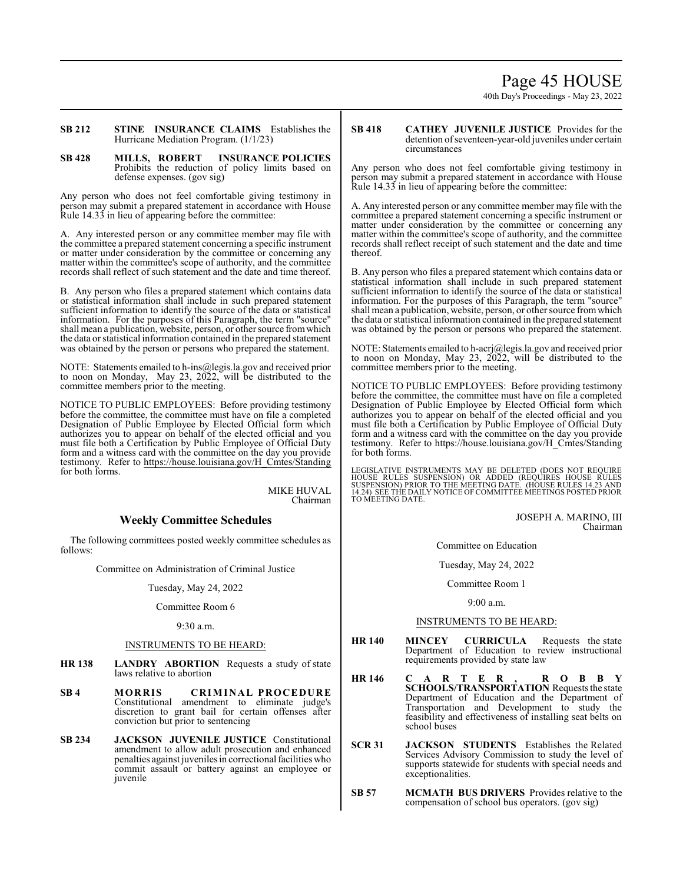**SB 212** **STINE INSURANCE CLAIMS** Establishes the Hurricane Mediation Program. (1/1/23)

**SB 428** **MILLS, ROBERT INSURANCE POLICIES** Prohibits the reduction of policy limits based on defense expenses. (gov sig)

Any person who does not feel comfortable giving testimony in person may submit a prepared statement in accordance with House Rule 14.33 in lieu of appearing before the committee:

A. Any interested person or any committee member may file with the committee a prepared statement concerning a specific instrument or matter under consideration by the committee or concerning any matter within the committee's scope of authority, and the committee records shall reflect of such statement and the date and time thereof.

B. Any person who files a prepared statement which contains data or statistical information shall include in such prepared statement sufficient information to identify the source of the data or statistical information. For the purposes of this Paragraph, the term "source" shall mean a publication, website, person, or other source from which the data or statistical information contained in the prepared statement was obtained by the person or persons who prepared the statement.

NOTE: Statements emailed to h-ins@legis.la.gov and received prior to noon on Monday, May 23, 2022, will be distributed to the committee members prior to the meeting.

NOTICE TO PUBLIC EMPLOYEES: Before providing testimony before the committee, the committee must have on file a completed Designation of Public Employee by Elected Official form which authorizes you to appear on behalf of the elected official and you must file both a Certification by Public Employee of Official Duty form and a witness card with the committee on the day you provide testimony. Refer to https://house.louisiana.gov/H_Cmtes/Standing for both forms.

MIKE HUVAL
Chairman

## Weekly Committee Schedules

The following committees posted weekly committee schedules as follows:

Committee on Administration of Criminal Justice

Tuesday, May 24, 2022

Committee Room 6

9:30 a.m.

INSTRUMENTS TO BE HEARD:

**HR 138** **LANDRY ABORTION** Requests a study of state laws relative to abortion

**SB 4** **MORRIS CRIMINAL PROCEDURE** Constitutional amendment to eliminate judge's discretion to grant bail for certain offenses after conviction but prior to sentencing

**SB 234** **JACKSON JUVENILE JUSTICE** Constitutional amendment to allow adult prosecution and enhanced penalties against juveniles in correctional facilities who commit assault or battery against an employee or juvenile

**SB 418** **CATHEY JUVENILE JUSTICE** Provides for the detention of seventeen-year-old juveniles under certain circumstances

Any person who does not feel comfortable giving testimony in person may submit a prepared statement in accordance with House Rule 14.33 in lieu of appearing before the committee:

A. Any interested person or any committee member may file with the committee a prepared statement concerning a specific instrument or matter under consideration by the committee or concerning any matter within the committee's scope of authority, and the committee records shall reflect receipt of such statement and the date and time thereof.

B. Any person who files a prepared statement which contains data or statistical information shall include in such prepared statement sufficient information to identify the source of the data or statistical information. For the purposes of this Paragraph, the term "source" shall mean a publication, website, person, or other source from which the data or statistical information contained in the prepared statement was obtained by the person or persons who prepared the statement.

NOTE: Statements emailed to h-acrj@legis.la.gov and received prior to noon on Monday, May 23, 2022, will be distributed to the committee members prior to the meeting.

NOTICE TO PUBLIC EMPLOYEES: Before providing testimony before the committee, the committee must have on file a completed Designation of Public Employee by Elected Official form which authorizes you to appear on behalf of the elected official and you must file both a Certification by Public Employee of Official Duty form and a witness card with the committee on the day you provide testimony. Refer to https://house.louisiana.gov/H_Cmtes/Standing for both forms.

LEGISLATIVE INSTRUMENTS MAY BE DELETED (DOES NOT REQUIRE HOUSE RULES SUSPENSION) OR ADDED (REQUIRES HOUSE RULES SUSPENSION) PRIOR TO THE MEETING DATE. (HOUSE RULES 14.23 AND 14.24) SEE THE DAILY NOTICE OF COMMITTEE MEETINGS POSTED PRIOR TO MEETING DATE.

JOSEPH A. MARINO, III
Chairman

Committee on Education

Tuesday, May 24, 2022

Committee Room 1

9:00 a.m.

INSTRUMENTS TO BE HEARD:

**HR 140** **MINCEY CURRICULA** Requests the state Department of Education to review instructional requirements provided by state law

**HR 146** **CARTER, ROBBY SCHOOLS/TRANSPORTATION** Requests the state Department of Education and the Department of Transportation and Development to study the feasibility and effectiveness of installing seat belts on school buses

**SCR 31** **JACKSON STUDENTS** Establishes the Related Services Advisory Commission to study the level of supports statewide for students with special needs and exceptionalities.

**SB 57** **MCMATH BUS DRIVERS** Provides relative to the compensation of school bus operators. (gov sig)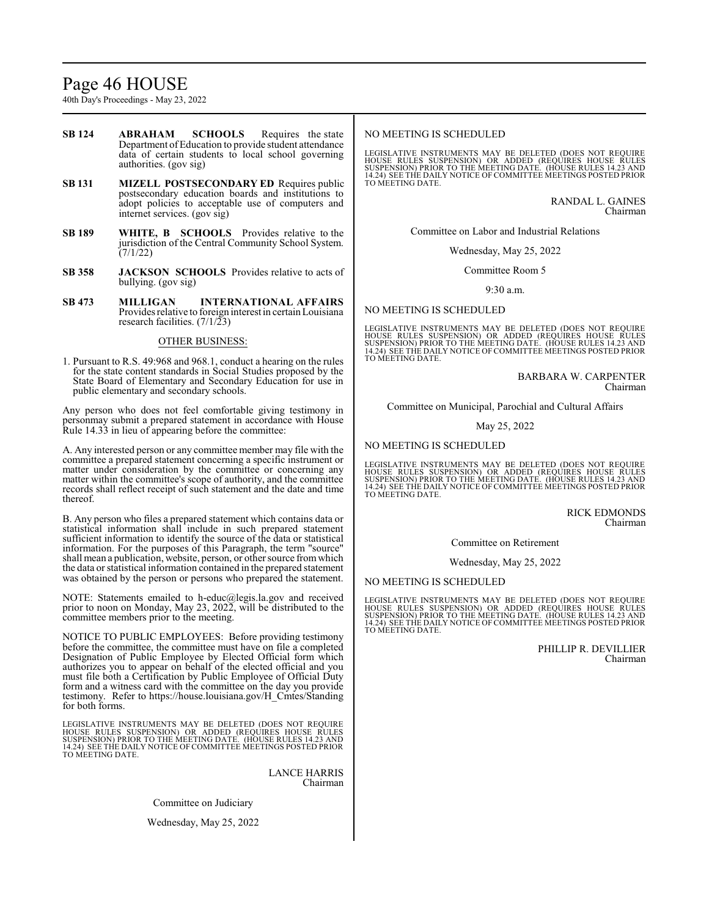**SB 124** **ABRAHAM SCHOOLS** Requires the state Department of Education to provide student attendance data of certain students to local school governing authorities. (gov sig)

**SB 131** **MIZELL POSTSECONDARY ED** Requires public postsecondary education boards and institutions to adopt policies to acceptable use of computers and internet services. (gov sig)

**SB 189** **WHITE, B SCHOOLS** Provides relative to the jurisdiction of the Central Community School System. (7/1/22)

**SB 358** **JACKSON SCHOOLS** Provides relative to acts of bullying. (gov sig)

**SB 473** **MILLIGAN INTERNATIONAL AFFAIRS** Provides relative to foreign interest in certain Louisiana research facilities. (7/1/23)

OTHER BUSINESS:

1. Pursuant to R.S. 49:968 and 968.1, conduct a hearing on the rules for the state content standards in Social Studies proposed by the State Board of Elementary and Secondary Education for use in public elementary and secondary schools.

Any person who does not feel comfortable giving testimony in personmay submit a prepared statement in accordance with House Rule 14.33 in lieu of appearing before the committee:

A. Any interested person or any committee member may file with the committee a prepared statement concerning a specific instrument or matter under consideration by the committee or concerning any matter within the committee's scope of authority, and the committee records shall reflect receipt of such statement and the date and time thereof.

B. Any person who files a prepared statement which contains data or statistical information shall include in such prepared statement sufficient information to identify the source of the data or statistical information. For the purposes of this Paragraph, the term "source" shall mean a publication, website, person, or other source from which the data or statistical information contained in the prepared statement was obtained by the person or persons who prepared the statement.

NOTE: Statements emailed to h-educ@legis.la.gov and received prior to noon on Monday, May 23, 2022, will be distributed to the committee members prior to the meeting.

NOTICE TO PUBLIC EMPLOYEES: Before providing testimony before the committee, the committee must have on file a completed Designation of Public Employee by Elected Official form which authorizes you to appear on behalf of the elected official and you must file both a Certification by Public Employee of Official Duty form and a witness card with the committee on the day you provide testimony. Refer to https://house.louisiana.gov/H_Cmtes/Standing for both forms.

LEGISLATIVE INSTRUMENTS MAY BE DELETED (DOES NOT REQUIRE HOUSE RULES SUSPENSION) OR ADDED (REQUIRES HOUSE RULES SUSPENSION) PRIOR TO THE MEETING DATE. (HOUSE RULES 14.23 AND 14.24) SEE THE DAILY NOTICE OF COMMITTEE MEETINGS POSTED PRIOR TO MEETING DATE.

LANCE HARRIS
Chairman

Committee on Judiciary

Wednesday, May 25, 2022

NO MEETING IS SCHEDULED

LEGISLATIVE INSTRUMENTS MAY BE DELETED (DOES NOT REQUIRE HOUSE RULES SUSPENSION) OR ADDED (REQUIRES HOUSE RULES SUSPENSION) PRIOR TO THE MEETING DATE. (HOUSE RULES 14.23 AND 14.24) SEE THE DAILY NOTICE OF COMMITTEE MEETINGS POSTED PRIOR TO MEETING DATE.

RANDAL L. GAINES
Chairman

Committee on Labor and Industrial Relations

Wednesday, May 25, 2022

Committee Room 5

9:30 a.m.

NO MEETING IS SCHEDULED

LEGISLATIVE INSTRUMENTS MAY BE DELETED (DOES NOT REQUIRE HOUSE RULES SUSPENSION) OR ADDED (REQUIRES HOUSE RULES SUSPENSION) PRIOR TO THE MEETING DATE. (HOUSE RULES 14.23 AND 14.24) SEE THE DAILY NOTICE OF COMMITTEE MEETINGS POSTED PRIOR TO MEETING DATE.

BARBARA W. CARPENTER
Chairman

Committee on Municipal, Parochial and Cultural Affairs

May 25, 2022

NO MEETING IS SCHEDULED

LEGISLATIVE INSTRUMENTS MAY BE DELETED (DOES NOT REQUIRE HOUSE RULES SUSPENSION) OR ADDED (REQUIRES HOUSE RULES SUSPENSION) PRIOR TO THE MEETING DATE. (HOUSE RULES 14.23 AND 14.24) SEE THE DAILY NOTICE OF COMMITTEE MEETINGS POSTED PRIOR TO MEETING DATE.

RICK EDMONDS
Chairman

Committee on Retirement

Wednesday, May 25, 2022

NO MEETING IS SCHEDULED

LEGISLATIVE INSTRUMENTS MAY BE DELETED (DOES NOT REQUIRE HOUSE RULES SUSPENSION) OR ADDED (REQUIRES HOUSE RULES SUSPENSION) PRIOR TO THE MEETING DATE. (HOUSE RULES 14.23 AND 14.24) SEE THE DAILY NOTICE OF COMMITTEE MEETINGS POSTED PRIOR TO MEETING DATE.

PHILLIP R. DEVILLIER
Chairman